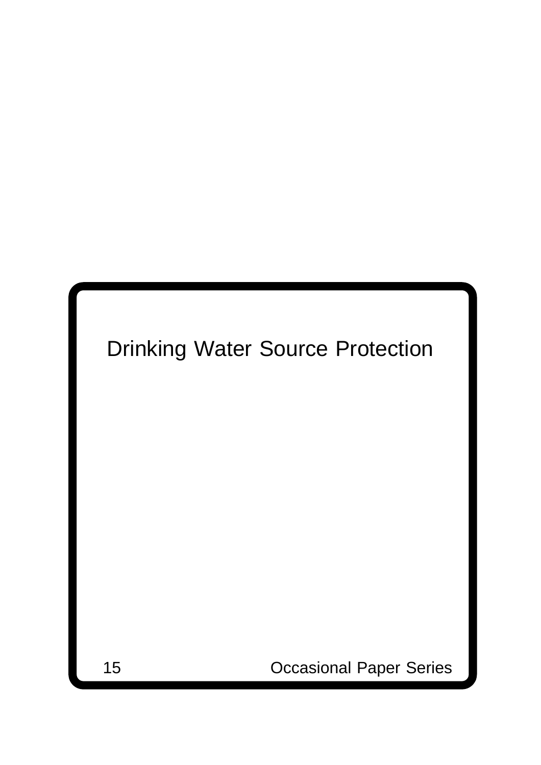# Drinking Water Source Protection

15

Occasional Paper Series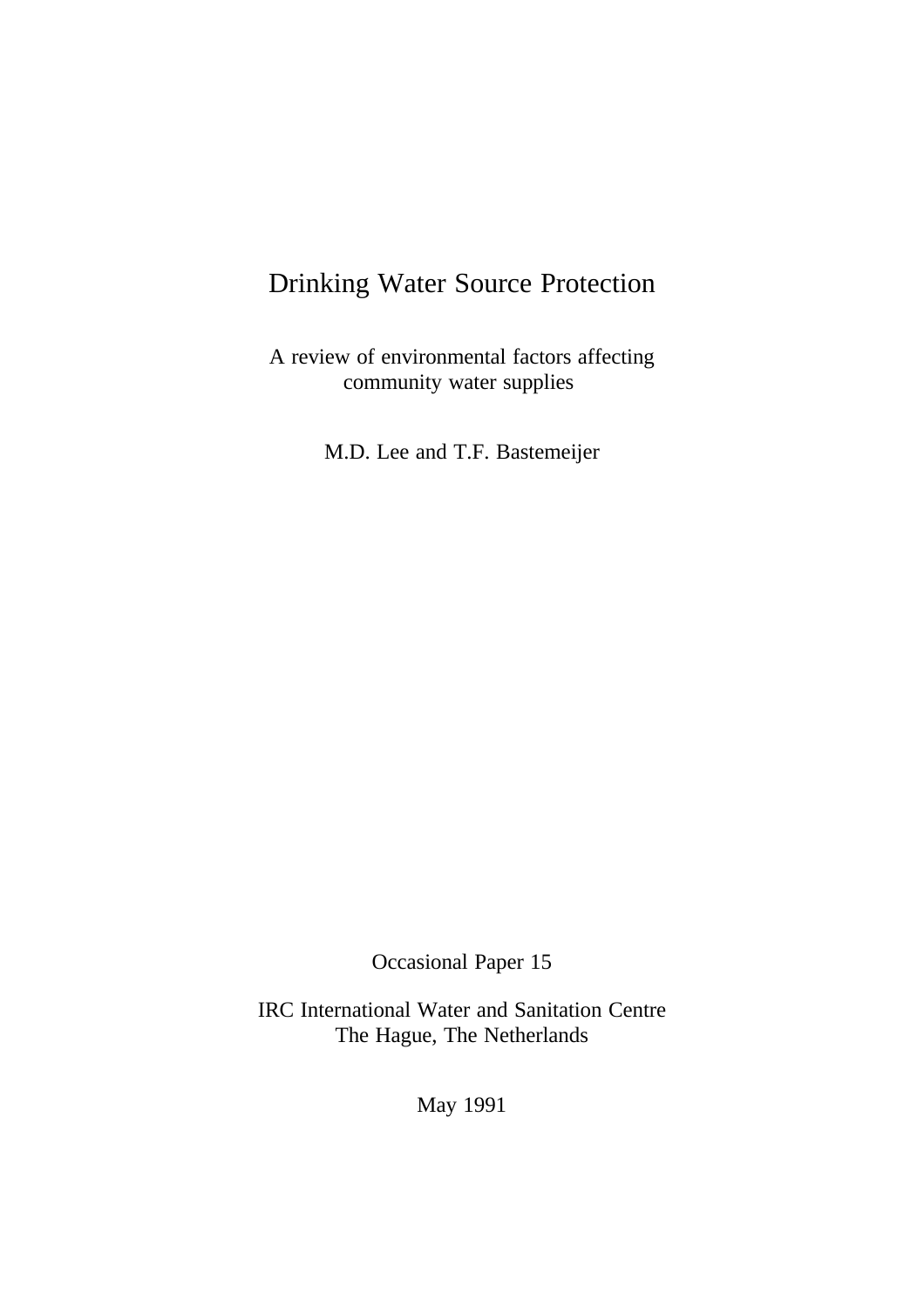# Drinking Water Source Protection

A review of environmental factors affecting community water supplies

M.D. Lee and T.F. Bastemeijer

Occasional Paper 15

IRC International Water and Sanitation Centre
The Hague, The Netherlands

May 1991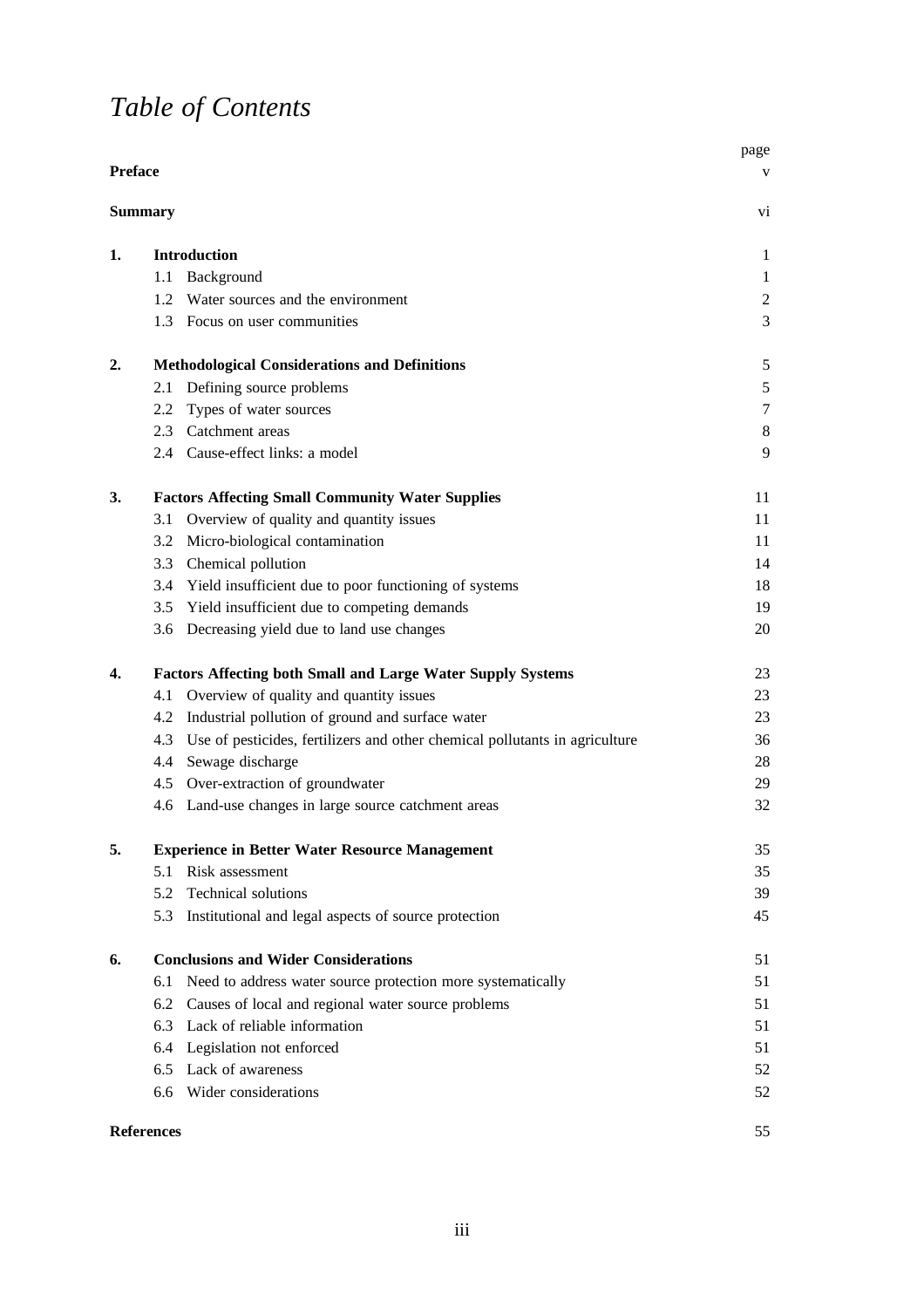# *Table of Contents*

| | | page |
|---|---|---|
| **Preface** | | v |
| **Summary** | | vi |
| **1.** | **Introduction** | 1 |
| | 1.1 Background | 1 |
| | 1.2 Water sources and the environment | 2 |
| | 1.3 Focus on user communities | 3 |
| **2.** | **Methodological Considerations and Definitions** | 5 |
| | 2.1 Defining source problems | 5 |
| | 2.2 Types of water sources | 7 |
| | 2.3 Catchment areas | 8 |
| | 2.4 Cause-effect links: a model | 9 |
| **3.** | **Factors Affecting Small Community Water Supplies** | 11 |
| | 3.1 Overview of quality and quantity issues | 11 |
| | 3.2 Micro-biological contamination | 11 |
| | 3.3 Chemical pollution | 14 |
| | 3.4 Yield insufficient due to poor functioning of systems | 18 |
| | 3.5 Yield insufficient due to competing demands | 19 |
| | 3.6 Decreasing yield due to land use changes | 20 |
| **4.** | **Factors Affecting both Small and Large Water Supply Systems** | 23 |
| | 4.1 Overview of quality and quantity issues | 23 |
| | 4.2 Industrial pollution of ground and surface water | 23 |
| | 4.3 Use of pesticides, fertilizers and other chemical pollutants in agriculture | 36 |
| | 4.4 Sewage discharge | 28 |
| | 4.5 Over-extraction of groundwater | 29 |
| | 4.6 Land-use changes in large source catchment areas | 32 |
| **5.** | **Experience in Better Water Resource Management** | 35 |
| | 5.1 Risk assessment | 35 |
| | 5.2 Technical solutions | 39 |
| | 5.3 Institutional and legal aspects of source protection | 45 |
| **6.** | **Conclusions and Wider Considerations** | 51 |
| | 6.1 Need to address water source protection more systematically | 51 |
| | 6.2 Causes of local and regional water source problems | 51 |
| | 6.3 Lack of reliable information | 51 |
| | 6.4 Legislation not enforced | 51 |
| | 6.5 Lack of awareness | 52 |
| | 6.6 Wider considerations | 52 |
| **References** | | 55 |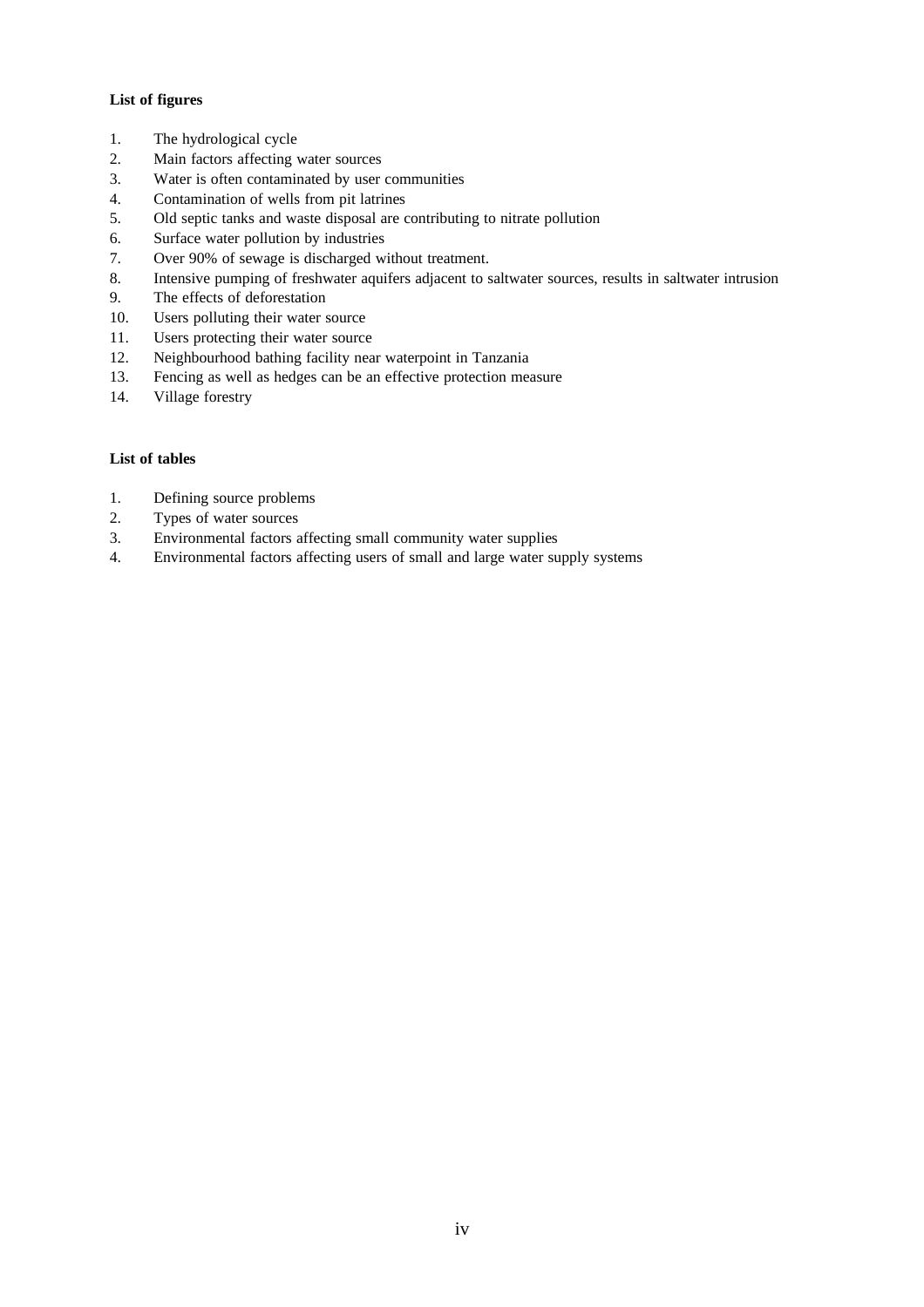**List of figures**

1. The hydrological cycle
2. Main factors affecting water sources
3. Water is often contaminated by user communities
4. Contamination of wells from pit latrines
5. Old septic tanks and waste disposal are contributing to nitrate pollution
6. Surface water pollution by industries
7. Over 90% of sewage is discharged without treatment.
8. Intensive pumping of freshwater aquifers adjacent to saltwater sources, results in saltwater intrusion
9. The effects of deforestation
10. Users polluting their water source
11. Users protecting their water source
12. Neighbourhood bathing facility near waterpoint in Tanzania
13. Fencing as well as hedges can be an effective protection measure
14. Village forestry

**List of tables**

1. Defining source problems
2. Types of water sources
3. Environmental factors affecting small community water supplies
4. Environmental factors affecting users of small and large water supply systems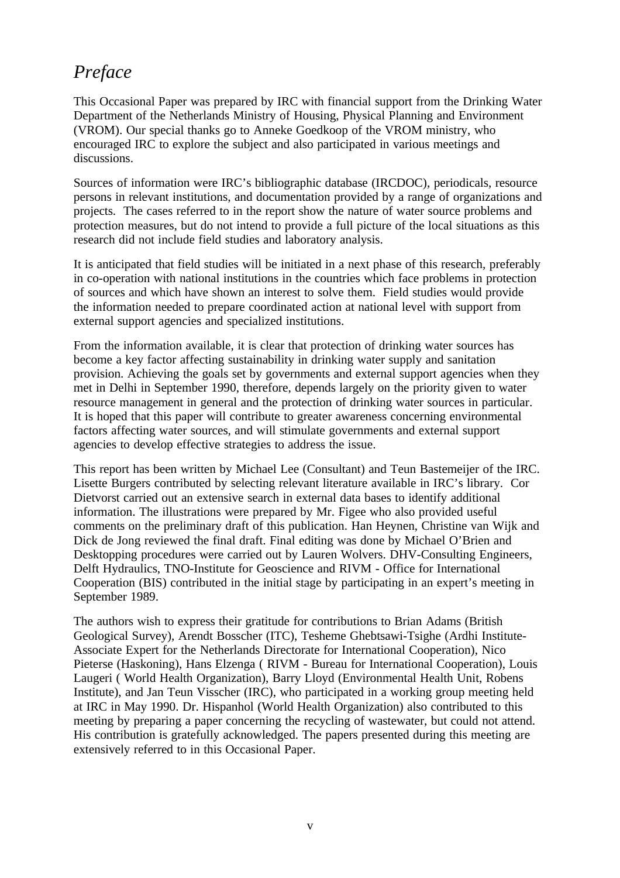# *Preface*

This Occasional Paper was prepared by IRC with financial support from the Drinking Water Department of the Netherlands Ministry of Housing, Physical Planning and Environment (VROM). Our special thanks go to Anneke Goedkoop of the VROM ministry, who encouraged IRC to explore the subject and also participated in various meetings and discussions.

Sources of information were IRC's bibliographic database (IRCDOC), periodicals, resource persons in relevant institutions, and documentation provided by a range of organizations and projects. The cases referred to in the report show the nature of water source problems and protection measures, but do not intend to provide a full picture of the local situations as this research did not include field studies and laboratory analysis.

It is anticipated that field studies will be initiated in a next phase of this research, preferably in co-operation with national institutions in the countries which face problems in protection of sources and which have shown an interest to solve them. Field studies would provide the information needed to prepare coordinated action at national level with support from external support agencies and specialized institutions.

From the information available, it is clear that protection of drinking water sources has become a key factor affecting sustainability in drinking water supply and sanitation provision. Achieving the goals set by governments and external support agencies when they met in Delhi in September 1990, therefore, depends largely on the priority given to water resource management in general and the protection of drinking water sources in particular. It is hoped that this paper will contribute to greater awareness concerning environmental factors affecting water sources, and will stimulate governments and external support agencies to develop effective strategies to address the issue.

This report has been written by Michael Lee (Consultant) and Teun Bastemeijer of the IRC. Lisette Burgers contributed by selecting relevant literature available in IRC's library. Cor Dietvorst carried out an extensive search in external data bases to identify additional information. The illustrations were prepared by Mr. Figee who also provided useful comments on the preliminary draft of this publication. Han Heynen, Christine van Wijk and Dick de Jong reviewed the final draft. Final editing was done by Michael O'Brien and Desktopping procedures were carried out by Lauren Wolvers. DHV-Consulting Engineers, Delft Hydraulics, TNO-Institute for Geoscience and RIVM - Office for International Cooperation (BIS) contributed in the initial stage by participating in an expert's meeting in September 1989.

The authors wish to express their gratitude for contributions to Brian Adams (British Geological Survey), Arendt Bosscher (ITC), Tesheme Ghebtsawi-Tsighe (Ardhi Institute-Associate Expert for the Netherlands Directorate for International Cooperation), Nico Pieterse (Haskoning), Hans Elzenga ( RIVM - Bureau for International Cooperation), Louis Laugeri ( World Health Organization), Barry Lloyd (Environmental Health Unit, Robens Institute), and Jan Teun Visscher (IRC), who participated in a working group meeting held at IRC in May 1990. Dr. Hispanhol (World Health Organization) also contributed to this meeting by preparing a paper concerning the recycling of wastewater, but could not attend. His contribution is gratefully acknowledged. The papers presented during this meeting are extensively referred to in this Occasional Paper.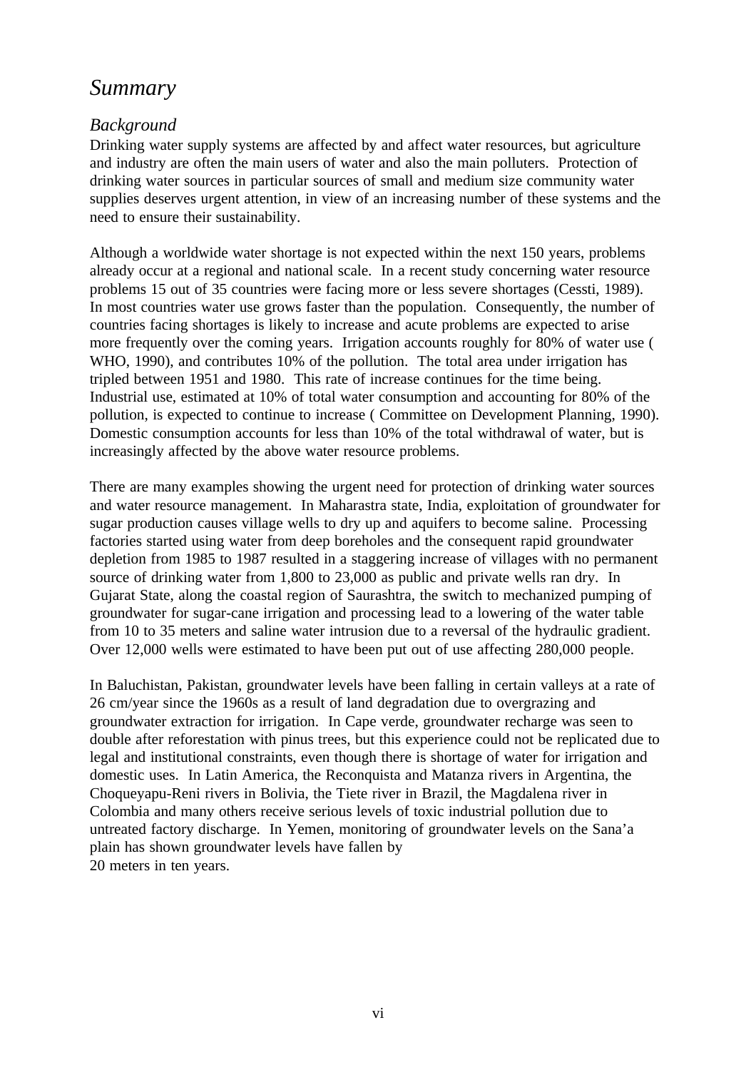# *Summary*

## *Background*

Drinking water supply systems are affected by and affect water resources, but agriculture and industry are often the main users of water and also the main polluters. Protection of drinking water sources in particular sources of small and medium size community water supplies deserves urgent attention, in view of an increasing number of these systems and the need to ensure their sustainability.

Although a worldwide water shortage is not expected within the next 150 years, problems already occur at a regional and national scale. In a recent study concerning water resource problems 15 out of 35 countries were facing more or less severe shortages (Cessti, 1989). In most countries water use grows faster than the population. Consequently, the number of countries facing shortages is likely to increase and acute problems are expected to arise more frequently over the coming years. Irrigation accounts roughly for 80% of water use ( WHO, 1990), and contributes 10% of the pollution. The total area under irrigation has tripled between 1951 and 1980. This rate of increase continues for the time being. Industrial use, estimated at 10% of total water consumption and accounting for 80% of the pollution, is expected to continue to increase ( Committee on Development Planning, 1990). Domestic consumption accounts for less than 10% of the total withdrawal of water, but is increasingly affected by the above water resource problems.

There are many examples showing the urgent need for protection of drinking water sources and water resource management. In Maharastra state, India, exploitation of groundwater for sugar production causes village wells to dry up and aquifers to become saline. Processing factories started using water from deep boreholes and the consequent rapid groundwater depletion from 1985 to 1987 resulted in a staggering increase of villages with no permanent source of drinking water from 1,800 to 23,000 as public and private wells ran dry. In Gujarat State, along the coastal region of Saurashtra, the switch to mechanized pumping of groundwater for sugar-cane irrigation and processing lead to a lowering of the water table from 10 to 35 meters and saline water intrusion due to a reversal of the hydraulic gradient. Over 12,000 wells were estimated to have been put out of use affecting 280,000 people.

In Baluchistan, Pakistan, groundwater levels have been falling in certain valleys at a rate of 26 cm/year since the 1960s as a result of land degradation due to overgrazing and groundwater extraction for irrigation. In Cape verde, groundwater recharge was seen to double after reforestation with pinus trees, but this experience could not be replicated due to legal and institutional constraints, even though there is shortage of water for irrigation and domestic uses. In Latin America, the Reconquista and Matanza rivers in Argentina, the Choqueyapu-Reni rivers in Bolivia, the Tiete river in Brazil, the Magdalena river in Colombia and many others receive serious levels of toxic industrial pollution due to untreated factory discharge. In Yemen, monitoring of groundwater levels on the Sana'a plain has shown groundwater levels have fallen by 20 meters in ten years.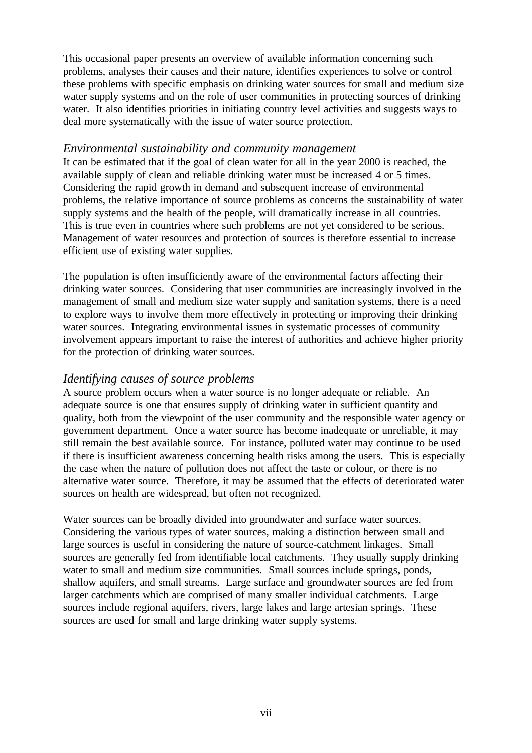This occasional paper presents an overview of available information concerning such problems, analyses their causes and their nature, identifies experiences to solve or control these problems with specific emphasis on drinking water sources for small and medium size water supply systems and on the role of user communities in protecting sources of drinking water. It also identifies priorities in initiating country level activities and suggests ways to deal more systematically with the issue of water source protection.

### *Environmental sustainability and community management*

It can be estimated that if the goal of clean water for all in the year 2000 is reached, the available supply of clean and reliable drinking water must be increased 4 or 5 times. Considering the rapid growth in demand and subsequent increase of environmental problems, the relative importance of source problems as concerns the sustainability of water supply systems and the health of the people, will dramatically increase in all countries. This is true even in countries where such problems are not yet considered to be serious. Management of water resources and protection of sources is therefore essential to increase efficient use of existing water supplies.

The population is often insufficiently aware of the environmental factors affecting their drinking water sources. Considering that user communities are increasingly involved in the management of small and medium size water supply and sanitation systems, there is a need to explore ways to involve them more effectively in protecting or improving their drinking water sources. Integrating environmental issues in systematic processes of community involvement appears important to raise the interest of authorities and achieve higher priority for the protection of drinking water sources.

### *Identifying causes of source problems*

A source problem occurs when a water source is no longer adequate or reliable. An adequate source is one that ensures supply of drinking water in sufficient quantity and quality, both from the viewpoint of the user community and the responsible water agency or government department. Once a water source has become inadequate or unreliable, it may still remain the best available source. For instance, polluted water may continue to be used if there is insufficient awareness concerning health risks among the users. This is especially the case when the nature of pollution does not affect the taste or colour, or there is no alternative water source. Therefore, it may be assumed that the effects of deteriorated water sources on health are widespread, but often not recognized.

Water sources can be broadly divided into groundwater and surface water sources. Considering the various types of water sources, making a distinction between small and large sources is useful in considering the nature of source-catchment linkages. Small sources are generally fed from identifiable local catchments. They usually supply drinking water to small and medium size communities. Small sources include springs, ponds, shallow aquifers, and small streams. Large surface and groundwater sources are fed from larger catchments which are comprised of many smaller individual catchments. Large sources include regional aquifers, rivers, large lakes and large artesian springs. These sources are used for small and large drinking water supply systems.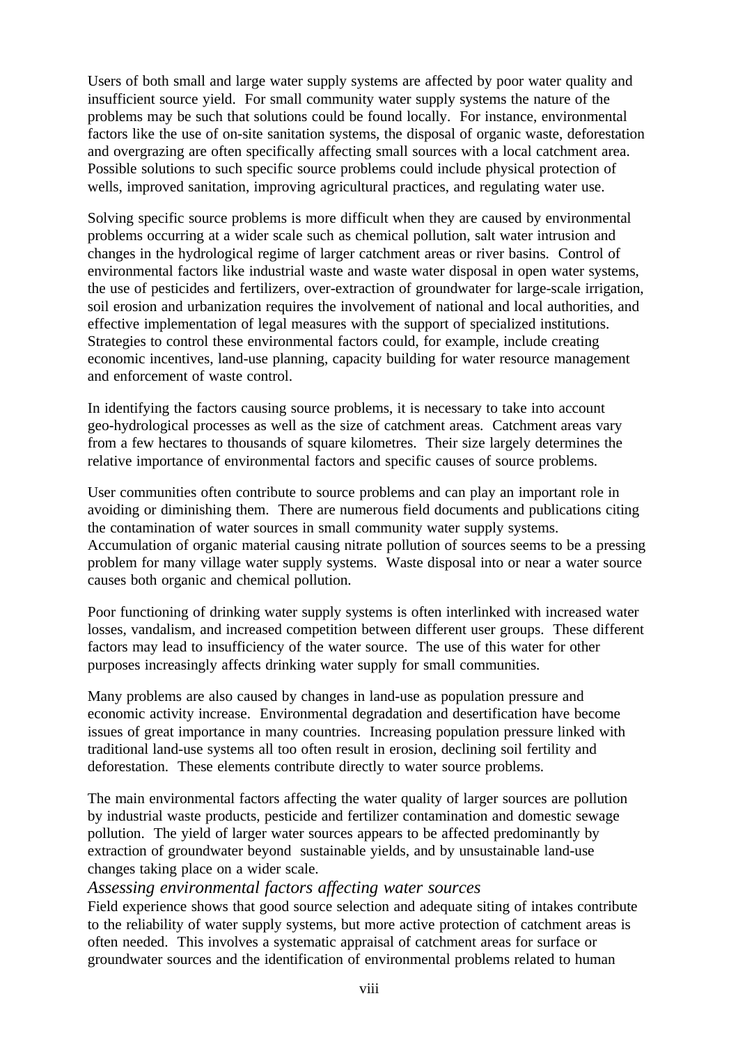Users of both small and large water supply systems are affected by poor water quality and insufficient source yield. For small community water supply systems the nature of the problems may be such that solutions could be found locally. For instance, environmental factors like the use of on-site sanitation systems, the disposal of organic waste, deforestation and overgrazing are often specifically affecting small sources with a local catchment area. Possible solutions to such specific source problems could include physical protection of wells, improved sanitation, improving agricultural practices, and regulating water use.

Solving specific source problems is more difficult when they are caused by environmental problems occurring at a wider scale such as chemical pollution, salt water intrusion and changes in the hydrological regime of larger catchment areas or river basins. Control of environmental factors like industrial waste and waste water disposal in open water systems, the use of pesticides and fertilizers, over-extraction of groundwater for large-scale irrigation, soil erosion and urbanization requires the involvement of national and local authorities, and effective implementation of legal measures with the support of specialized institutions. Strategies to control these environmental factors could, for example, include creating economic incentives, land-use planning, capacity building for water resource management and enforcement of waste control.

In identifying the factors causing source problems, it is necessary to take into account geo-hydrological processes as well as the size of catchment areas. Catchment areas vary from a few hectares to thousands of square kilometres. Their size largely determines the relative importance of environmental factors and specific causes of source problems.

User communities often contribute to source problems and can play an important role in avoiding or diminishing them. There are numerous field documents and publications citing the contamination of water sources in small community water supply systems. Accumulation of organic material causing nitrate pollution of sources seems to be a pressing problem for many village water supply systems. Waste disposal into or near a water source causes both organic and chemical pollution.

Poor functioning of drinking water supply systems is often interlinked with increased water losses, vandalism, and increased competition between different user groups. These different factors may lead to insufficiency of the water source. The use of this water for other purposes increasingly affects drinking water supply for small communities.

Many problems are also caused by changes in land-use as population pressure and economic activity increase. Environmental degradation and desertification have become issues of great importance in many countries. Increasing population pressure linked with traditional land-use systems all too often result in erosion, declining soil fertility and deforestation. These elements contribute directly to water source problems.

The main environmental factors affecting the water quality of larger sources are pollution by industrial waste products, pesticide and fertilizer contamination and domestic sewage pollution. The yield of larger water sources appears to be affected predominantly by extraction of groundwater beyond sustainable yields, and by unsustainable land-use changes taking place on a wider scale.

### *Assessing environmental factors affecting water sources*

Field experience shows that good source selection and adequate siting of intakes contribute to the reliability of water supply systems, but more active protection of catchment areas is often needed. This involves a systematic appraisal of catchment areas for surface or groundwater sources and the identification of environmental problems related to human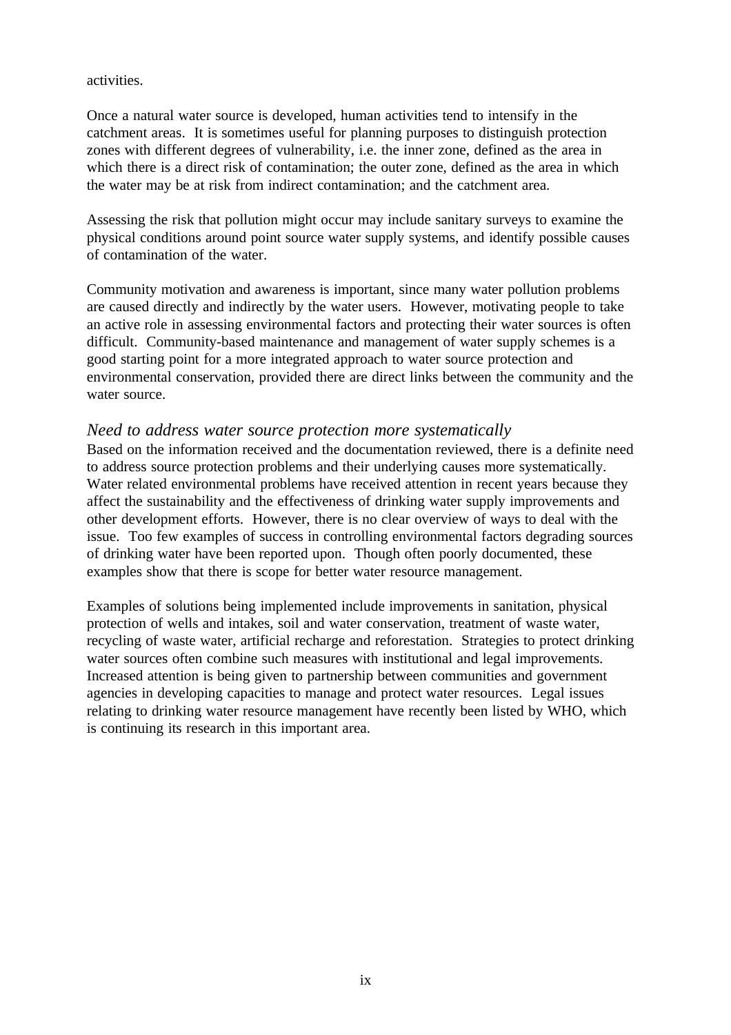activities.

Once a natural water source is developed, human activities tend to intensify in the catchment areas. It is sometimes useful for planning purposes to distinguish protection zones with different degrees of vulnerability, i.e. the inner zone, defined as the area in which there is a direct risk of contamination; the outer zone, defined as the area in which the water may be at risk from indirect contamination; and the catchment area.

Assessing the risk that pollution might occur may include sanitary surveys to examine the physical conditions around point source water supply systems, and identify possible causes of contamination of the water.

Community motivation and awareness is important, since many water pollution problems are caused directly and indirectly by the water users. However, motivating people to take an active role in assessing environmental factors and protecting their water sources is often difficult. Community-based maintenance and management of water supply schemes is a good starting point for a more integrated approach to water source protection and environmental conservation, provided there are direct links between the community and the water source.

*Need to address water source protection more systematically*

Based on the information received and the documentation reviewed, there is a definite need to address source protection problems and their underlying causes more systematically. Water related environmental problems have received attention in recent years because they affect the sustainability and the effectiveness of drinking water supply improvements and other development efforts. However, there is no clear overview of ways to deal with the issue. Too few examples of success in controlling environmental factors degrading sources of drinking water have been reported upon. Though often poorly documented, these examples show that there is scope for better water resource management.

Examples of solutions being implemented include improvements in sanitation, physical protection of wells and intakes, soil and water conservation, treatment of waste water, recycling of waste water, artificial recharge and reforestation. Strategies to protect drinking water sources often combine such measures with institutional and legal improvements. Increased attention is being given to partnership between communities and government agencies in developing capacities to manage and protect water resources. Legal issues relating to drinking water resource management have recently been listed by WHO, which is continuing its research in this important area.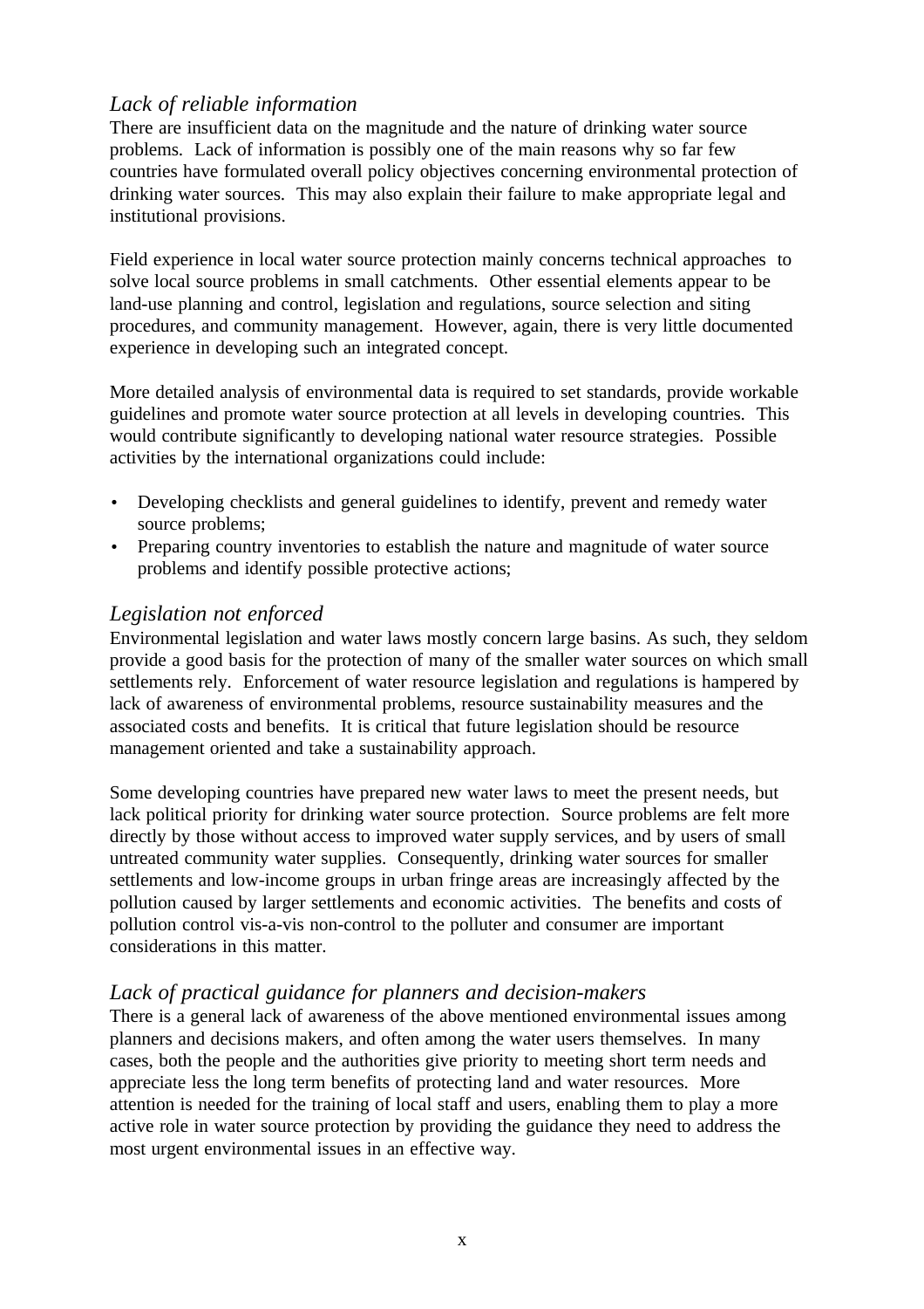### *Lack of reliable information*

There are insufficient data on the magnitude and the nature of drinking water source problems. Lack of information is possibly one of the main reasons why so far few countries have formulated overall policy objectives concerning environmental protection of drinking water sources. This may also explain their failure to make appropriate legal and institutional provisions.

Field experience in local water source protection mainly concerns technical approaches to solve local source problems in small catchments. Other essential elements appear to be land-use planning and control, legislation and regulations, source selection and siting procedures, and community management. However, again, there is very little documented experience in developing such an integrated concept.

More detailed analysis of environmental data is required to set standards, provide workable guidelines and promote water source protection at all levels in developing countries. This would contribute significantly to developing national water resource strategies. Possible activities by the international organizations could include:

- Developing checklists and general guidelines to identify, prevent and remedy water source problems;
- Preparing country inventories to establish the nature and magnitude of water source problems and identify possible protective actions;

### *Legislation not enforced*

Environmental legislation and water laws mostly concern large basins. As such, they seldom provide a good basis for the protection of many of the smaller water sources on which small settlements rely. Enforcement of water resource legislation and regulations is hampered by lack of awareness of environmental problems, resource sustainability measures and the associated costs and benefits. It is critical that future legislation should be resource management oriented and take a sustainability approach.

Some developing countries have prepared new water laws to meet the present needs, but lack political priority for drinking water source protection. Source problems are felt more directly by those without access to improved water supply services, and by users of small untreated community water supplies. Consequently, drinking water sources for smaller settlements and low-income groups in urban fringe areas are increasingly affected by the pollution caused by larger settlements and economic activities. The benefits and costs of pollution control vis-a-vis non-control to the polluter and consumer are important considerations in this matter.

### *Lack of practical guidance for planners and decision-makers*

There is a general lack of awareness of the above mentioned environmental issues among planners and decisions makers, and often among the water users themselves. In many cases, both the people and the authorities give priority to meeting short term needs and appreciate less the long term benefits of protecting land and water resources. More attention is needed for the training of local staff and users, enabling them to play a more active role in water source protection by providing the guidance they need to address the most urgent environmental issues in an effective way.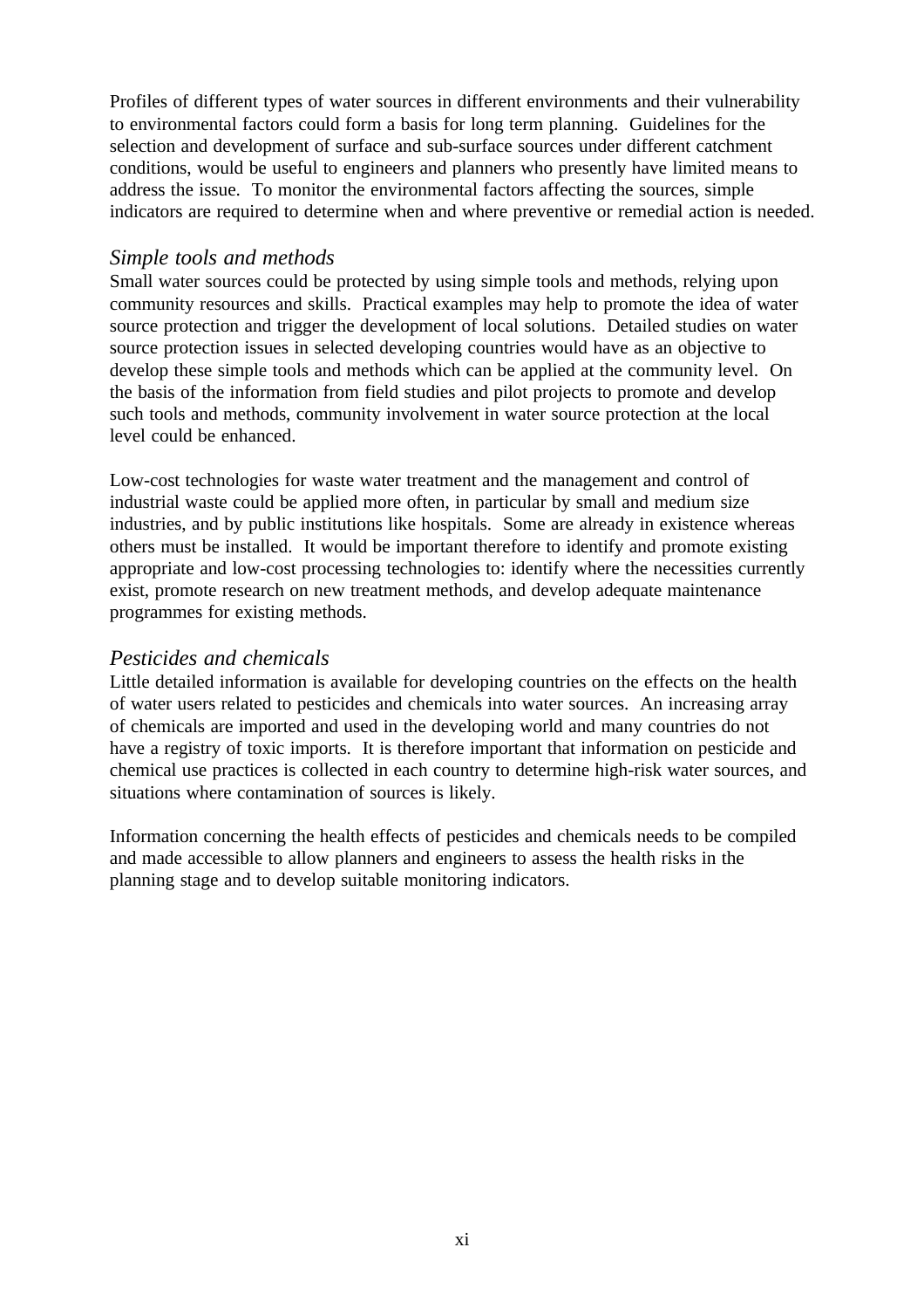Profiles of different types of water sources in different environments and their vulnerability to environmental factors could form a basis for long term planning. Guidelines for the selection and development of surface and sub-surface sources under different catchment conditions, would be useful to engineers and planners who presently have limited means to address the issue. To monitor the environmental factors affecting the sources, simple indicators are required to determine when and where preventive or remedial action is needed.

### *Simple tools and methods*

Small water sources could be protected by using simple tools and methods, relying upon community resources and skills. Practical examples may help to promote the idea of water source protection and trigger the development of local solutions. Detailed studies on water source protection issues in selected developing countries would have as an objective to develop these simple tools and methods which can be applied at the community level. On the basis of the information from field studies and pilot projects to promote and develop such tools and methods, community involvement in water source protection at the local level could be enhanced.

Low-cost technologies for waste water treatment and the management and control of industrial waste could be applied more often, in particular by small and medium size industries, and by public institutions like hospitals. Some are already in existence whereas others must be installed. It would be important therefore to identify and promote existing appropriate and low-cost processing technologies to: identify where the necessities currently exist, promote research on new treatment methods, and develop adequate maintenance programmes for existing methods.

### *Pesticides and chemicals*

Little detailed information is available for developing countries on the effects on the health of water users related to pesticides and chemicals into water sources. An increasing array of chemicals are imported and used in the developing world and many countries do not have a registry of toxic imports. It is therefore important that information on pesticide and chemical use practices is collected in each country to determine high-risk water sources, and situations where contamination of sources is likely.

Information concerning the health effects of pesticides and chemicals needs to be compiled and made accessible to allow planners and engineers to assess the health risks in the planning stage and to develop suitable monitoring indicators.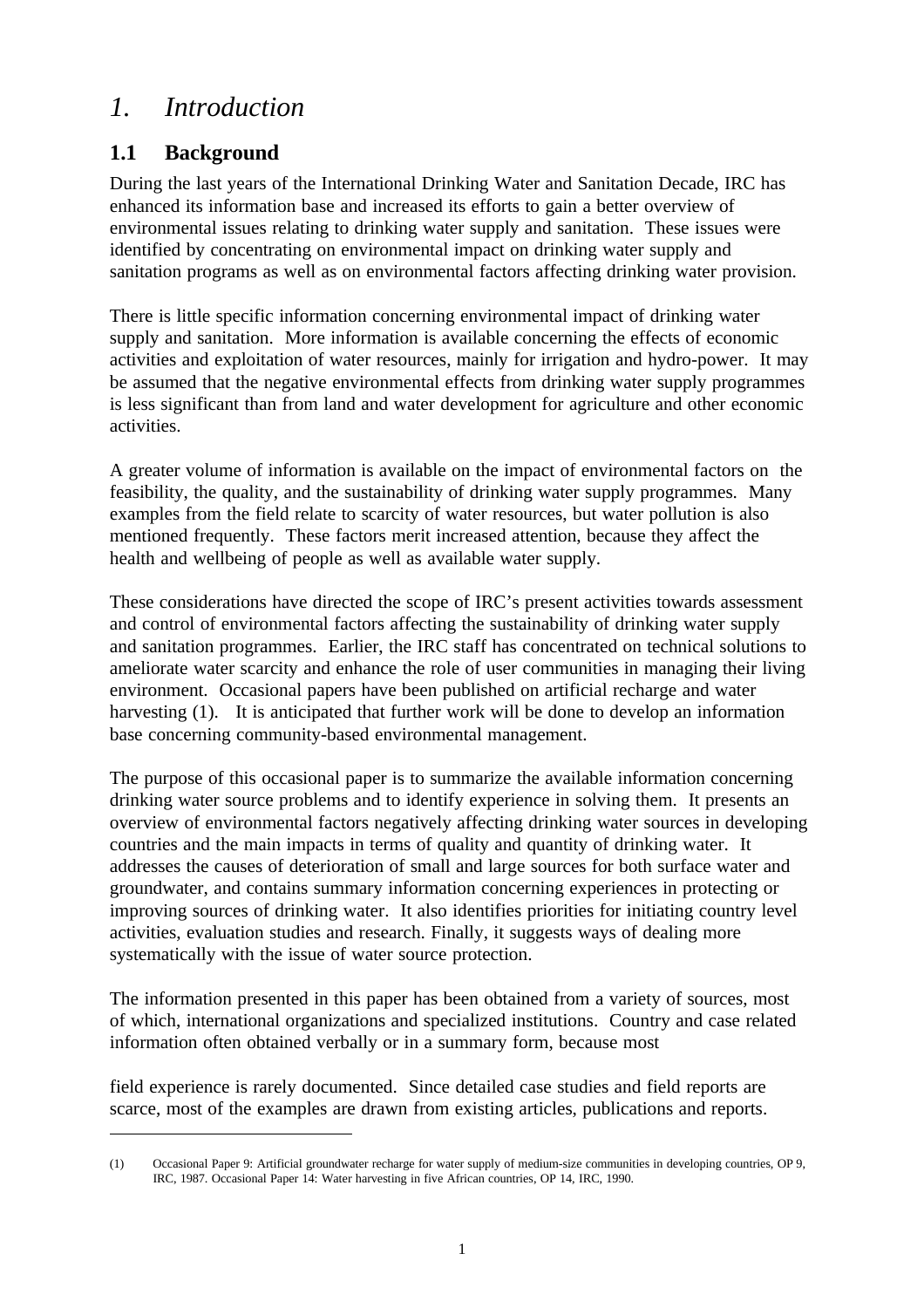# *1. Introduction*

## 1.1 Background

During the last years of the International Drinking Water and Sanitation Decade, IRC has enhanced its information base and increased its efforts to gain a better overview of environmental issues relating to drinking water supply and sanitation. These issues were identified by concentrating on environmental impact on drinking water supply and sanitation programs as well as on environmental factors affecting drinking water provision.

There is little specific information concerning environmental impact of drinking water supply and sanitation. More information is available concerning the effects of economic activities and exploitation of water resources, mainly for irrigation and hydro-power. It may be assumed that the negative environmental effects from drinking water supply programmes is less significant than from land and water development for agriculture and other economic activities.

A greater volume of information is available on the impact of environmental factors on the feasibility, the quality, and the sustainability of drinking water supply programmes. Many examples from the field relate to scarcity of water resources, but water pollution is also mentioned frequently. These factors merit increased attention, because they affect the health and wellbeing of people as well as available water supply.

These considerations have directed the scope of IRC's present activities towards assessment and control of environmental factors affecting the sustainability of drinking water supply and sanitation programmes. Earlier, the IRC staff has concentrated on technical solutions to ameliorate water scarcity and enhance the role of user communities in managing their living environment. Occasional papers have been published on artificial recharge and water harvesting (1). It is anticipated that further work will be done to develop an information base concerning community-based environmental management.

The purpose of this occasional paper is to summarize the available information concerning drinking water source problems and to identify experience in solving them. It presents an overview of environmental factors negatively affecting drinking water sources in developing countries and the main impacts in terms of quality and quantity of drinking water. It addresses the causes of deterioration of small and large sources for both surface water and groundwater, and contains summary information concerning experiences in protecting or improving sources of drinking water. It also identifies priorities for initiating country level activities, evaluation studies and research. Finally, it suggests ways of dealing more systematically with the issue of water source protection.

The information presented in this paper has been obtained from a variety of sources, most of which, international organizations and specialized institutions. Country and case related information often obtained verbally or in a summary form, because most field experience is rarely documented. Since detailed case studies and field reports are scarce, most of the examples are drawn from existing articles, publications and reports.

---

(1) Occasional Paper 9: Artificial groundwater recharge for water supply of medium-size communities in developing countries, OP 9, IRC, 1987. Occasional Paper 14: Water harvesting in five African countries, OP 14, IRC, 1990.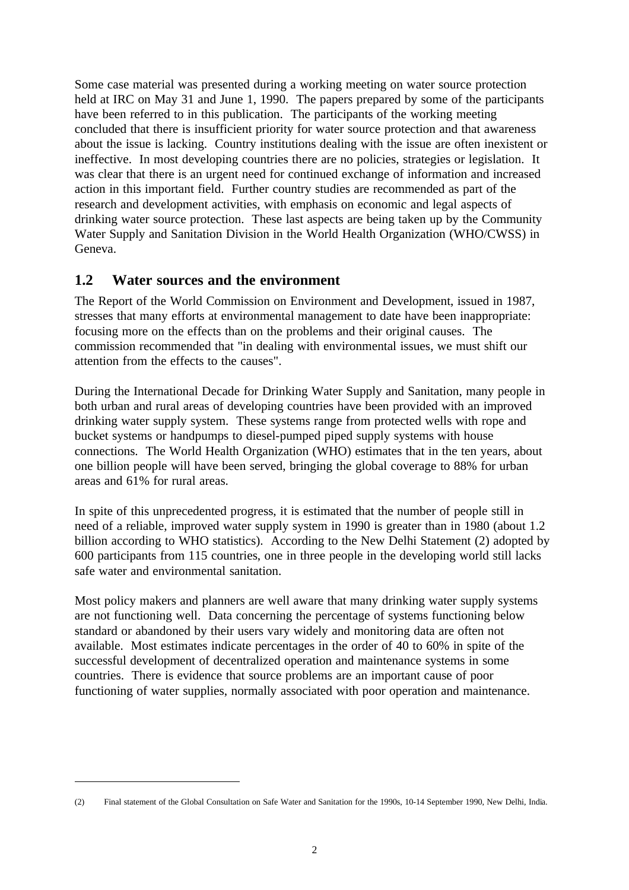Some case material was presented during a working meeting on water source protection held at IRC on May 31 and June 1, 1990. The papers prepared by some of the participants have been referred to in this publication. The participants of the working meeting concluded that there is insufficient priority for water source protection and that awareness about the issue is lacking. Country institutions dealing with the issue are often inexistent or ineffective. In most developing countries there are no policies, strategies or legislation. It was clear that there is an urgent need for continued exchange of information and increased action in this important field. Further country studies are recommended as part of the research and development activities, with emphasis on economic and legal aspects of drinking water source protection. These last aspects are being taken up by the Community Water Supply and Sanitation Division in the World Health Organization (WHO/CWSS) in Geneva.

## 1.2 Water sources and the environment

The Report of the World Commission on Environment and Development, issued in 1987, stresses that many efforts at environmental management to date have been inappropriate: focusing more on the effects than on the problems and their original causes. The commission recommended that "in dealing with environmental issues, we must shift our attention from the effects to the causes".

During the International Decade for Drinking Water Supply and Sanitation, many people in both urban and rural areas of developing countries have been provided with an improved drinking water supply system. These systems range from protected wells with rope and bucket systems or handpumps to diesel-pumped piped supply systems with house connections. The World Health Organization (WHO) estimates that in the ten years, about one billion people will have been served, bringing the global coverage to 88% for urban areas and 61% for rural areas.

In spite of this unprecedented progress, it is estimated that the number of people still in need of a reliable, improved water supply system in 1990 is greater than in 1980 (about 1.2 billion according to WHO statistics). According to the New Delhi Statement (2) adopted by 600 participants from 115 countries, one in three people in the developing world still lacks safe water and environmental sanitation.

Most policy makers and planners are well aware that many drinking water supply systems are not functioning well. Data concerning the percentage of systems functioning below standard or abandoned by their users vary widely and monitoring data are often not available. Most estimates indicate percentages in the order of 40 to 60% in spite of the successful development of decentralized operation and maintenance systems in some countries. There is evidence that source problems are an important cause of poor functioning of water supplies, normally associated with poor operation and maintenance.

---

(2) Final statement of the Global Consultation on Safe Water and Sanitation for the 1990s, 10-14 September 1990, New Delhi, India.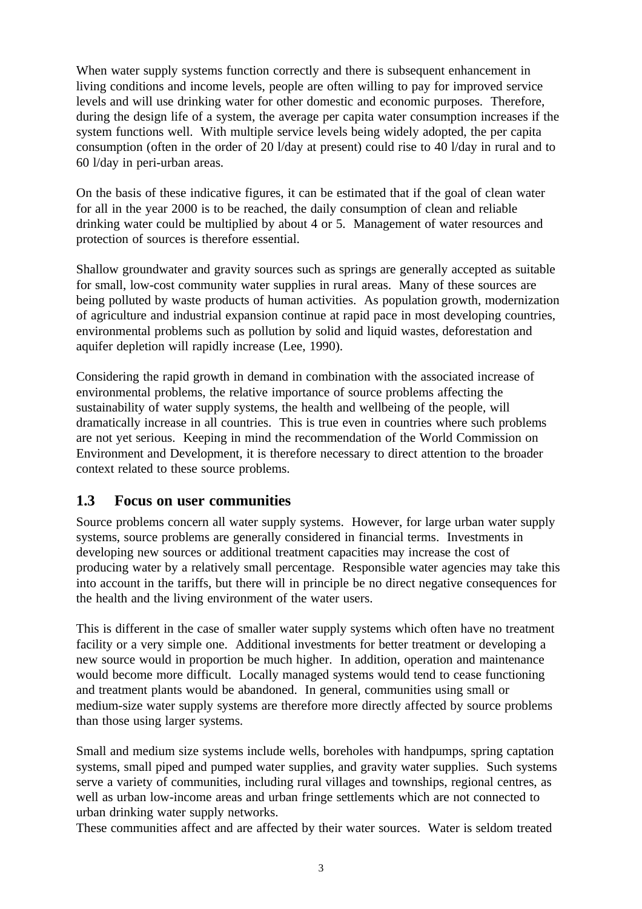When water supply systems function correctly and there is subsequent enhancement in living conditions and income levels, people are often willing to pay for improved service levels and will use drinking water for other domestic and economic purposes. Therefore, during the design life of a system, the average per capita water consumption increases if the system functions well. With multiple service levels being widely adopted, the per capita consumption (often in the order of 20 l/day at present) could rise to 40 l/day in rural and to 60 l/day in peri-urban areas.

On the basis of these indicative figures, it can be estimated that if the goal of clean water for all in the year 2000 is to be reached, the daily consumption of clean and reliable drinking water could be multiplied by about 4 or 5. Management of water resources and protection of sources is therefore essential.

Shallow groundwater and gravity sources such as springs are generally accepted as suitable for small, low-cost community water supplies in rural areas. Many of these sources are being polluted by waste products of human activities. As population growth, modernization of agriculture and industrial expansion continue at rapid pace in most developing countries, environmental problems such as pollution by solid and liquid wastes, deforestation and aquifer depletion will rapidly increase (Lee, 1990).

Considering the rapid growth in demand in combination with the associated increase of environmental problems, the relative importance of source problems affecting the sustainability of water supply systems, the health and wellbeing of the people, will dramatically increase in all countries. This is true even in countries where such problems are not yet serious. Keeping in mind the recommendation of the World Commission on Environment and Development, it is therefore necessary to direct attention to the broader context related to these source problems.

## 1.3 Focus on user communities

Source problems concern all water supply systems. However, for large urban water supply systems, source problems are generally considered in financial terms. Investments in developing new sources or additional treatment capacities may increase the cost of producing water by a relatively small percentage. Responsible water agencies may take this into account in the tariffs, but there will in principle be no direct negative consequences for the health and the living environment of the water users.

This is different in the case of smaller water supply systems which often have no treatment facility or a very simple one. Additional investments for better treatment or developing a new source would in proportion be much higher. In addition, operation and maintenance would become more difficult. Locally managed systems would tend to cease functioning and treatment plants would be abandoned. In general, communities using small or medium-size water supply systems are therefore more directly affected by source problems than those using larger systems.

Small and medium size systems include wells, boreholes with handpumps, spring captation systems, small piped and pumped water supplies, and gravity water supplies. Such systems serve a variety of communities, including rural villages and townships, regional centres, as well as urban low-income areas and urban fringe settlements which are not connected to urban drinking water supply networks.

These communities affect and are affected by their water sources. Water is seldom treated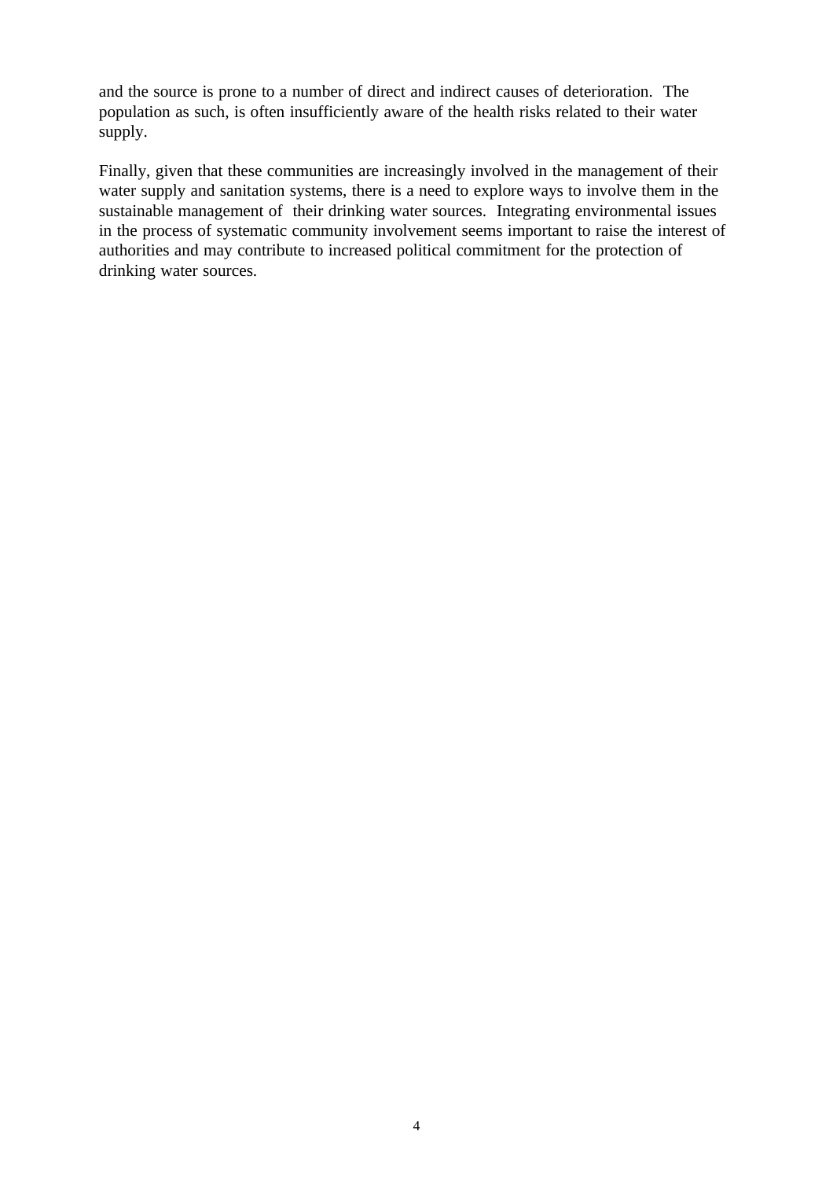and the source is prone to a number of direct and indirect causes of deterioration. The population as such, is often insufficiently aware of the health risks related to their water supply.

Finally, given that these communities are increasingly involved in the management of their water supply and sanitation systems, there is a need to explore ways to involve them in the sustainable management of their drinking water sources. Integrating environmental issues in the process of systematic community involvement seems important to raise the interest of authorities and may contribute to increased political commitment for the protection of drinking water sources.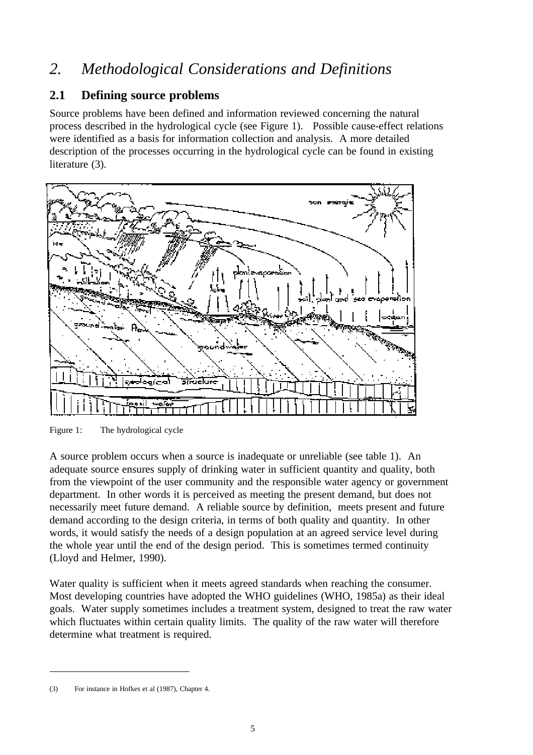# 2. Methodological Considerations and Definitions

## 2.1 Defining source problems

Source problems have been defined and information reviewed concerning the natural process described in the hydrological cycle (see Figure 1). Possible cause-effect relations were identified as a basis for information collection and analysis. A more detailed description of the processes occurring in the hydrological cycle can be found in existing literature (3).

Figure 1: The hydrological cycle

A source problem occurs when a source is inadequate or unreliable (see table 1). An adequate source ensures supply of drinking water in sufficient quantity and quality, both from the viewpoint of the user community and the responsible water agency or government department. In other words it is perceived as meeting the present demand, but does not necessarily meet future demand. A reliable source by definition, meets present and future demand according to the design criteria, in terms of both quality and quantity. In other words, it would satisfy the needs of a design population at an agreed service level during the whole year until the end of the design period. This is sometimes termed continuity (Lloyd and Helmer, 1990).

Water quality is sufficient when it meets agreed standards when reaching the consumer. Most developing countries have adopted the WHO guidelines (WHO, 1985a) as their ideal goals. Water supply sometimes includes a treatment system, designed to treat the raw water which fluctuates within certain quality limits. The quality of the raw water will therefore determine what treatment is required.

---

(3) For instance in Hofkes et al (1987), Chapter 4.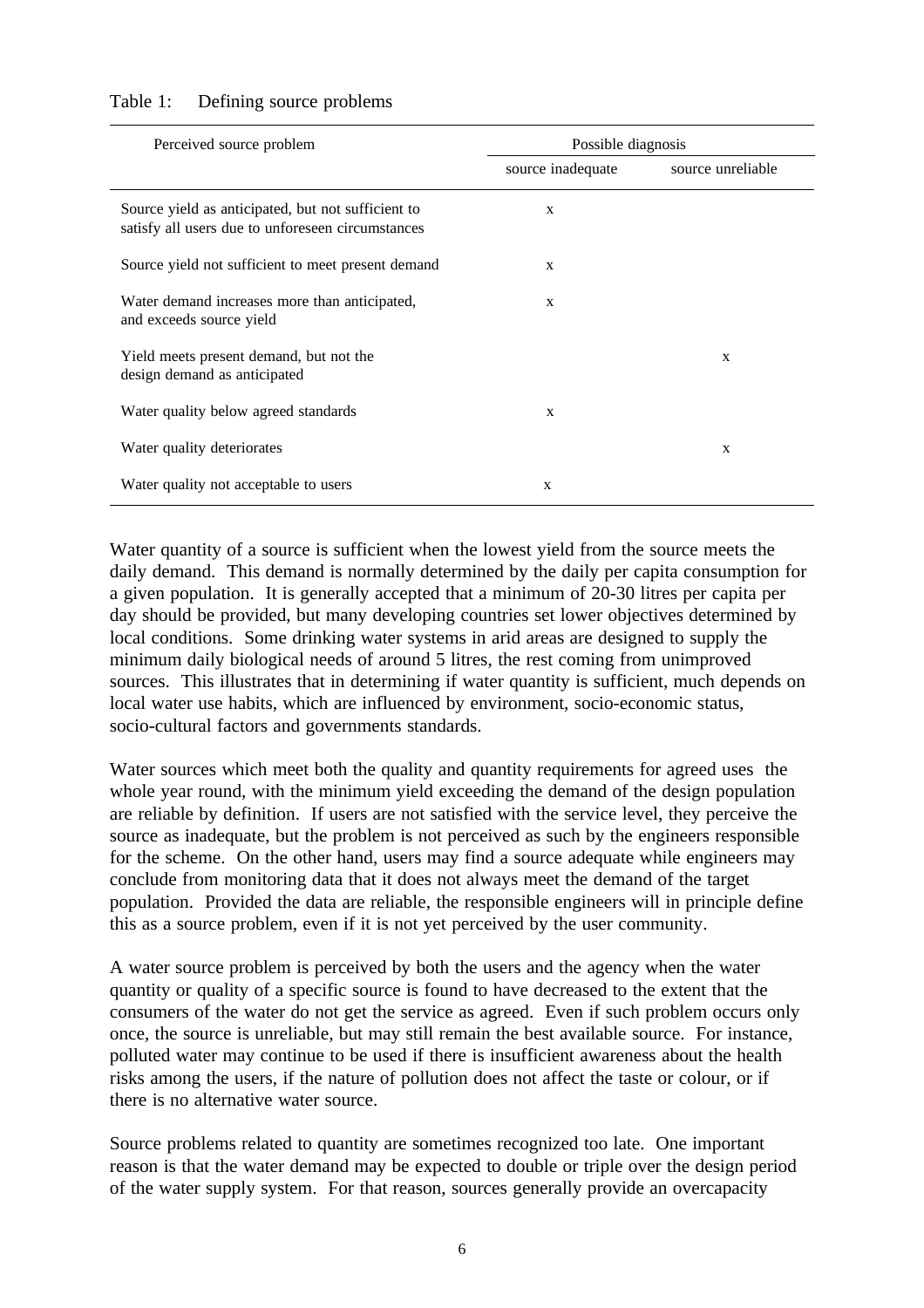Table 1: Defining source problems

| Perceived source problem | Possible diagnosis | |
|---|---|---|
| | source inadequate | source unreliable |
| Source yield as anticipated, but not sufficient to satisfy all users due to unforeseen circumstances | x | |
| Source yield not sufficient to meet present demand | x | |
| Water demand increases more than anticipated, and exceeds source yield | x | |
| Yield meets present demand, but not the design demand as anticipated | | x |
| Water quality below agreed standards | x | |
| Water quality deteriorates | | x |
| Water quality not acceptable to users | x | |

Water quantity of a source is sufficient when the lowest yield from the source meets the daily demand. This demand is normally determined by the daily per capita consumption for a given population. It is generally accepted that a minimum of 20-30 litres per capita per day should be provided, but many developing countries set lower objectives determined by local conditions. Some drinking water systems in arid areas are designed to supply the minimum daily biological needs of around 5 litres, the rest coming from unimproved sources. This illustrates that in determining if water quantity is sufficient, much depends on local water use habits, which are influenced by environment, socio-economic status, socio-cultural factors and governments standards.

Water sources which meet both the quality and quantity requirements for agreed uses the whole year round, with the minimum yield exceeding the demand of the design population are reliable by definition. If users are not satisfied with the service level, they perceive the source as inadequate, but the problem is not perceived as such by the engineers responsible for the scheme. On the other hand, users may find a source adequate while engineers may conclude from monitoring data that it does not always meet the demand of the target population. Provided the data are reliable, the responsible engineers will in principle define this as a source problem, even if it is not yet perceived by the user community.

A water source problem is perceived by both the users and the agency when the water quantity or quality of a specific source is found to have decreased to the extent that the consumers of the water do not get the service as agreed. Even if such problem occurs only once, the source is unreliable, but may still remain the best available source. For instance, polluted water may continue to be used if there is insufficient awareness about the health risks among the users, if the nature of pollution does not affect the taste or colour, or if there is no alternative water source.

Source problems related to quantity are sometimes recognized too late. One important reason is that the water demand may be expected to double or triple over the design period of the water supply system. For that reason, sources generally provide an overcapacity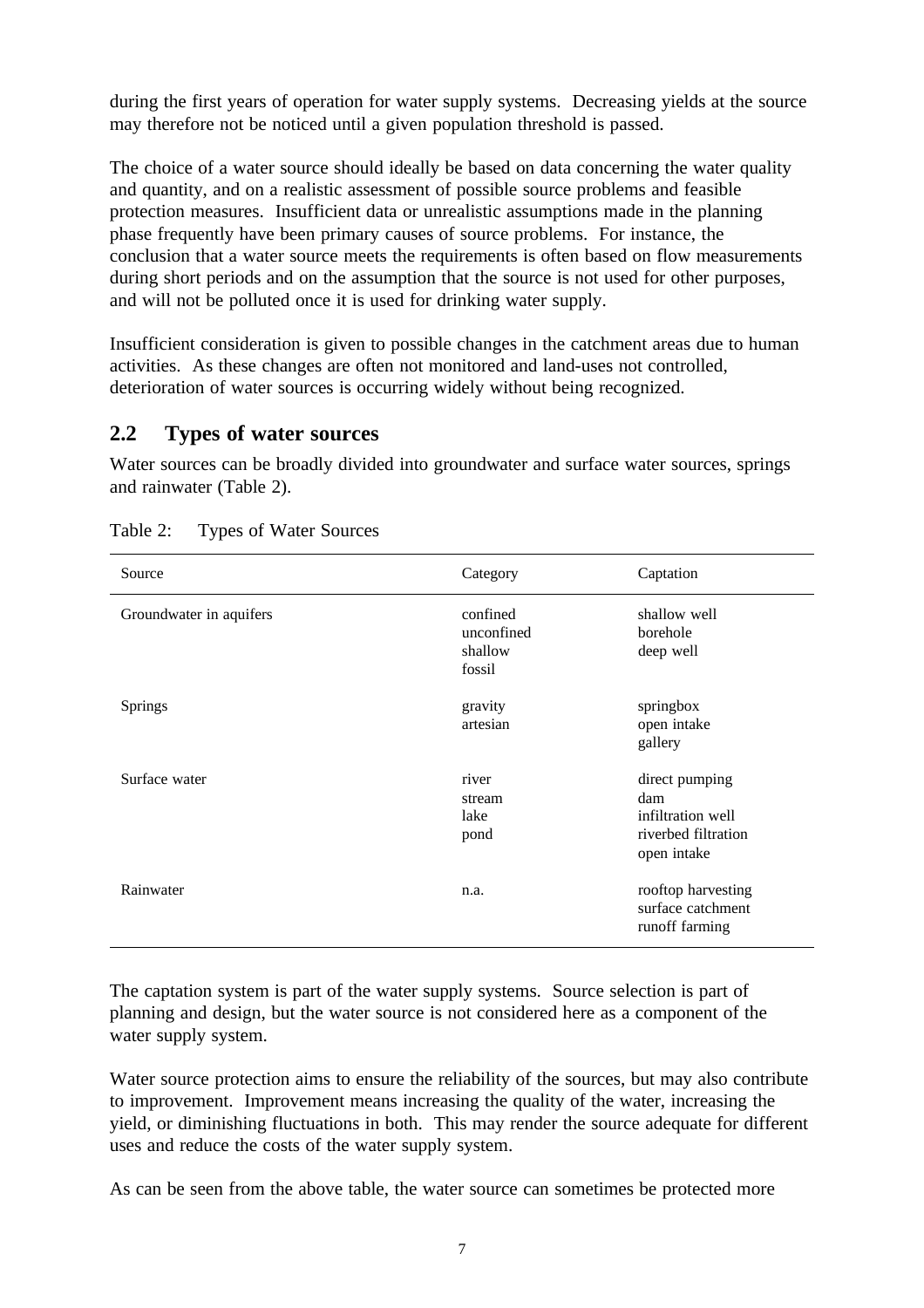during the first years of operation for water supply systems. Decreasing yields at the source may therefore not be noticed until a given population threshold is passed.

The choice of a water source should ideally be based on data concerning the water quality and quantity, and on a realistic assessment of possible source problems and feasible protection measures. Insufficient data or unrealistic assumptions made in the planning phase frequently have been primary causes of source problems. For instance, the conclusion that a water source meets the requirements is often based on flow measurements during short periods and on the assumption that the source is not used for other purposes, and will not be polluted once it is used for drinking water supply.

Insufficient consideration is given to possible changes in the catchment areas due to human activities. As these changes are often not monitored and land-uses not controlled, deterioration of water sources is occurring widely without being recognized.

## 2.2 Types of water sources

Water sources can be broadly divided into groundwater and surface water sources, springs and rainwater (Table 2).

Table 2: Types of Water Sources

| Source | Category | Captation |
|---|---|---|
| Groundwater in aquifers | confined<br>unconfined<br>shallow<br>fossil | shallow well<br>borehole<br>deep well |
| Springs | gravity<br>artesian | springbox<br>open intake<br>gallery |
| Surface water | river<br>stream<br>lake<br>pond | direct pumping<br>dam<br>infiltration well<br>riverbed filtration<br>open intake |
| Rainwater | n.a. | rooftop harvesting<br>surface catchment<br>runoff farming |

The captation system is part of the water supply systems. Source selection is part of planning and design, but the water source is not considered here as a component of the water supply system.

Water source protection aims to ensure the reliability of the sources, but may also contribute to improvement. Improvement means increasing the quality of the water, increasing the yield, or diminishing fluctuations in both. This may render the source adequate for different uses and reduce the costs of the water supply system.

As can be seen from the above table, the water source can sometimes be protected more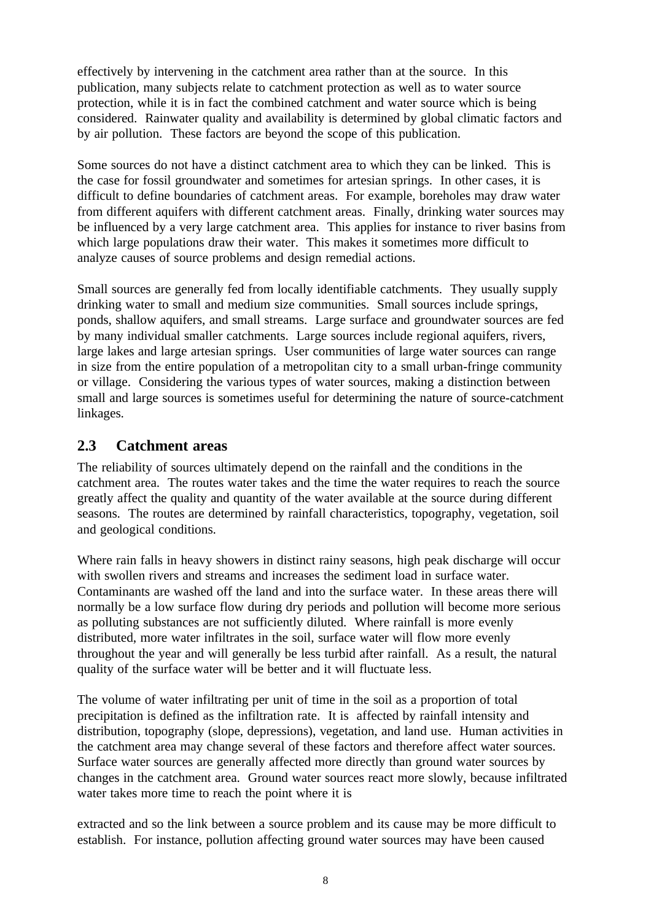effectively by intervening in the catchment area rather than at the source. In this publication, many subjects relate to catchment protection as well as to water source protection, while it is in fact the combined catchment and water source which is being considered. Rainwater quality and availability is determined by global climatic factors and by air pollution. These factors are beyond the scope of this publication.

Some sources do not have a distinct catchment area to which they can be linked. This is the case for fossil groundwater and sometimes for artesian springs. In other cases, it is difficult to define boundaries of catchment areas. For example, boreholes may draw water from different aquifers with different catchment areas. Finally, drinking water sources may be influenced by a very large catchment area. This applies for instance to river basins from which large populations draw their water. This makes it sometimes more difficult to analyze causes of source problems and design remedial actions.

Small sources are generally fed from locally identifiable catchments. They usually supply drinking water to small and medium size communities. Small sources include springs, ponds, shallow aquifers, and small streams. Large surface and groundwater sources are fed by many individual smaller catchments. Large sources include regional aquifers, rivers, large lakes and large artesian springs. User communities of large water sources can range in size from the entire population of a metropolitan city to a small urban-fringe community or village. Considering the various types of water sources, making a distinction between small and large sources is sometimes useful for determining the nature of source-catchment linkages.

## 2.3 Catchment areas

The reliability of sources ultimately depend on the rainfall and the conditions in the catchment area. The routes water takes and the time the water requires to reach the source greatly affect the quality and quantity of the water available at the source during different seasons. The routes are determined by rainfall characteristics, topography, vegetation, soil and geological conditions.

Where rain falls in heavy showers in distinct rainy seasons, high peak discharge will occur with swollen rivers and streams and increases the sediment load in surface water. Contaminants are washed off the land and into the surface water. In these areas there will normally be a low surface flow during dry periods and pollution will become more serious as polluting substances are not sufficiently diluted. Where rainfall is more evenly distributed, more water infiltrates in the soil, surface water will flow more evenly throughout the year and will generally be less turbid after rainfall. As a result, the natural quality of the surface water will be better and it will fluctuate less.

The volume of water infiltrating per unit of time in the soil as a proportion of total precipitation is defined as the infiltration rate. It is affected by rainfall intensity and distribution, topography (slope, depressions), vegetation, and land use. Human activities in the catchment area may change several of these factors and therefore affect water sources. Surface water sources are generally affected more directly than ground water sources by changes in the catchment area. Ground water sources react more slowly, because infiltrated water takes more time to reach the point where it is extracted and so the link between a source problem and its cause may be more difficult to establish. For instance, pollution affecting ground water sources may have been caused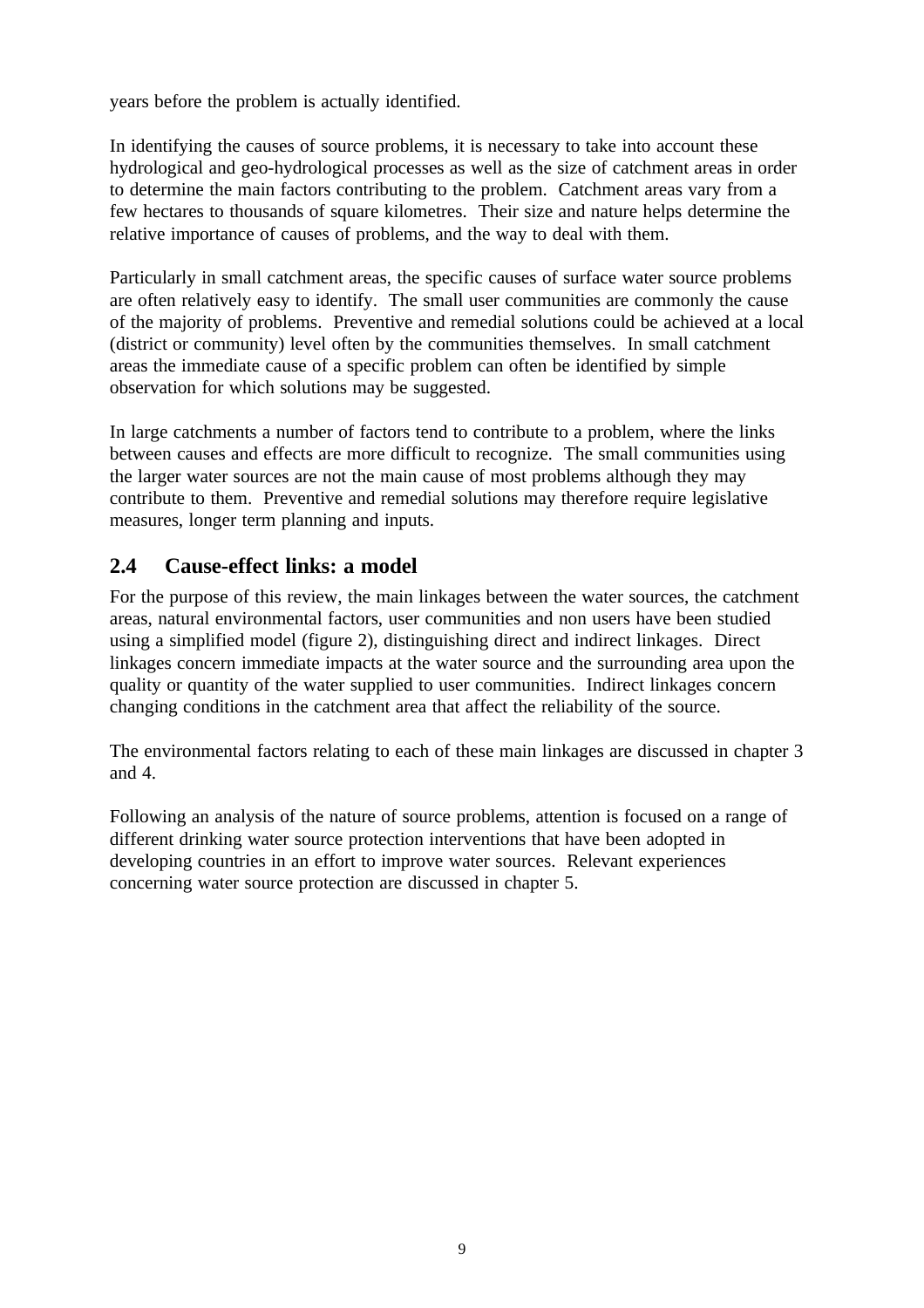years before the problem is actually identified.

In identifying the causes of source problems, it is necessary to take into account these hydrological and geo-hydrological processes as well as the size of catchment areas in order to determine the main factors contributing to the problem. Catchment areas vary from a few hectares to thousands of square kilometres. Their size and nature helps determine the relative importance of causes of problems, and the way to deal with them.

Particularly in small catchment areas, the specific causes of surface water source problems are often relatively easy to identify. The small user communities are commonly the cause of the majority of problems. Preventive and remedial solutions could be achieved at a local (district or community) level often by the communities themselves. In small catchment areas the immediate cause of a specific problem can often be identified by simple observation for which solutions may be suggested.

In large catchments a number of factors tend to contribute to a problem, where the links between causes and effects are more difficult to recognize. The small communities using the larger water sources are not the main cause of most problems although they may contribute to them. Preventive and remedial solutions may therefore require legislative measures, longer term planning and inputs.

## 2.4 Cause-effect links: a model

For the purpose of this review, the main linkages between the water sources, the catchment areas, natural environmental factors, user communities and non users have been studied using a simplified model (figure 2), distinguishing direct and indirect linkages. Direct linkages concern immediate impacts at the water source and the surrounding area upon the quality or quantity of the water supplied to user communities. Indirect linkages concern changing conditions in the catchment area that affect the reliability of the source.

The environmental factors relating to each of these main linkages are discussed in chapter 3 and 4.

Following an analysis of the nature of source problems, attention is focused on a range of different drinking water source protection interventions that have been adopted in developing countries in an effort to improve water sources. Relevant experiences concerning water source protection are discussed in chapter 5.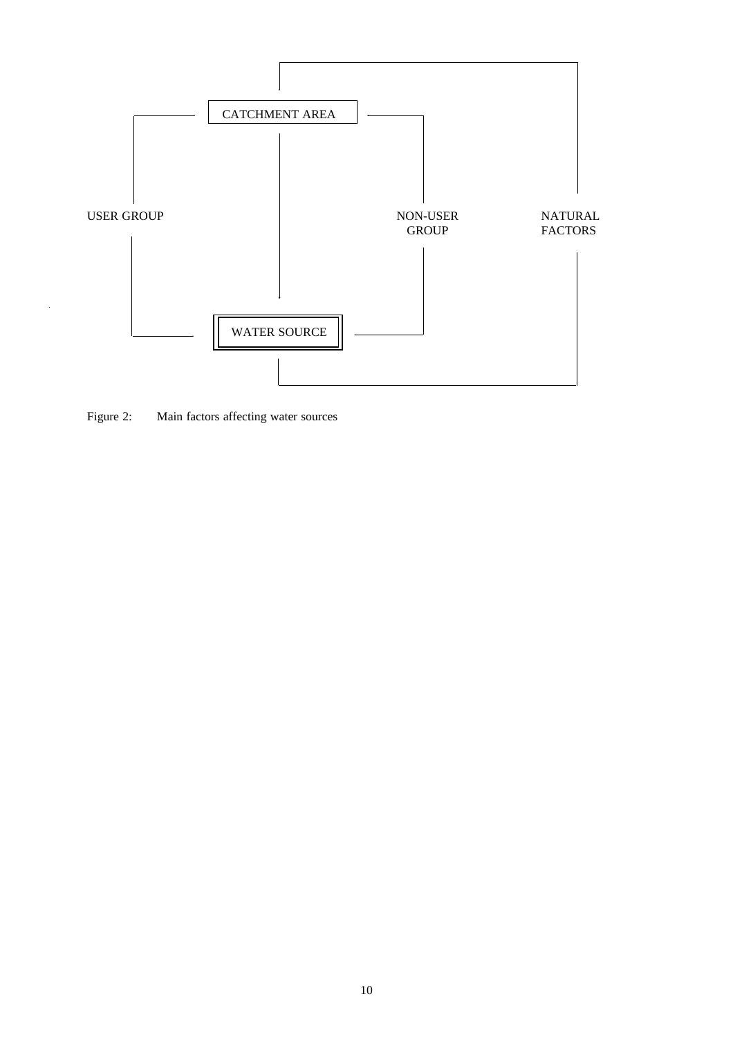CATCHMENT AREA

USER GROUP

NON-USER GROUP

NATURAL FACTORS

WATER SOURCE

Figure 2: Main factors affecting water sources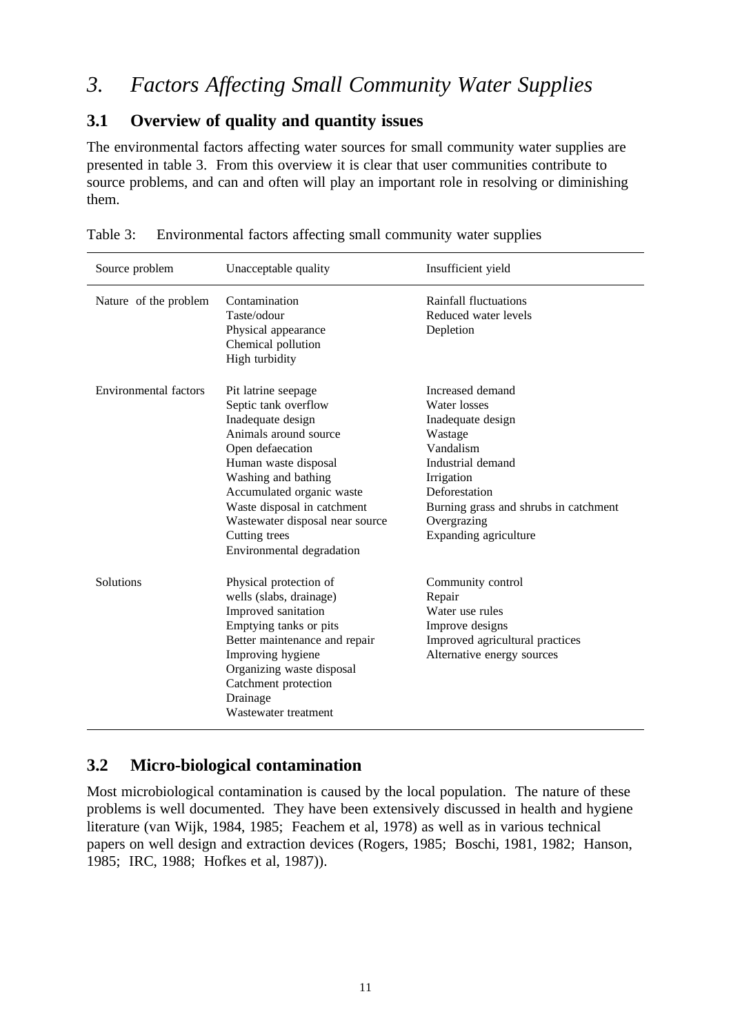# 3. *Factors Affecting Small Community Water Supplies*

## 3.1 Overview of quality and quantity issues

The environmental factors affecting water sources for small community water supplies are presented in table 3. From this overview it is clear that user communities contribute to source problems, and can and often will play an important role in resolving or diminishing them.

Table 3: Environmental factors affecting small community water supplies

| Source problem | Unacceptable quality | Insufficient yield |
|---|---|---|
| Nature of the problem | Contamination<br>Taste/odour<br>Physical appearance<br>Chemical pollution<br>High turbidity | Rainfall fluctuations<br>Reduced water levels<br>Depletion |
| Environmental factors | Pit latrine seepage<br>Septic tank overflow<br>Inadequate design<br>Animals around source<br>Open defaecation<br>Human waste disposal<br>Washing and bathing<br>Accumulated organic waste<br>Waste disposal in catchment<br>Wastewater disposal near source<br>Cutting trees<br>Environmental degradation | Increased demand<br>Water losses<br>Inadequate design<br>Wastage<br>Vandalism<br>Industrial demand<br>Irrigation<br>Deforestation<br>Burning grass and shrubs in catchment<br>Overgrazing<br>Expanding agriculture |
| Solutions | Physical protection of wells (slabs, drainage)<br>Improved sanitation<br>Emptying tanks or pits<br>Better maintenance and repair<br>Improving hygiene<br>Organizing waste disposal<br>Catchment protection<br>Drainage<br>Wastewater treatment | Community control<br>Repair<br>Water use rules<br>Improve designs<br>Improved agricultural practices<br>Alternative energy sources |

## 3.2 Micro-biological contamination

Most microbiological contamination is caused by the local population. The nature of these problems is well documented. They have been extensively discussed in health and hygiene literature (van Wijk, 1984, 1985; Feachem et al, 1978) as well as in various technical papers on well design and extraction devices (Rogers, 1985; Boschi, 1981, 1982; Hanson, 1985; IRC, 1988; Hofkes et al, 1987)).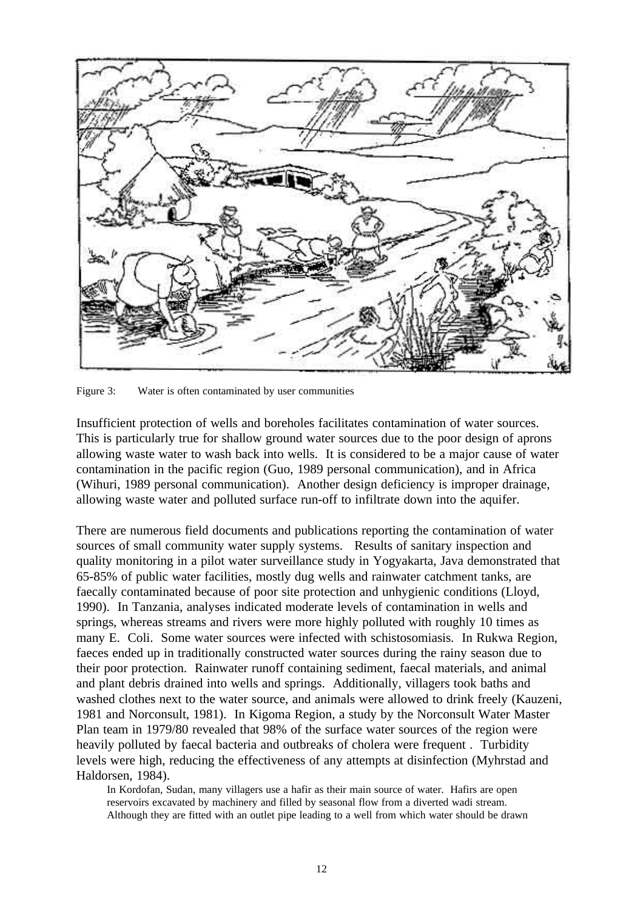Figure 3: Water is often contaminated by user communities

Insufficient protection of wells and boreholes facilitates contamination of water sources. This is particularly true for shallow ground water sources due to the poor design of aprons allowing waste water to wash back into wells. It is considered to be a major cause of water contamination in the pacific region (Guo, 1989 personal communication), and in Africa (Wihuri, 1989 personal communication). Another design deficiency is improper drainage, allowing waste water and polluted surface run-off to infiltrate down into the aquifer.

There are numerous field documents and publications reporting the contamination of water sources of small community water supply systems. Results of sanitary inspection and quality monitoring in a pilot water surveillance study in Yogyakarta, Java demonstrated that 65-85% of public water facilities, mostly dug wells and rainwater catchment tanks, are faecally contaminated because of poor site protection and unhygienic conditions (Lloyd, 1990). In Tanzania, analyses indicated moderate levels of contamination in wells and springs, whereas streams and rivers were more highly polluted with roughly 10 times as many E. Coli. Some water sources were infected with schistosomiasis. In Rukwa Region, faeces ended up in traditionally constructed water sources during the rainy season due to their poor protection. Rainwater runoff containing sediment, faecal materials, and animal and plant debris drained into wells and springs. Additionally, villagers took baths and washed clothes next to the water source, and animals were allowed to drink freely (Kauzeni, 1981 and Norconsult, 1981). In Kigoma Region, a study by the Norconsult Water Master Plan team in 1979/80 revealed that 98% of the surface water sources of the region were heavily polluted by faecal bacteria and outbreaks of cholera were frequent . Turbidity levels were high, reducing the effectiveness of any attempts at disinfection (Myhrstad and Haldorsen, 1984).

In Kordofan, Sudan, many villagers use a hafir as their main source of water. Hafirs are open reservoirs excavated by machinery and filled by seasonal flow from a diverted wadi stream. Although they are fitted with an outlet pipe leading to a well from which water should be drawn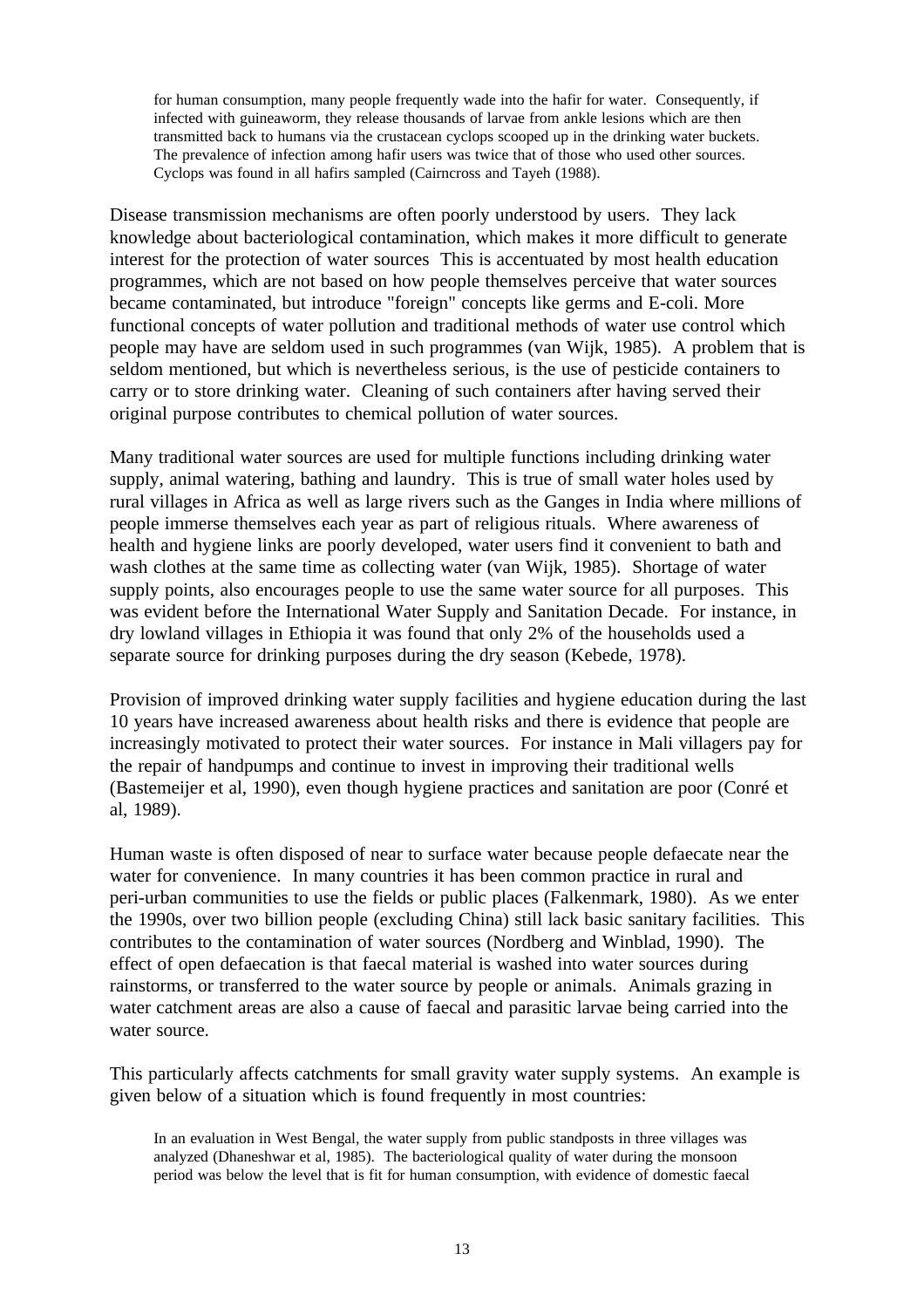> for human consumption, many people frequently wade into the hafir for water. Consequently, if infected with guineaworm, they release thousands of larvae from ankle lesions which are then transmitted back to humans via the crustacean cyclops scooped up in the drinking water buckets. The prevalence of infection among hafir users was twice that of those who used other sources. Cyclops was found in all hafirs sampled (Cairncross and Tayeh (1988).

Disease transmission mechanisms are often poorly understood by users. They lack knowledge about bacteriological contamination, which makes it more difficult to generate interest for the protection of water sources This is accentuated by most health education programmes, which are not based on how people themselves perceive that water sources became contaminated, but introduce "foreign" concepts like germs and E-coli. More functional concepts of water pollution and traditional methods of water use control which people may have are seldom used in such programmes (van Wijk, 1985). A problem that is seldom mentioned, but which is nevertheless serious, is the use of pesticide containers to carry or to store drinking water. Cleaning of such containers after having served their original purpose contributes to chemical pollution of water sources.

Many traditional water sources are used for multiple functions including drinking water supply, animal watering, bathing and laundry. This is true of small water holes used by rural villages in Africa as well as large rivers such as the Ganges in India where millions of people immerse themselves each year as part of religious rituals. Where awareness of health and hygiene links are poorly developed, water users find it convenient to bath and wash clothes at the same time as collecting water (van Wijk, 1985). Shortage of water supply points, also encourages people to use the same water source for all purposes. This was evident before the International Water Supply and Sanitation Decade. For instance, in dry lowland villages in Ethiopia it was found that only 2% of the households used a separate source for drinking purposes during the dry season (Kebede, 1978).

Provision of improved drinking water supply facilities and hygiene education during the last 10 years have increased awareness about health risks and there is evidence that people are increasingly motivated to protect their water sources. For instance in Mali villagers pay for the repair of handpumps and continue to invest in improving their traditional wells (Bastemeijer et al, 1990), even though hygiene practices and sanitation are poor (Conré et al, 1989).

Human waste is often disposed of near to surface water because people defaecate near the water for convenience. In many countries it has been common practice in rural and peri-urban communities to use the fields or public places (Falkenmark, 1980). As we enter the 1990s, over two billion people (excluding China) still lack basic sanitary facilities. This contributes to the contamination of water sources (Nordberg and Winblad, 1990). The effect of open defaecation is that faecal material is washed into water sources during rainstorms, or transferred to the water source by people or animals. Animals grazing in water catchment areas are also a cause of faecal and parasitic larvae being carried into the water source.

This particularly affects catchments for small gravity water supply systems. An example is given below of a situation which is found frequently in most countries:

> In an evaluation in West Bengal, the water supply from public standposts in three villages was analyzed (Dhaneshwar et al, 1985). The bacteriological quality of water during the monsoon period was below the level that is fit for human consumption, with evidence of domestic faecal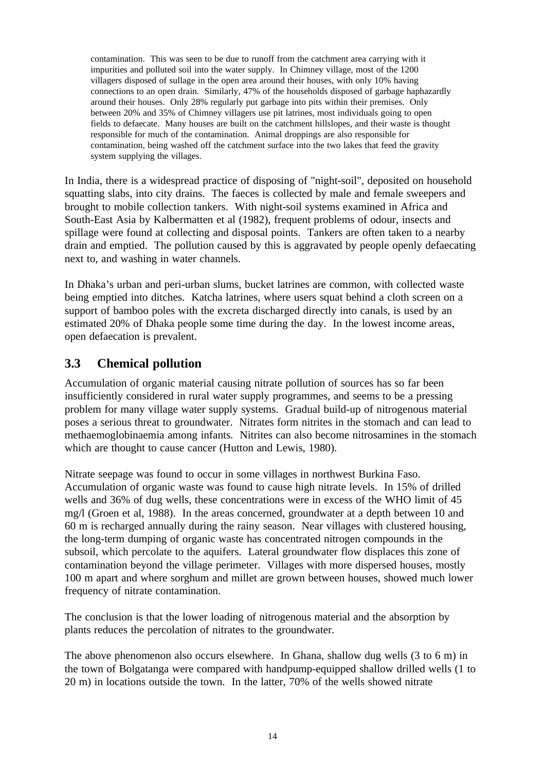> contamination. This was seen to be due to runoff from the catchment area carrying with it impurities and polluted soil into the water supply. In Chimney village, most of the 1200 villagers disposed of sullage in the open area around their houses, with only 10% having connections to an open drain. Similarly, 47% of the households disposed of garbage haphazardly around their houses. Only 28% regularly put garbage into pits within their premises. Only between 20% and 35% of Chimney villagers use pit latrines, most individuals going to open fields to defaecate. Many houses are built on the catchment hillslopes, and their waste is thought responsible for much of the contamination. Animal droppings are also responsible for contamination, being washed off the catchment surface into the two lakes that feed the gravity system supplying the villages.

In India, there is a widespread practice of disposing of "night-soil", deposited on household squatting slabs, into city drains. The faeces is collected by male and female sweepers and brought to mobile collection tankers. With night-soil systems examined in Africa and South-East Asia by Kalbermatten et al (1982), frequent problems of odour, insects and spillage were found at collecting and disposal points. Tankers are often taken to a nearby drain and emptied. The pollution caused by this is aggravated by people openly defaecating next to, and washing in water channels.

In Dhaka's urban and peri-urban slums, bucket latrines are common, with collected waste being emptied into ditches. Katcha latrines, where users squat behind a cloth screen on a support of bamboo poles with the excreta discharged directly into canals, is used by an estimated 20% of Dhaka people some time during the day. In the lowest income areas, open defaecation is prevalent.

## 3.3 Chemical pollution

Accumulation of organic material causing nitrate pollution of sources has so far been insufficiently considered in rural water supply programmes, and seems to be a pressing problem for many village water supply systems. Gradual build-up of nitrogenous material poses a serious threat to groundwater. Nitrates form nitrites in the stomach and can lead to methaemoglobinaemia among infants. Nitrites can also become nitrosamines in the stomach which are thought to cause cancer (Hutton and Lewis, 1980).

Nitrate seepage was found to occur in some villages in northwest Burkina Faso. Accumulation of organic waste was found to cause high nitrate levels. In 15% of drilled wells and 36% of dug wells, these concentrations were in excess of the WHO limit of 45 mg/l (Groen et al, 1988). In the areas concerned, groundwater at a depth between 10 and 60 m is recharged annually during the rainy season. Near villages with clustered housing, the long-term dumping of organic waste has concentrated nitrogen compounds in the subsoil, which percolate to the aquifers. Lateral groundwater flow displaces this zone of contamination beyond the village perimeter. Villages with more dispersed houses, mostly 100 m apart and where sorghum and millet are grown between houses, showed much lower frequency of nitrate contamination.

The conclusion is that the lower loading of nitrogenous material and the absorption by plants reduces the percolation of nitrates to the groundwater.

The above phenomenon also occurs elsewhere. In Ghana, shallow dug wells (3 to 6 m) in the town of Bolgatanga were compared with handpump-equipped shallow drilled wells (1 to 20 m) in locations outside the town. In the latter, 70% of the wells showed nitrate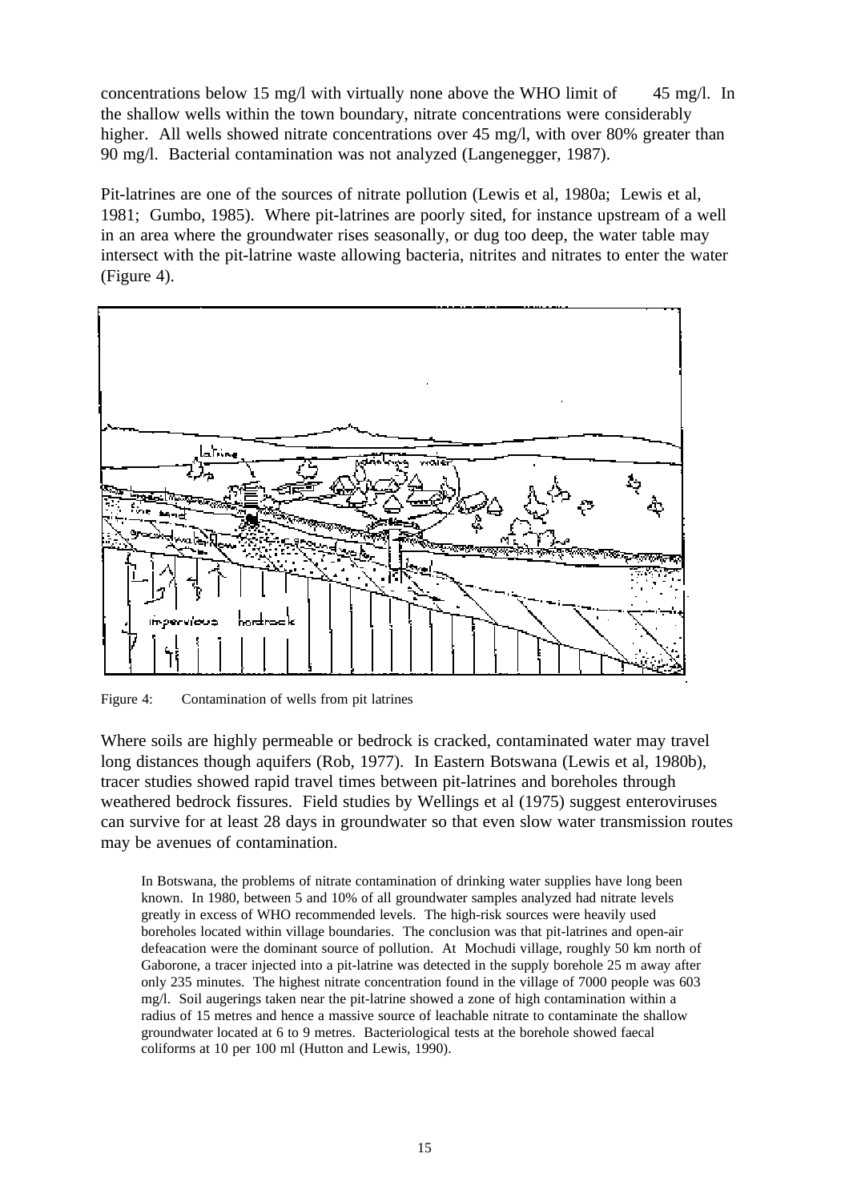concentrations below 15 mg/l with virtually none above the WHO limit of 45 mg/l. In the shallow wells within the town boundary, nitrate concentrations were considerably higher. All wells showed nitrate concentrations over 45 mg/l, with over 80% greater than 90 mg/l. Bacterial contamination was not analyzed (Langenegger, 1987).

Pit-latrines are one of the sources of nitrate pollution (Lewis et al, 1980a; Lewis et al, 1981; Gumbo, 1985). Where pit-latrines are poorly sited, for instance upstream of a well in an area where the groundwater rises seasonally, or dug too deep, the water table may intersect with the pit-latrine waste allowing bacteria, nitrites and nitrates to enter the water (Figure 4).

Figure 4: Contamination of wells from pit latrines

Where soils are highly permeable or bedrock is cracked, contaminated water may travel long distances though aquifers (Rob, 1977). In Eastern Botswana (Lewis et al, 1980b), tracer studies showed rapid travel times between pit-latrines and boreholes through weathered bedrock fissures. Field studies by Wellings et al (1975) suggest enteroviruses can survive for at least 28 days in groundwater so that even slow water transmission routes may be avenues of contamination.

> In Botswana, the problems of nitrate contamination of drinking water supplies have long been known. In 1980, between 5 and 10% of all groundwater samples analyzed had nitrate levels greatly in excess of WHO recommended levels. The high-risk sources were heavily used boreholes located within village boundaries. The conclusion was that pit-latrines and open-air defeacation were the dominant source of pollution. At Mochudi village, roughly 50 km north of Gaborone, a tracer injected into a pit-latrine was detected in the supply borehole 25 m away after only 235 minutes. The highest nitrate concentration found in the village of 7000 people was 603 mg/l. Soil augerings taken near the pit-latrine showed a zone of high contamination within a radius of 15 metres and hence a massive source of leachable nitrate to contaminate the shallow groundwater located at 6 to 9 metres. Bacteriological tests at the borehole showed faecal coliforms at 10 per 100 ml (Hutton and Lewis, 1990).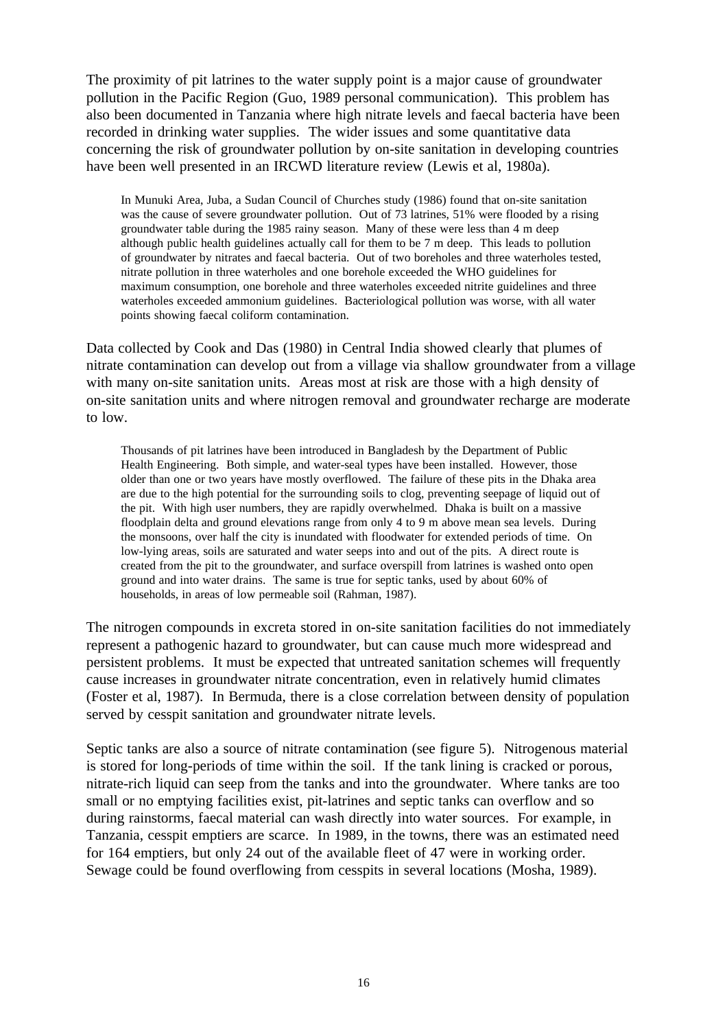The proximity of pit latrines to the water supply point is a major cause of groundwater pollution in the Pacific Region (Guo, 1989 personal communication). This problem has also been documented in Tanzania where high nitrate levels and faecal bacteria have been recorded in drinking water supplies. The wider issues and some quantitative data concerning the risk of groundwater pollution by on-site sanitation in developing countries have been well presented in an IRCWD literature review (Lewis et al, 1980a).

> In Munuki Area, Juba, a Sudan Council of Churches study (1986) found that on-site sanitation was the cause of severe groundwater pollution. Out of 73 latrines, 51% were flooded by a rising groundwater table during the 1985 rainy season. Many of these were less than 4 m deep although public health guidelines actually call for them to be 7 m deep. This leads to pollution of groundwater by nitrates and faecal bacteria. Out of two boreholes and three waterholes tested, nitrate pollution in three waterholes and one borehole exceeded the WHO guidelines for maximum consumption, one borehole and three waterholes exceeded nitrite guidelines and three waterholes exceeded ammonium guidelines. Bacteriological pollution was worse, with all water points showing faecal coliform contamination.

Data collected by Cook and Das (1980) in Central India showed clearly that plumes of nitrate contamination can develop out from a village via shallow groundwater from a village with many on-site sanitation units. Areas most at risk are those with a high density of on-site sanitation units and where nitrogen removal and groundwater recharge are moderate to low.

> Thousands of pit latrines have been introduced in Bangladesh by the Department of Public Health Engineering. Both simple, and water-seal types have been installed. However, those older than one or two years have mostly overflowed. The failure of these pits in the Dhaka area are due to the high potential for the surrounding soils to clog, preventing seepage of liquid out of the pit. With high user numbers, they are rapidly overwhelmed. Dhaka is built on a massive floodplain delta and ground elevations range from only 4 to 9 m above mean sea levels. During the monsoons, over half the city is inundated with floodwater for extended periods of time. On low-lying areas, soils are saturated and water seeps into and out of the pits. A direct route is created from the pit to the groundwater, and surface overspill from latrines is washed onto open ground and into water drains. The same is true for septic tanks, used by about 60% of households, in areas of low permeable soil (Rahman, 1987).

The nitrogen compounds in excreta stored in on-site sanitation facilities do not immediately represent a pathogenic hazard to groundwater, but can cause much more widespread and persistent problems. It must be expected that untreated sanitation schemes will frequently cause increases in groundwater nitrate concentration, even in relatively humid climates (Foster et al, 1987). In Bermuda, there is a close correlation between density of population served by cesspit sanitation and groundwater nitrate levels.

Septic tanks are also a source of nitrate contamination (see figure 5). Nitrogenous material is stored for long-periods of time within the soil. If the tank lining is cracked or porous, nitrate-rich liquid can seep from the tanks and into the groundwater. Where tanks are too small or no emptying facilities exist, pit-latrines and septic tanks can overflow and so during rainstorms, faecal material can wash directly into water sources. For example, in Tanzania, cesspit emptiers are scarce. In 1989, in the towns, there was an estimated need for 164 emptiers, but only 24 out of the available fleet of 47 were in working order. Sewage could be found overflowing from cesspits in several locations (Mosha, 1989).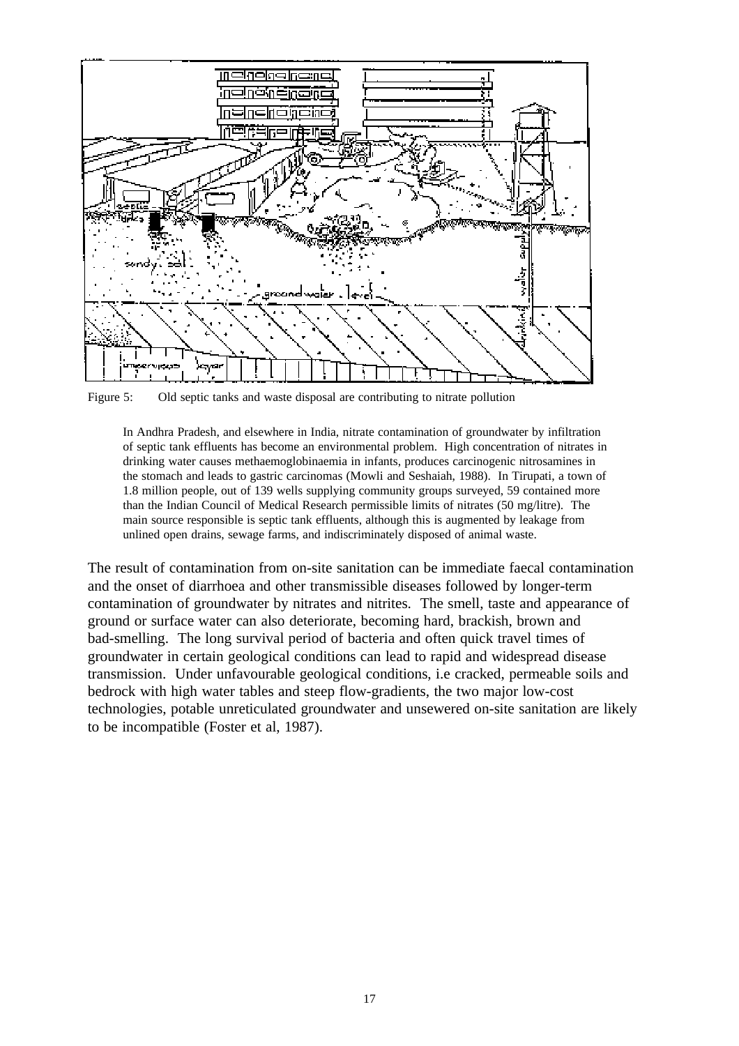Figure 5: Old septic tanks and waste disposal are contributing to nitrate pollution

> In Andhra Pradesh, and elsewhere in India, nitrate contamination of groundwater by infiltration of septic tank effluents has become an environmental problem. High concentration of nitrates in drinking water causes methaemoglobinaemia in infants, produces carcinogenic nitrosamines in the stomach and leads to gastric carcinomas (Mowli and Seshaiah, 1988). In Tirupati, a town of 1.8 million people, out of 139 wells supplying community groups surveyed, 59 contained more than the Indian Council of Medical Research permissible limits of nitrates (50 mg/litre). The main source responsible is septic tank effluents, although this is augmented by leakage from unlined open drains, sewage farms, and indiscriminately disposed of animal waste.

The result of contamination from on-site sanitation can be immediate faecal contamination and the onset of diarrhoea and other transmissible diseases followed by longer-term contamination of groundwater by nitrates and nitrites. The smell, taste and appearance of ground or surface water can also deteriorate, becoming hard, brackish, brown and bad-smelling. The long survival period of bacteria and often quick travel times of groundwater in certain geological conditions can lead to rapid and widespread disease transmission. Under unfavourable geological conditions, i.e cracked, permeable soils and bedrock with high water tables and steep flow-gradients, the two major low-cost technologies, potable unreticulated groundwater and unsewered on-site sanitation are likely to be incompatible (Foster et al, 1987).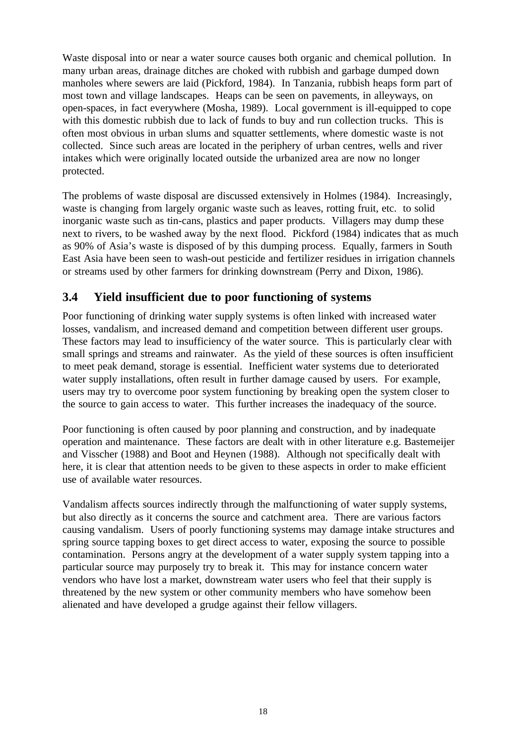Waste disposal into or near a water source causes both organic and chemical pollution. In many urban areas, drainage ditches are choked with rubbish and garbage dumped down manholes where sewers are laid (Pickford, 1984). In Tanzania, rubbish heaps form part of most town and village landscapes. Heaps can be seen on pavements, in alleyways, on open-spaces, in fact everywhere (Mosha, 1989). Local government is ill-equipped to cope with this domestic rubbish due to lack of funds to buy and run collection trucks. This is often most obvious in urban slums and squatter settlements, where domestic waste is not collected. Since such areas are located in the periphery of urban centres, wells and river intakes which were originally located outside the urbanized area are now no longer protected.

The problems of waste disposal are discussed extensively in Holmes (1984). Increasingly, waste is changing from largely organic waste such as leaves, rotting fruit, etc. to solid inorganic waste such as tin-cans, plastics and paper products. Villagers may dump these next to rivers, to be washed away by the next flood. Pickford (1984) indicates that as much as 90% of Asia's waste is disposed of by this dumping process. Equally, farmers in South East Asia have been seen to wash-out pesticide and fertilizer residues in irrigation channels or streams used by other farmers for drinking downstream (Perry and Dixon, 1986).

## 3.4 Yield insufficient due to poor functioning of systems

Poor functioning of drinking water supply systems is often linked with increased water losses, vandalism, and increased demand and competition between different user groups. These factors may lead to insufficiency of the water source. This is particularly clear with small springs and streams and rainwater. As the yield of these sources is often insufficient to meet peak demand, storage is essential. Inefficient water systems due to deteriorated water supply installations, often result in further damage caused by users. For example, users may try to overcome poor system functioning by breaking open the system closer to the source to gain access to water. This further increases the inadequacy of the source.

Poor functioning is often caused by poor planning and construction, and by inadequate operation and maintenance. These factors are dealt with in other literature e.g. Bastemeijer and Visscher (1988) and Boot and Heynen (1988). Although not specifically dealt with here, it is clear that attention needs to be given to these aspects in order to make efficient use of available water resources.

Vandalism affects sources indirectly through the malfunctioning of water supply systems, but also directly as it concerns the source and catchment area. There are various factors causing vandalism. Users of poorly functioning systems may damage intake structures and spring source tapping boxes to get direct access to water, exposing the source to possible contamination. Persons angry at the development of a water supply system tapping into a particular source may purposely try to break it. This may for instance concern water vendors who have lost a market, downstream water users who feel that their supply is threatened by the new system or other community members who have somehow been alienated and have developed a grudge against their fellow villagers.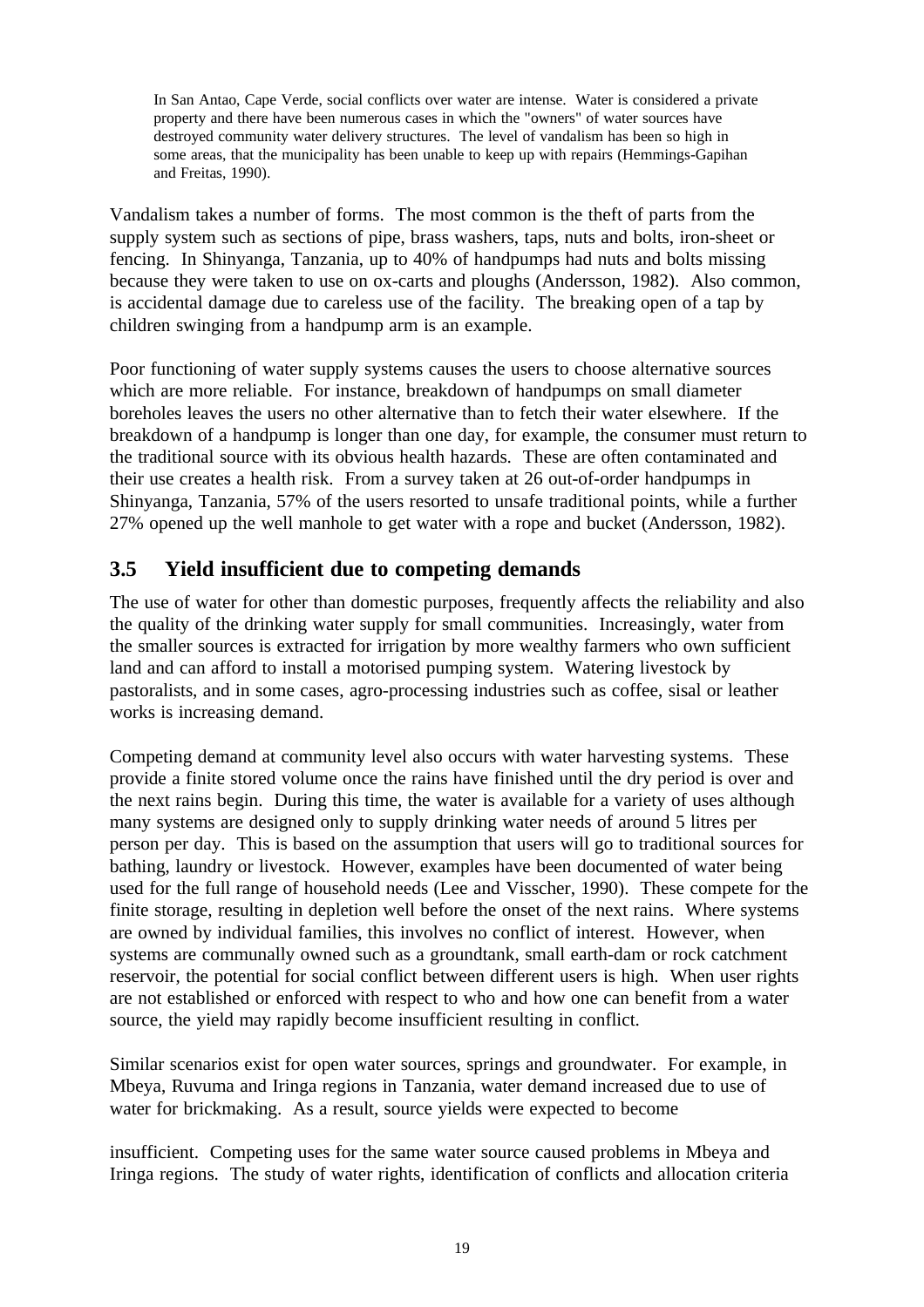> In San Antao, Cape Verde, social conflicts over water are intense. Water is considered a private property and there have been numerous cases in which the "owners" of water sources have destroyed community water delivery structures. The level of vandalism has been so high in some areas, that the municipality has been unable to keep up with repairs (Hemmings-Gapihan and Freitas, 1990).

Vandalism takes a number of forms. The most common is the theft of parts from the supply system such as sections of pipe, brass washers, taps, nuts and bolts, iron-sheet or fencing. In Shinyanga, Tanzania, up to 40% of handpumps had nuts and bolts missing because they were taken to use on ox-carts and ploughs (Andersson, 1982). Also common, is accidental damage due to careless use of the facility. The breaking open of a tap by children swinging from a handpump arm is an example.

Poor functioning of water supply systems causes the users to choose alternative sources which are more reliable. For instance, breakdown of handpumps on small diameter boreholes leaves the users no other alternative than to fetch their water elsewhere. If the breakdown of a handpump is longer than one day, for example, the consumer must return to the traditional source with its obvious health hazards. These are often contaminated and their use creates a health risk. From a survey taken at 26 out-of-order handpumps in Shinyanga, Tanzania, 57% of the users resorted to unsafe traditional points, while a further 27% opened up the well manhole to get water with a rope and bucket (Andersson, 1982).

## 3.5 Yield insufficient due to competing demands

The use of water for other than domestic purposes, frequently affects the reliability and also the quality of the drinking water supply for small communities. Increasingly, water from the smaller sources is extracted for irrigation by more wealthy farmers who own sufficient land and can afford to install a motorised pumping system. Watering livestock by pastoralists, and in some cases, agro-processing industries such as coffee, sisal or leather works is increasing demand.

Competing demand at community level also occurs with water harvesting systems. These provide a finite stored volume once the rains have finished until the dry period is over and the next rains begin. During this time, the water is available for a variety of uses although many systems are designed only to supply drinking water needs of around 5 litres per person per day. This is based on the assumption that users will go to traditional sources for bathing, laundry or livestock. However, examples have been documented of water being used for the full range of household needs (Lee and Visscher, 1990). These compete for the finite storage, resulting in depletion well before the onset of the next rains. Where systems are owned by individual families, this involves no conflict of interest. However, when systems are communally owned such as a groundtank, small earth-dam or rock catchment reservoir, the potential for social conflict between different users is high. When user rights are not established or enforced with respect to who and how one can benefit from a water source, the yield may rapidly become insufficient resulting in conflict.

Similar scenarios exist for open water sources, springs and groundwater. For example, in Mbeya, Ruvuma and Iringa regions in Tanzania, water demand increased due to use of water for brickmaking. As a result, source yields were expected to become insufficient. Competing uses for the same water source caused problems in Mbeya and Iringa regions. The study of water rights, identification of conflicts and allocation criteria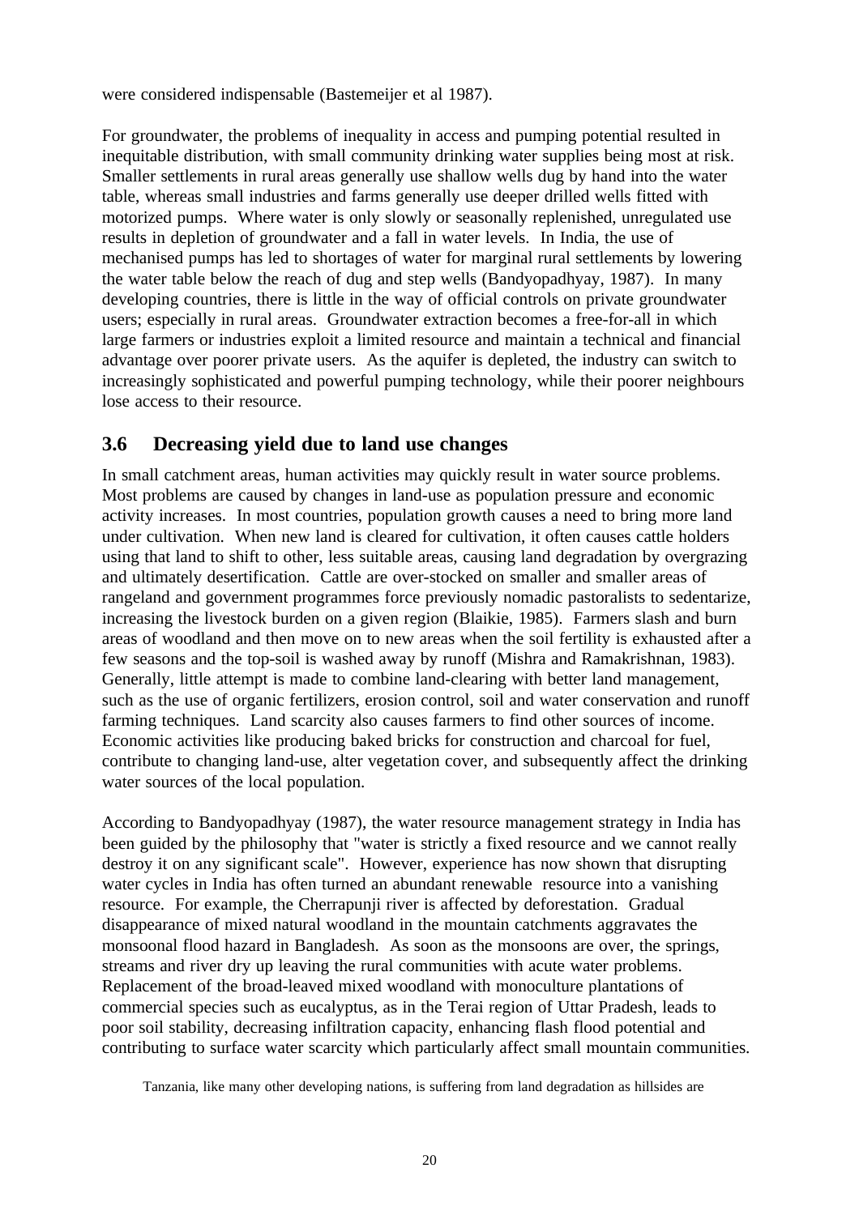were considered indispensable (Bastemeijer et al 1987).

For groundwater, the problems of inequality in access and pumping potential resulted in inequitable distribution, with small community drinking water supplies being most at risk. Smaller settlements in rural areas generally use shallow wells dug by hand into the water table, whereas small industries and farms generally use deeper drilled wells fitted with motorized pumps. Where water is only slowly or seasonally replenished, unregulated use results in depletion of groundwater and a fall in water levels. In India, the use of mechanised pumps has led to shortages of water for marginal rural settlements by lowering the water table below the reach of dug and step wells (Bandyopadhyay, 1987). In many developing countries, there is little in the way of official controls on private groundwater users; especially in rural areas. Groundwater extraction becomes a free-for-all in which large farmers or industries exploit a limited resource and maintain a technical and financial advantage over poorer private users. As the aquifer is depleted, the industry can switch to increasingly sophisticated and powerful pumping technology, while their poorer neighbours lose access to their resource.

## 3.6 Decreasing yield due to land use changes

In small catchment areas, human activities may quickly result in water source problems. Most problems are caused by changes in land-use as population pressure and economic activity increases. In most countries, population growth causes a need to bring more land under cultivation. When new land is cleared for cultivation, it often causes cattle holders using that land to shift to other, less suitable areas, causing land degradation by overgrazing and ultimately desertification. Cattle are over-stocked on smaller and smaller areas of rangeland and government programmes force previously nomadic pastoralists to sedentarize, increasing the livestock burden on a given region (Blaikie, 1985). Farmers slash and burn areas of woodland and then move on to new areas when the soil fertility is exhausted after a few seasons and the top-soil is washed away by runoff (Mishra and Ramakrishnan, 1983). Generally, little attempt is made to combine land-clearing with better land management, such as the use of organic fertilizers, erosion control, soil and water conservation and runoff farming techniques. Land scarcity also causes farmers to find other sources of income. Economic activities like producing baked bricks for construction and charcoal for fuel, contribute to changing land-use, alter vegetation cover, and subsequently affect the drinking water sources of the local population.

According to Bandyopadhyay (1987), the water resource management strategy in India has been guided by the philosophy that "water is strictly a fixed resource and we cannot really destroy it on any significant scale". However, experience has now shown that disrupting water cycles in India has often turned an abundant renewable resource into a vanishing resource. For example, the Cherrapunji river is affected by deforestation. Gradual disappearance of mixed natural woodland in the mountain catchments aggravates the monsoonal flood hazard in Bangladesh. As soon as the monsoons are over, the springs, streams and river dry up leaving the rural communities with acute water problems. Replacement of the broad-leaved mixed woodland with monoculture plantations of commercial species such as eucalyptus, as in the Terai region of Uttar Pradesh, leads to poor soil stability, decreasing infiltration capacity, enhancing flash flood potential and contributing to surface water scarcity which particularly affect small mountain communities.

Tanzania, like many other developing nations, is suffering from land degradation as hillsides are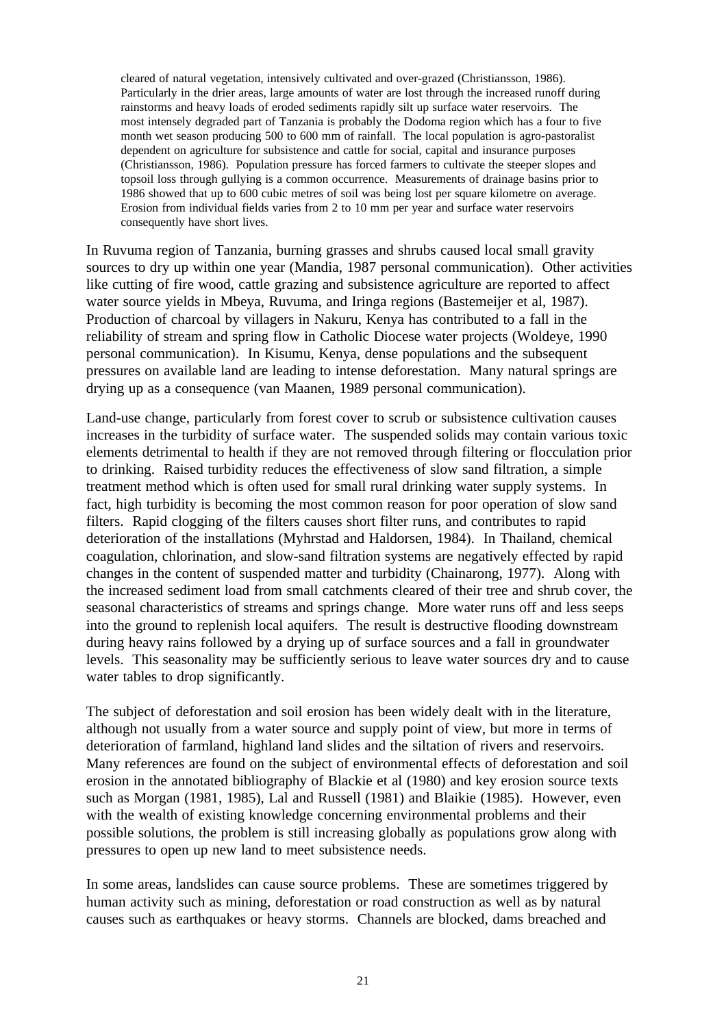> cleared of natural vegetation, intensively cultivated and over-grazed (Christiansson, 1986). Particularly in the drier areas, large amounts of water are lost through the increased runoff during rainstorms and heavy loads of eroded sediments rapidly silt up surface water reservoirs. The most intensely degraded part of Tanzania is probably the Dodoma region which has a four to five month wet season producing 500 to 600 mm of rainfall. The local population is agro-pastoralist dependent on agriculture for subsistence and cattle for social, capital and insurance purposes (Christiansson, 1986). Population pressure has forced farmers to cultivate the steeper slopes and topsoil loss through gullying is a common occurrence. Measurements of drainage basins prior to 1986 showed that up to 600 cubic metres of soil was being lost per square kilometre on average. Erosion from individual fields varies from 2 to 10 mm per year and surface water reservoirs consequently have short lives.

In Ruvuma region of Tanzania, burning grasses and shrubs caused local small gravity sources to dry up within one year (Mandia, 1987 personal communication). Other activities like cutting of fire wood, cattle grazing and subsistence agriculture are reported to affect water source yields in Mbeya, Ruvuma, and Iringa regions (Bastemeijer et al, 1987). Production of charcoal by villagers in Nakuru, Kenya has contributed to a fall in the reliability of stream and spring flow in Catholic Diocese water projects (Woldeye, 1990 personal communication). In Kisumu, Kenya, dense populations and the subsequent pressures on available land are leading to intense deforestation. Many natural springs are drying up as a consequence (van Maanen, 1989 personal communication).

Land-use change, particularly from forest cover to scrub or subsistence cultivation causes increases in the turbidity of surface water. The suspended solids may contain various toxic elements detrimental to health if they are not removed through filtering or flocculation prior to drinking. Raised turbidity reduces the effectiveness of slow sand filtration, a simple treatment method which is often used for small rural drinking water supply systems. In fact, high turbidity is becoming the most common reason for poor operation of slow sand filters. Rapid clogging of the filters causes short filter runs, and contributes to rapid deterioration of the installations (Myhrstad and Haldorsen, 1984). In Thailand, chemical coagulation, chlorination, and slow-sand filtration systems are negatively effected by rapid changes in the content of suspended matter and turbidity (Chainarong, 1977). Along with the increased sediment load from small catchments cleared of their tree and shrub cover, the seasonal characteristics of streams and springs change. More water runs off and less seeps into the ground to replenish local aquifers. The result is destructive flooding downstream during heavy rains followed by a drying up of surface sources and a fall in groundwater levels. This seasonality may be sufficiently serious to leave water sources dry and to cause water tables to drop significantly.

The subject of deforestation and soil erosion has been widely dealt with in the literature, although not usually from a water source and supply point of view, but more in terms of deterioration of farmland, highland land slides and the siltation of rivers and reservoirs. Many references are found on the subject of environmental effects of deforestation and soil erosion in the annotated bibliography of Blackie et al (1980) and key erosion source texts such as Morgan (1981, 1985), Lal and Russell (1981) and Blaikie (1985). However, even with the wealth of existing knowledge concerning environmental problems and their possible solutions, the problem is still increasing globally as populations grow along with pressures to open up new land to meet subsistence needs.

In some areas, landslides can cause source problems. These are sometimes triggered by human activity such as mining, deforestation or road construction as well as by natural causes such as earthquakes or heavy storms. Channels are blocked, dams breached and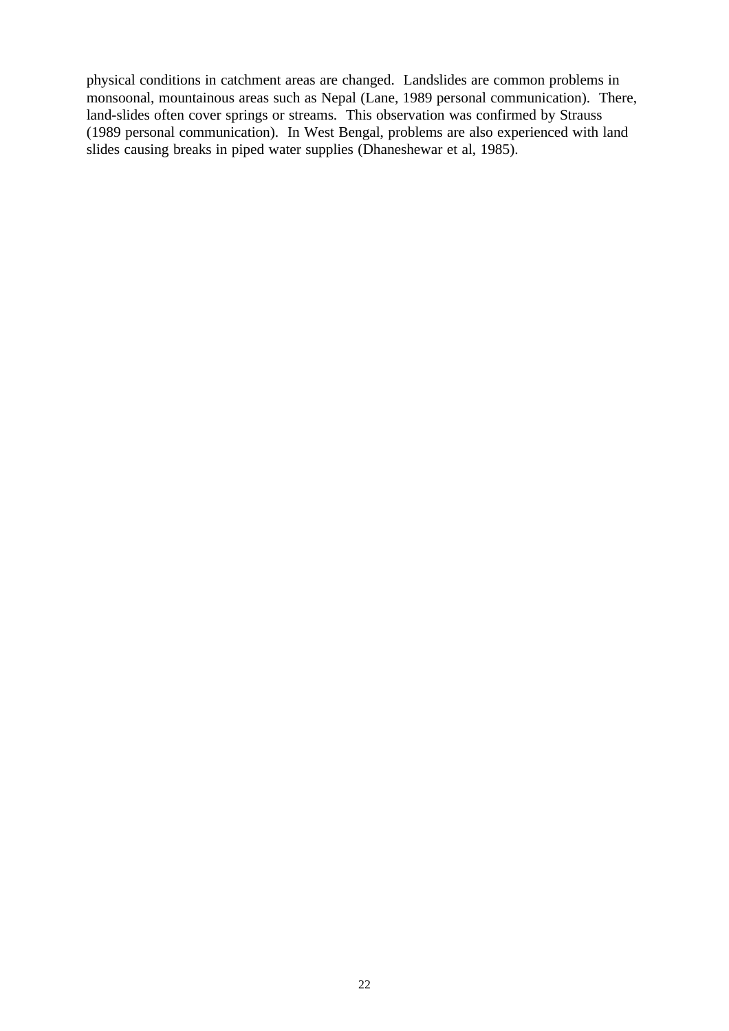physical conditions in catchment areas are changed. Landslides are common problems in monsoonal, mountainous areas such as Nepal (Lane, 1989 personal communication). There, land-slides often cover springs or streams. This observation was confirmed by Strauss (1989 personal communication). In West Bengal, problems are also experienced with land slides causing breaks in piped water supplies (Dhaneshewar et al, 1985).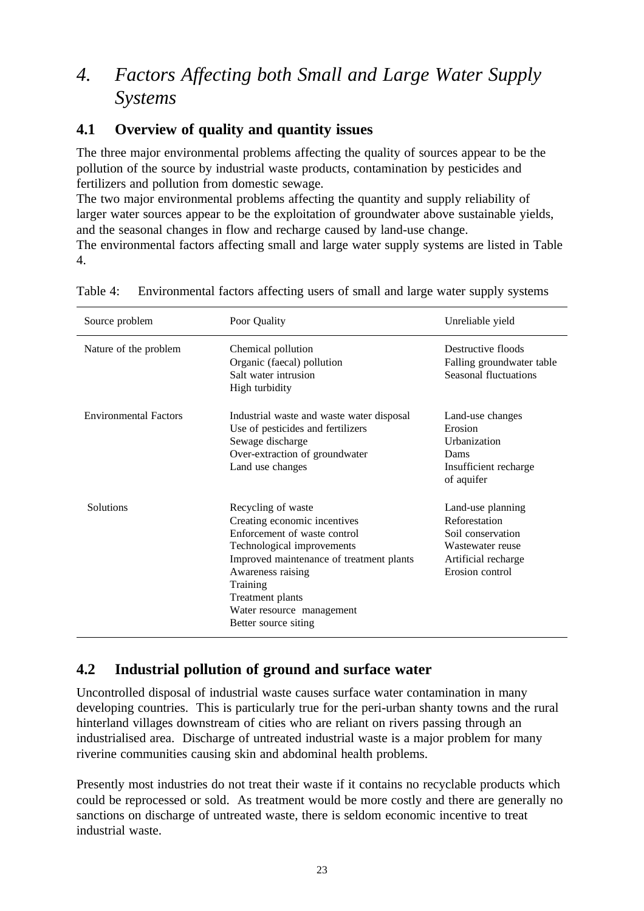# *4. Factors Affecting both Small and Large Water Supply Systems*

## 4.1 Overview of quality and quantity issues

The three major environmental problems affecting the quality of sources appear to be the pollution of the source by industrial waste products, contamination by pesticides and fertilizers and pollution from domestic sewage.

The two major environmental problems affecting the quantity and supply reliability of larger water sources appear to be the exploitation of groundwater above sustainable yields, and the seasonal changes in flow and recharge caused by land-use change.

The environmental factors affecting small and large water supply systems are listed in Table 4.

Table 4: Environmental factors affecting users of small and large water supply systems

| Source problem | Poor Quality | Unreliable yield |
|---|---|---|
| Nature of the problem | Chemical pollution<br>Organic (faecal) pollution<br>Salt water intrusion<br>High turbidity | Destructive floods<br>Falling groundwater table<br>Seasonal fluctuations |
| Environmental Factors | Industrial waste and waste water disposal<br>Use of pesticides and fertilizers<br>Sewage discharge<br>Over-extraction of groundwater<br>Land use changes | Land-use changes<br>Erosion<br>Urbanization<br>Dams<br>Insufficient recharge of aquifer |
| Solutions | Recycling of waste<br>Creating economic incentives<br>Enforcement of waste control<br>Technological improvements<br>Improved maintenance of treatment plants<br>Awareness raising<br>Training<br>Treatment plants<br>Water resource management<br>Better source siting | Land-use planning<br>Reforestation<br>Soil conservation<br>Wastewater reuse<br>Artificial recharge<br>Erosion control |

## 4.2 Industrial pollution of ground and surface water

Uncontrolled disposal of industrial waste causes surface water contamination in many developing countries. This is particularly true for the peri-urban shanty towns and the rural hinterland villages downstream of cities who are reliant on rivers passing through an industrialised area. Discharge of untreated industrial waste is a major problem for many riverine communities causing skin and abdominal health problems.

Presently most industries do not treat their waste if it contains no recyclable products which could be reprocessed or sold. As treatment would be more costly and there are generally no sanctions on discharge of untreated waste, there is seldom economic incentive to treat industrial waste.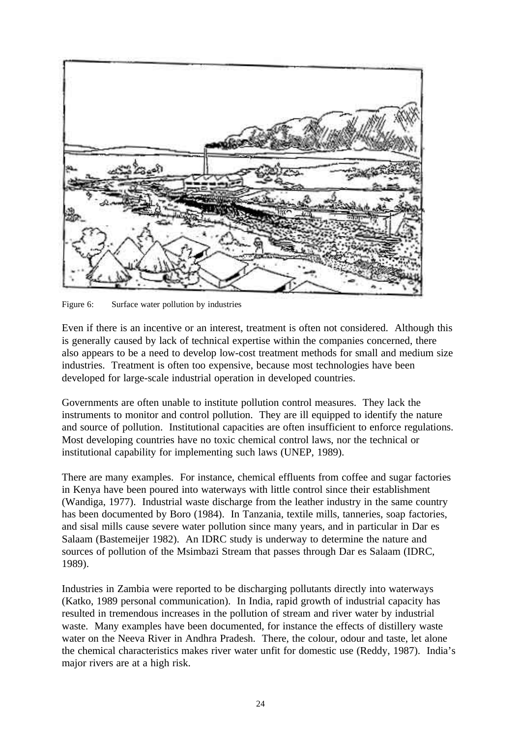Figure 6: Surface water pollution by industries

Even if there is an incentive or an interest, treatment is often not considered. Although this is generally caused by lack of technical expertise within the companies concerned, there also appears to be a need to develop low-cost treatment methods for small and medium size industries. Treatment is often too expensive, because most technologies have been developed for large-scale industrial operation in developed countries.

Governments are often unable to institute pollution control measures. They lack the instruments to monitor and control pollution. They are ill equipped to identify the nature and source of pollution. Institutional capacities are often insufficient to enforce regulations. Most developing countries have no toxic chemical control laws, nor the technical or institutional capability for implementing such laws (UNEP, 1989).

There are many examples. For instance, chemical effluents from coffee and sugar factories in Kenya have been poured into waterways with little control since their establishment (Wandiga, 1977). Industrial waste discharge from the leather industry in the same country has been documented by Boro (1984). In Tanzania, textile mills, tanneries, soap factories, and sisal mills cause severe water pollution since many years, and in particular in Dar es Salaam (Bastemeijer 1982). An IDRC study is underway to determine the nature and sources of pollution of the Msimbazi Stream that passes through Dar es Salaam (IDRC, 1989).

Industries in Zambia were reported to be discharging pollutants directly into waterways (Katko, 1989 personal communication). In India, rapid growth of industrial capacity has resulted in tremendous increases in the pollution of stream and river water by industrial waste. Many examples have been documented, for instance the effects of distillery waste water on the Neeva River in Andhra Pradesh. There, the colour, odour and taste, let alone the chemical characteristics makes river water unfit for domestic use (Reddy, 1987). India's major rivers are at a high risk.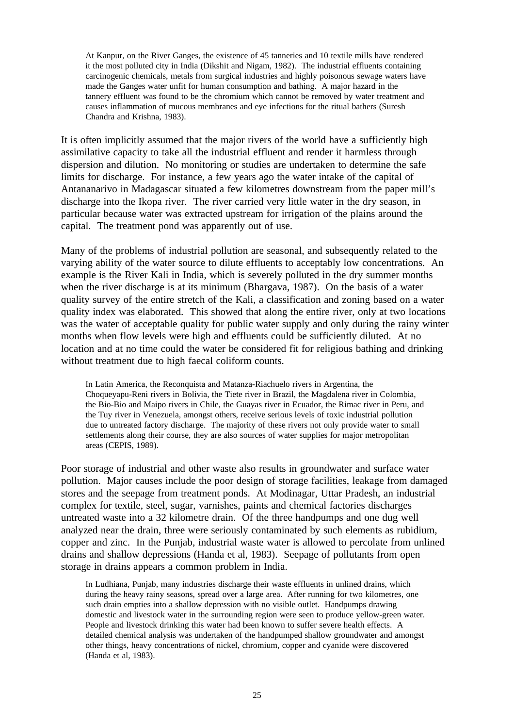> At Kanpur, on the River Ganges, the existence of 45 tanneries and 10 textile mills have rendered it the most polluted city in India (Dikshit and Nigam, 1982). The industrial effluents containing carcinogenic chemicals, metals from surgical industries and highly poisonous sewage waters have made the Ganges water unfit for human consumption and bathing. A major hazard in the tannery effluent was found to be the chromium which cannot be removed by water treatment and causes inflammation of mucous membranes and eye infections for the ritual bathers (Suresh Chandra and Krishna, 1983).

It is often implicitly assumed that the major rivers of the world have a sufficiently high assimilative capacity to take all the industrial effluent and render it harmless through dispersion and dilution. No monitoring or studies are undertaken to determine the safe limits for discharge. For instance, a few years ago the water intake of the capital of Antananarivo in Madagascar situated a few kilometres downstream from the paper mill's discharge into the Ikopa river. The river carried very little water in the dry season, in particular because water was extracted upstream for irrigation of the plains around the capital. The treatment pond was apparently out of use.

Many of the problems of industrial pollution are seasonal, and subsequently related to the varying ability of the water source to dilute effluents to acceptably low concentrations. An example is the River Kali in India, which is severely polluted in the dry summer months when the river discharge is at its minimum (Bhargava, 1987). On the basis of a water quality survey of the entire stretch of the Kali, a classification and zoning based on a water quality index was elaborated. This showed that along the entire river, only at two locations was the water of acceptable quality for public water supply and only during the rainy winter months when flow levels were high and effluents could be sufficiently diluted. At no location and at no time could the water be considered fit for religious bathing and drinking without treatment due to high faecal coliform counts.

> In Latin America, the Reconquista and Matanza-Riachuelo rivers in Argentina, the Choqueyapu-Reni rivers in Bolivia, the Tiete river in Brazil, the Magdalena river in Colombia, the Bio-Bio and Maipo rivers in Chile, the Guayas river in Ecuador, the Rimac river in Peru, and the Tuy river in Venezuela, amongst others, receive serious levels of toxic industrial pollution due to untreated factory discharge. The majority of these rivers not only provide water to small settlements along their course, they are also sources of water supplies for major metropolitan areas (CEPIS, 1989).

Poor storage of industrial and other waste also results in groundwater and surface water pollution. Major causes include the poor design of storage facilities, leakage from damaged stores and the seepage from treatment ponds. At Modinagar, Uttar Pradesh, an industrial complex for textile, steel, sugar, varnishes, paints and chemical factories discharges untreated waste into a 32 kilometre drain. Of the three handpumps and one dug well analyzed near the drain, three were seriously contaminated by such elements as rubidium, copper and zinc. In the Punjab, industrial waste water is allowed to percolate from unlined drains and shallow depressions (Handa et al, 1983). Seepage of pollutants from open storage in drains appears a common problem in India.

> In Ludhiana, Punjab, many industries discharge their waste effluents in unlined drains, which during the heavy rainy seasons, spread over a large area. After running for two kilometres, one such drain empties into a shallow depression with no visible outlet. Handpumps drawing domestic and livestock water in the surrounding region were seen to produce yellow-green water. People and livestock drinking this water had been known to suffer severe health effects. A detailed chemical analysis was undertaken of the handpumped shallow groundwater and amongst other things, heavy concentrations of nickel, chromium, copper and cyanide were discovered (Handa et al, 1983).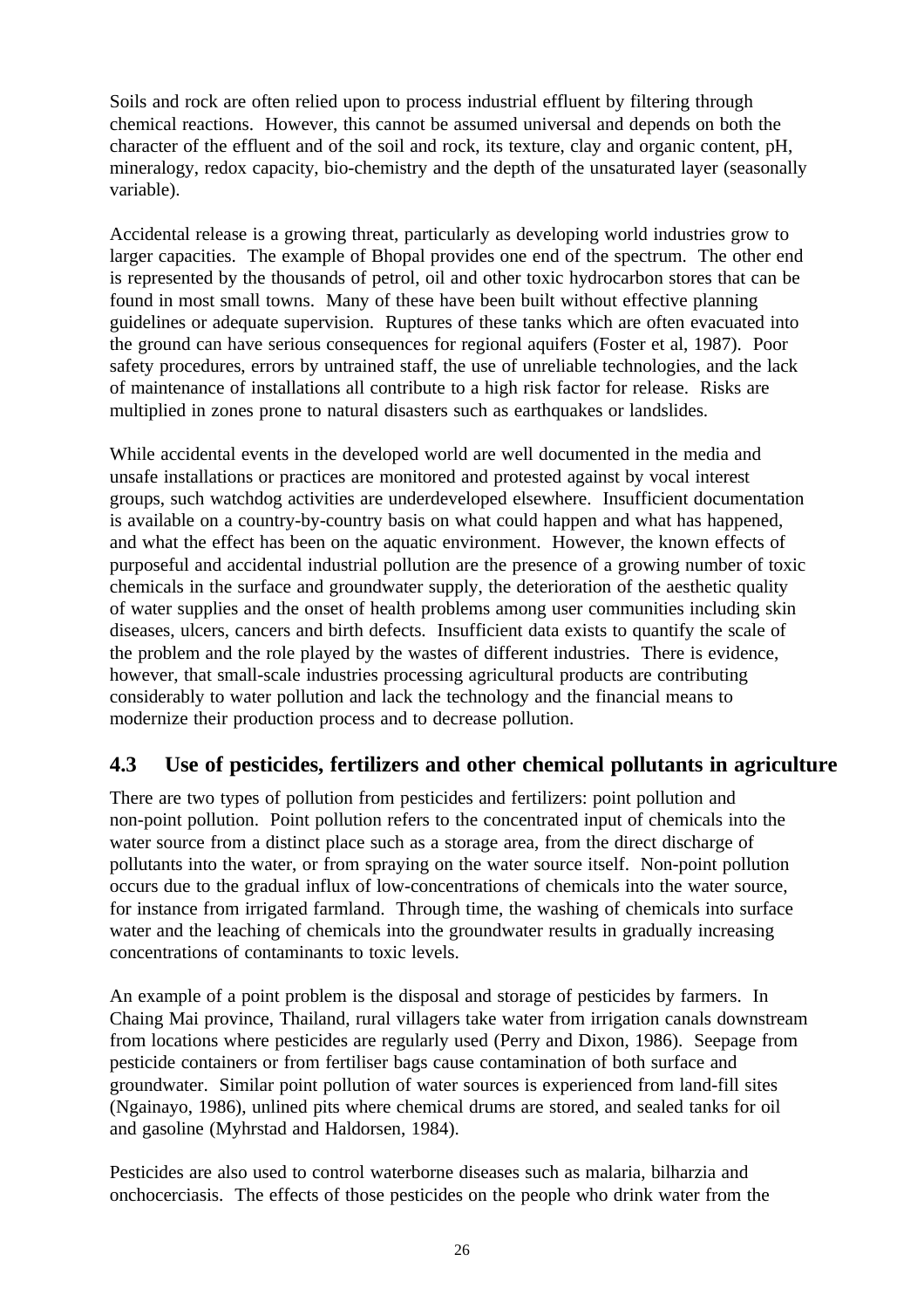Soils and rock are often relied upon to process industrial effluent by filtering through chemical reactions. However, this cannot be assumed universal and depends on both the character of the effluent and of the soil and rock, its texture, clay and organic content, pH, mineralogy, redox capacity, bio-chemistry and the depth of the unsaturated layer (seasonally variable).

Accidental release is a growing threat, particularly as developing world industries grow to larger capacities. The example of Bhopal provides one end of the spectrum. The other end is represented by the thousands of petrol, oil and other toxic hydrocarbon stores that can be found in most small towns. Many of these have been built without effective planning guidelines or adequate supervision. Ruptures of these tanks which are often evacuated into the ground can have serious consequences for regional aquifers (Foster et al, 1987). Poor safety procedures, errors by untrained staff, the use of unreliable technologies, and the lack of maintenance of installations all contribute to a high risk factor for release. Risks are multiplied in zones prone to natural disasters such as earthquakes or landslides.

While accidental events in the developed world are well documented in the media and unsafe installations or practices are monitored and protested against by vocal interest groups, such watchdog activities are underdeveloped elsewhere. Insufficient documentation is available on a country-by-country basis on what could happen and what has happened, and what the effect has been on the aquatic environment. However, the known effects of purposeful and accidental industrial pollution are the presence of a growing number of toxic chemicals in the surface and groundwater supply, the deterioration of the aesthetic quality of water supplies and the onset of health problems among user communities including skin diseases, ulcers, cancers and birth defects. Insufficient data exists to quantify the scale of the problem and the role played by the wastes of different industries. There is evidence, however, that small-scale industries processing agricultural products are contributing considerably to water pollution and lack the technology and the financial means to modernize their production process and to decrease pollution.

## 4.3 Use of pesticides, fertilizers and other chemical pollutants in agriculture

There are two types of pollution from pesticides and fertilizers: point pollution and non-point pollution. Point pollution refers to the concentrated input of chemicals into the water source from a distinct place such as a storage area, from the direct discharge of pollutants into the water, or from spraying on the water source itself. Non-point pollution occurs due to the gradual influx of low-concentrations of chemicals into the water source, for instance from irrigated farmland. Through time, the washing of chemicals into surface water and the leaching of chemicals into the groundwater results in gradually increasing concentrations of contaminants to toxic levels.

An example of a point problem is the disposal and storage of pesticides by farmers. In Chaing Mai province, Thailand, rural villagers take water from irrigation canals downstream from locations where pesticides are regularly used (Perry and Dixon, 1986). Seepage from pesticide containers or from fertiliser bags cause contamination of both surface and groundwater. Similar point pollution of water sources is experienced from land-fill sites (Ngainayo, 1986), unlined pits where chemical drums are stored, and sealed tanks for oil and gasoline (Myhrstad and Haldorsen, 1984).

Pesticides are also used to control waterborne diseases such as malaria, bilharzia and onchocerciasis. The effects of those pesticides on the people who drink water from the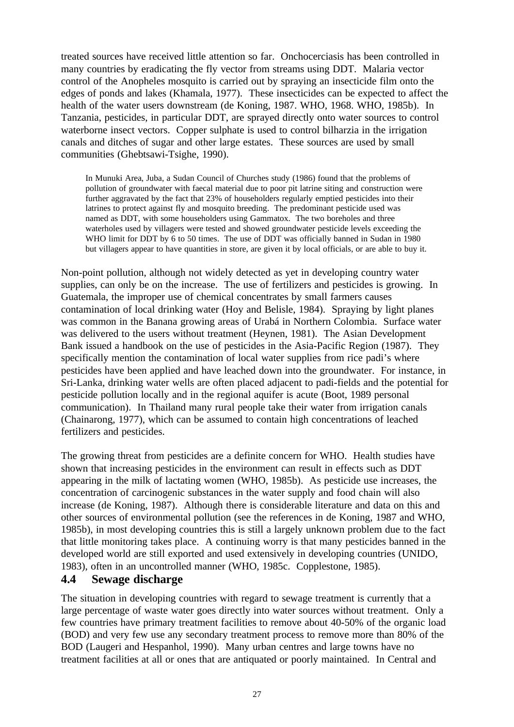treated sources have received little attention so far. Onchocerciasis has been controlled in many countries by eradicating the fly vector from streams using DDT. Malaria vector control of the Anopheles mosquito is carried out by spraying an insecticide film onto the edges of ponds and lakes (Khamala, 1977). These insecticides can be expected to affect the health of the water users downstream (de Koning, 1987. WHO, 1968. WHO, 1985b). In Tanzania, pesticides, in particular DDT, are sprayed directly onto water sources to control waterborne insect vectors. Copper sulphate is used to control bilharzia in the irrigation canals and ditches of sugar and other large estates. These sources are used by small communities (Ghebtsawi-Tsighe, 1990).

> In Munuki Area, Juba, a Sudan Council of Churches study (1986) found that the problems of pollution of groundwater with faecal material due to poor pit latrine siting and construction were further aggravated by the fact that 23% of householders regularly emptied pesticides into their latrines to protect against fly and mosquito breeding. The predominant pesticide used was named as DDT, with some householders using Gammatox. The two boreholes and three waterholes used by villagers were tested and showed groundwater pesticide levels exceeding the WHO limit for DDT by 6 to 50 times. The use of DDT was officially banned in Sudan in 1980 but villagers appear to have quantities in store, are given it by local officials, or are able to buy it.

Non-point pollution, although not widely detected as yet in developing country water supplies, can only be on the increase. The use of fertilizers and pesticides is growing. In Guatemala, the improper use of chemical concentrates by small farmers causes contamination of local drinking water (Hoy and Belisle, 1984). Spraying by light planes was common in the Banana growing areas of Urabá in Northern Colombia. Surface water was delivered to the users without treatment (Heynen, 1981). The Asian Development Bank issued a handbook on the use of pesticides in the Asia-Pacific Region (1987). They specifically mention the contamination of local water supplies from rice padi's where pesticides have been applied and have leached down into the groundwater. For instance, in Sri-Lanka, drinking water wells are often placed adjacent to padi-fields and the potential for pesticide pollution locally and in the regional aquifer is acute (Boot, 1989 personal communication). In Thailand many rural people take their water from irrigation canals (Chainarong, 1977), which can be assumed to contain high concentrations of leached fertilizers and pesticides.

The growing threat from pesticides are a definite concern for WHO. Health studies have shown that increasing pesticides in the environment can result in effects such as DDT appearing in the milk of lactating women (WHO, 1985b). As pesticide use increases, the concentration of carcinogenic substances in the water supply and food chain will also increase (de Koning, 1987). Although there is considerable literature and data on this and other sources of environmental pollution (see the references in de Koning, 1987 and WHO, 1985b), in most developing countries this is still a largely unknown problem due to the fact that little monitoring takes place. A continuing worry is that many pesticides banned in the developed world are still exported and used extensively in developing countries (UNIDO, 1983), often in an uncontrolled manner (WHO, 1985c. Copplestone, 1985).

## 4.4 Sewage discharge

The situation in developing countries with regard to sewage treatment is currently that a large percentage of waste water goes directly into water sources without treatment. Only a few countries have primary treatment facilities to remove about 40-50% of the organic load (BOD) and very few use any secondary treatment process to remove more than 80% of the BOD (Laugeri and Hespanhol, 1990). Many urban centres and large towns have no treatment facilities at all or ones that are antiquated or poorly maintained. In Central and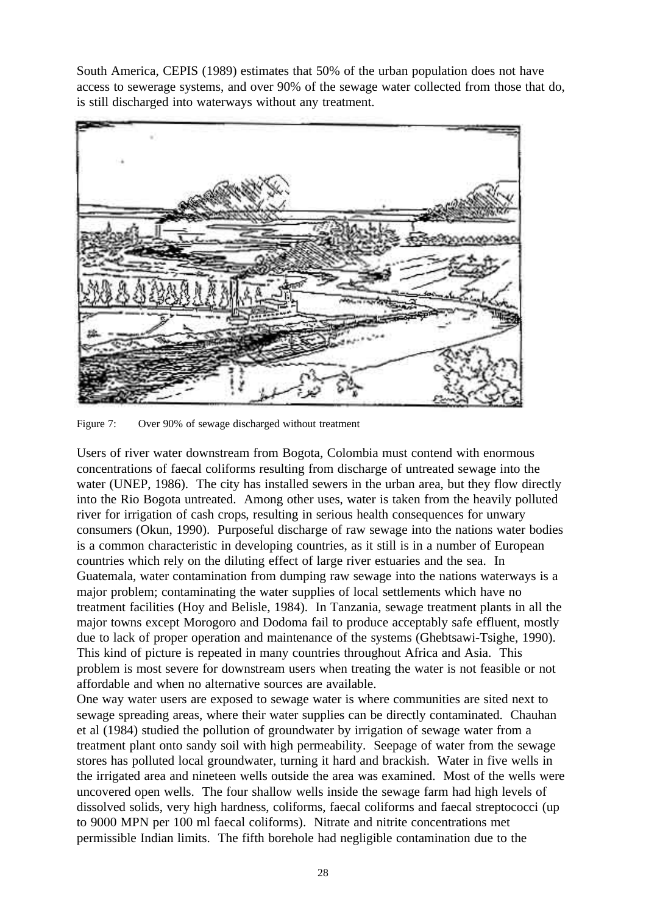South America, CEPIS (1989) estimates that 50% of the urban population does not have access to sewerage systems, and over 90% of the sewage water collected from those that do, is still discharged into waterways without any treatment.

Figure 7: Over 90% of sewage discharged without treatment

Users of river water downstream from Bogota, Colombia must contend with enormous concentrations of faecal coliforms resulting from discharge of untreated sewage into the water (UNEP, 1986). The city has installed sewers in the urban area, but they flow directly into the Rio Bogota untreated. Among other uses, water is taken from the heavily polluted river for irrigation of cash crops, resulting in serious health consequences for unwary consumers (Okun, 1990). Purposeful discharge of raw sewage into the nations water bodies is a common characteristic in developing countries, as it still is in a number of European countries which rely on the diluting effect of large river estuaries and the sea. In Guatemala, water contamination from dumping raw sewage into the nations waterways is a major problem; contaminating the water supplies of local settlements which have no treatment facilities (Hoy and Belisle, 1984). In Tanzania, sewage treatment plants in all the major towns except Morogoro and Dodoma fail to produce acceptably safe effluent, mostly due to lack of proper operation and maintenance of the systems (Ghebtsawi-Tsighe, 1990). This kind of picture is repeated in many countries throughout Africa and Asia. This problem is most severe for downstream users when treating the water is not feasible or not affordable and when no alternative sources are available.

One way water users are exposed to sewage water is where communities are sited next to sewage spreading areas, where their water supplies can be directly contaminated. Chauhan et al (1984) studied the pollution of groundwater by irrigation of sewage water from a treatment plant onto sandy soil with high permeability. Seepage of water from the sewage stores has polluted local groundwater, turning it hard and brackish. Water in five wells in the irrigated area and nineteen wells outside the area was examined. Most of the wells were uncovered open wells. The four shallow wells inside the sewage farm had high levels of dissolved solids, very high hardness, coliforms, faecal coliforms and faecal streptococci (up to 9000 MPN per 100 ml faecal coliforms). Nitrate and nitrite concentrations met permissible Indian limits. The fifth borehole had negligible contamination due to the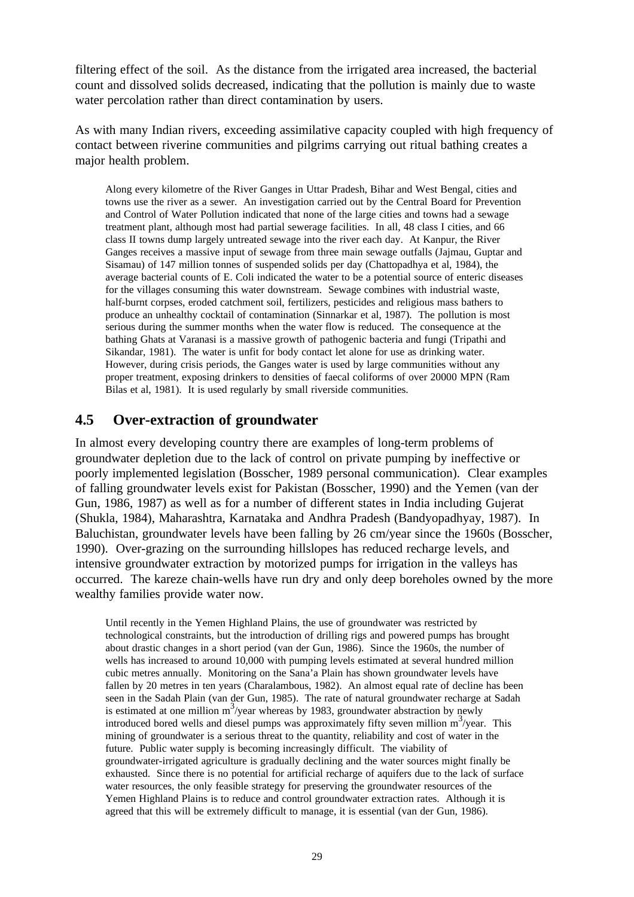filtering effect of the soil. As the distance from the irrigated area increased, the bacterial count and dissolved solids decreased, indicating that the pollution is mainly due to waste water percolation rather than direct contamination by users.

As with many Indian rivers, exceeding assimilative capacity coupled with high frequency of contact between riverine communities and pilgrims carrying out ritual bathing creates a major health problem.

> Along every kilometre of the River Ganges in Uttar Pradesh, Bihar and West Bengal, cities and towns use the river as a sewer. An investigation carried out by the Central Board for Prevention and Control of Water Pollution indicated that none of the large cities and towns had a sewage treatment plant, although most had partial sewerage facilities. In all, 48 class I cities, and 66 class II towns dump largely untreated sewage into the river each day. At Kanpur, the River Ganges receives a massive input of sewage from three main sewage outfalls (Jajmau, Guptar and Sisamau) of 147 million tonnes of suspended solids per day (Chattopadhya et al, 1984), the average bacterial counts of E. Coli indicated the water to be a potential source of enteric diseases for the villages consuming this water downstream. Sewage combines with industrial waste, half-burnt corpses, eroded catchment soil, fertilizers, pesticides and religious mass bathers to produce an unhealthy cocktail of contamination (Sinnarkar et al, 1987). The pollution is most serious during the summer months when the water flow is reduced. The consequence at the bathing Ghats at Varanasi is a massive growth of pathogenic bacteria and fungi (Tripathi and Sikandar, 1981). The water is unfit for body contact let alone for use as drinking water. However, during crisis periods, the Ganges water is used by large communities without any proper treatment, exposing drinkers to densities of faecal coliforms of over 20000 MPN (Ram Bilas et al, 1981). It is used regularly by small riverside communities.

## 4.5 Over-extraction of groundwater

In almost every developing country there are examples of long-term problems of groundwater depletion due to the lack of control on private pumping by ineffective or poorly implemented legislation (Bosscher, 1989 personal communication). Clear examples of falling groundwater levels exist for Pakistan (Bosscher, 1990) and the Yemen (van der Gun, 1986, 1987) as well as for a number of different states in India including Gujerat (Shukla, 1984), Maharashtra, Karnataka and Andhra Pradesh (Bandyopadhyay, 1987). In Baluchistan, groundwater levels have been falling by 26 cm/year since the 1960s (Bosscher, 1990). Over-grazing on the surrounding hillslopes has reduced recharge levels, and intensive groundwater extraction by motorized pumps for irrigation in the valleys has occurred. The kareze chain-wells have run dry and only deep boreholes owned by the more wealthy families provide water now.

> Until recently in the Yemen Highland Plains, the use of groundwater was restricted by technological constraints, but the introduction of drilling rigs and powered pumps has brought about drastic changes in a short period (van der Gun, 1986). Since the 1960s, the number of wells has increased to around 10,000 with pumping levels estimated at several hundred million cubic metres annually. Monitoring on the Sana'a Plain has shown groundwater levels have fallen by 20 metres in ten years (Charalambous, 1982). An almost equal rate of decline has been seen in the Sadah Plain (van der Gun, 1985). The rate of natural groundwater recharge at Sadah is estimated at one million $m^3$/year whereas by 1983, groundwater abstraction by newly introduced bored wells and diesel pumps was approximately fifty seven million $m^3$/year. This mining of groundwater is a serious threat to the quantity, reliability and cost of water in the future. Public water supply is becoming increasingly difficult. The viability of groundwater-irrigated agriculture is gradually declining and the water sources might finally be exhausted. Since there is no potential for artificial recharge of aquifers due to the lack of surface water resources, the only feasible strategy for preserving the groundwater resources of the Yemen Highland Plains is to reduce and control groundwater extraction rates. Although it is agreed that this will be extremely difficult to manage, it is essential (van der Gun, 1986).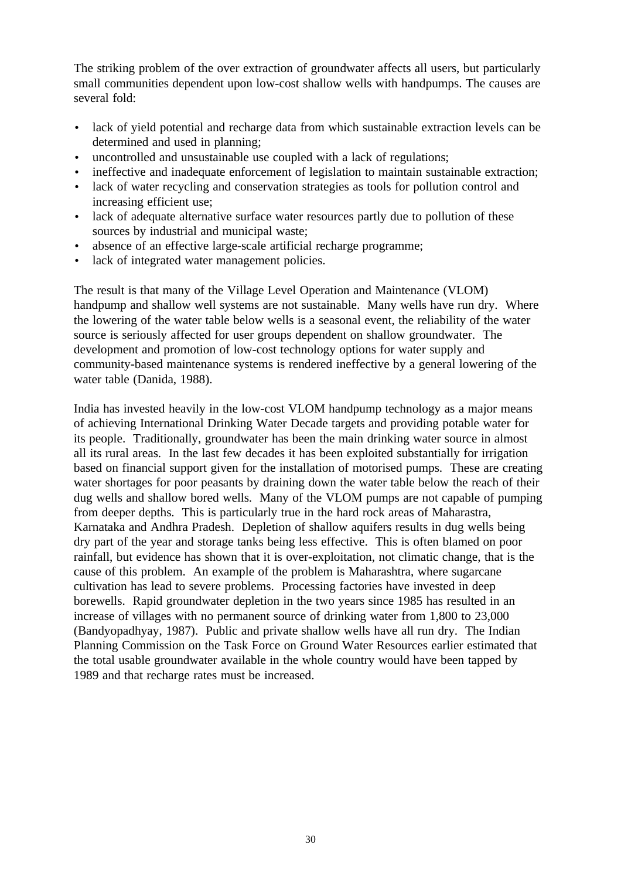The striking problem of the over extraction of groundwater affects all users, but particularly small communities dependent upon low-cost shallow wells with handpumps. The causes are several fold:

- lack of yield potential and recharge data from which sustainable extraction levels can be determined and used in planning;
- uncontrolled and unsustainable use coupled with a lack of regulations;
- ineffective and inadequate enforcement of legislation to maintain sustainable extraction;
- lack of water recycling and conservation strategies as tools for pollution control and increasing efficient use;
- lack of adequate alternative surface water resources partly due to pollution of these sources by industrial and municipal waste;
- absence of an effective large-scale artificial recharge programme;
- lack of integrated water management policies.

The result is that many of the Village Level Operation and Maintenance (VLOM) handpump and shallow well systems are not sustainable. Many wells have run dry. Where the lowering of the water table below wells is a seasonal event, the reliability of the water source is seriously affected for user groups dependent on shallow groundwater. The development and promotion of low-cost technology options for water supply and community-based maintenance systems is rendered ineffective by a general lowering of the water table (Danida, 1988).

India has invested heavily in the low-cost VLOM handpump technology as a major means of achieving International Drinking Water Decade targets and providing potable water for its people. Traditionally, groundwater has been the main drinking water source in almost all its rural areas. In the last few decades it has been exploited substantially for irrigation based on financial support given for the installation of motorised pumps. These are creating water shortages for poor peasants by draining down the water table below the reach of their dug wells and shallow bored wells. Many of the VLOM pumps are not capable of pumping from deeper depths. This is particularly true in the hard rock areas of Maharastra, Karnataka and Andhra Pradesh. Depletion of shallow aquifers results in dug wells being dry part of the year and storage tanks being less effective. This is often blamed on poor rainfall, but evidence has shown that it is over-exploitation, not climatic change, that is the cause of this problem. An example of the problem is Maharashtra, where sugarcane cultivation has lead to severe problems. Processing factories have invested in deep borewells. Rapid groundwater depletion in the two years since 1985 has resulted in an increase of villages with no permanent source of drinking water from 1,800 to 23,000 (Bandyopadhyay, 1987). Public and private shallow wells have all run dry. The Indian Planning Commission on the Task Force on Ground Water Resources earlier estimated that the total usable groundwater available in the whole country would have been tapped by 1989 and that recharge rates must be increased.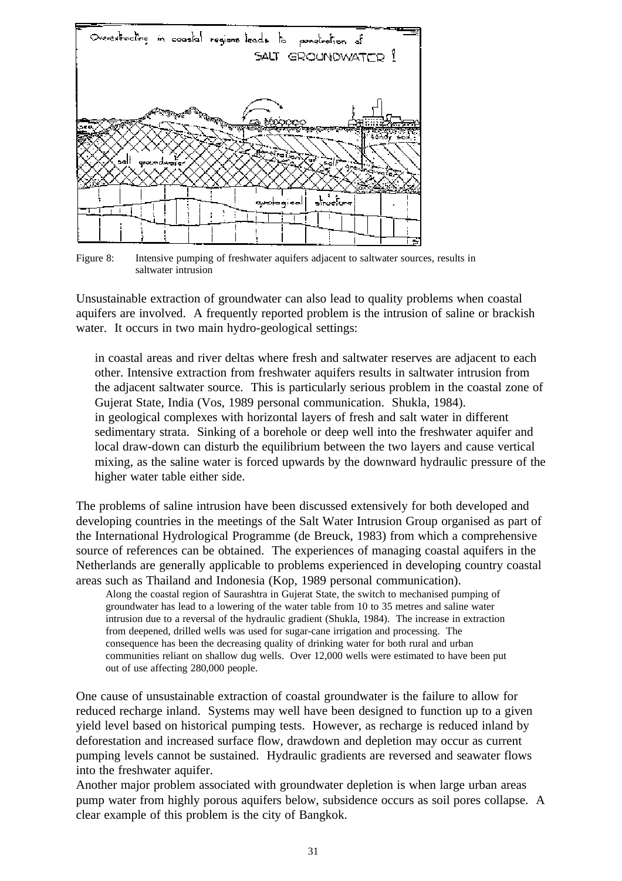Figure 8: Intensive pumping of freshwater aquifers adjacent to saltwater sources, results in saltwater intrusion

Unsustainable extraction of groundwater can also lead to quality problems when coastal aquifers are involved. A frequently reported problem is the intrusion of saline or brackish water. It occurs in two main hydro-geological settings:

- in coastal areas and river deltas where fresh and saltwater reserves are adjacent to each other. Intensive extraction from freshwater aquifers results in saltwater intrusion from the adjacent saltwater source. This is particularly serious problem in the coastal zone of Gujerat State, India (Vos, 1989 personal communication. Shukla, 1984).
- in geological complexes with horizontal layers of fresh and salt water in different sedimentary strata. Sinking of a borehole or deep well into the freshwater aquifer and local draw-down can disturb the equilibrium between the two layers and cause vertical mixing, as the saline water is forced upwards by the downward hydraulic pressure of the higher water table either side.

The problems of saline intrusion have been discussed extensively for both developed and developing countries in the meetings of the Salt Water Intrusion Group organised as part of the International Hydrological Programme (de Breuck, 1983) from which a comprehensive source of references can be obtained. The experiences of managing coastal aquifers in the Netherlands are generally applicable to problems experienced in developing country coastal areas such as Thailand and Indonesia (Kop, 1989 personal communication).

> Along the coastal region of Saurashtra in Gujerat State, the switch to mechanised pumping of groundwater has lead to a lowering of the water table from 10 to 35 metres and saline water intrusion due to a reversal of the hydraulic gradient (Shukla, 1984). The increase in extraction from deepened, drilled wells was used for sugar-cane irrigation and processing. The consequence has been the decreasing quality of drinking water for both rural and urban communities reliant on shallow dug wells. Over 12,000 wells were estimated to have been put out of use affecting 280,000 people.

One cause of unsustainable extraction of coastal groundwater is the failure to allow for reduced recharge inland. Systems may well have been designed to function up to a given yield level based on historical pumping tests. However, as recharge is reduced inland by deforestation and increased surface flow, drawdown and depletion may occur as current pumping levels cannot be sustained. Hydraulic gradients are reversed and seawater flows into the freshwater aquifer.

Another major problem associated with groundwater depletion is when large urban areas pump water from highly porous aquifers below, subsidence occurs as soil pores collapse. A clear example of this problem is the city of Bangkok.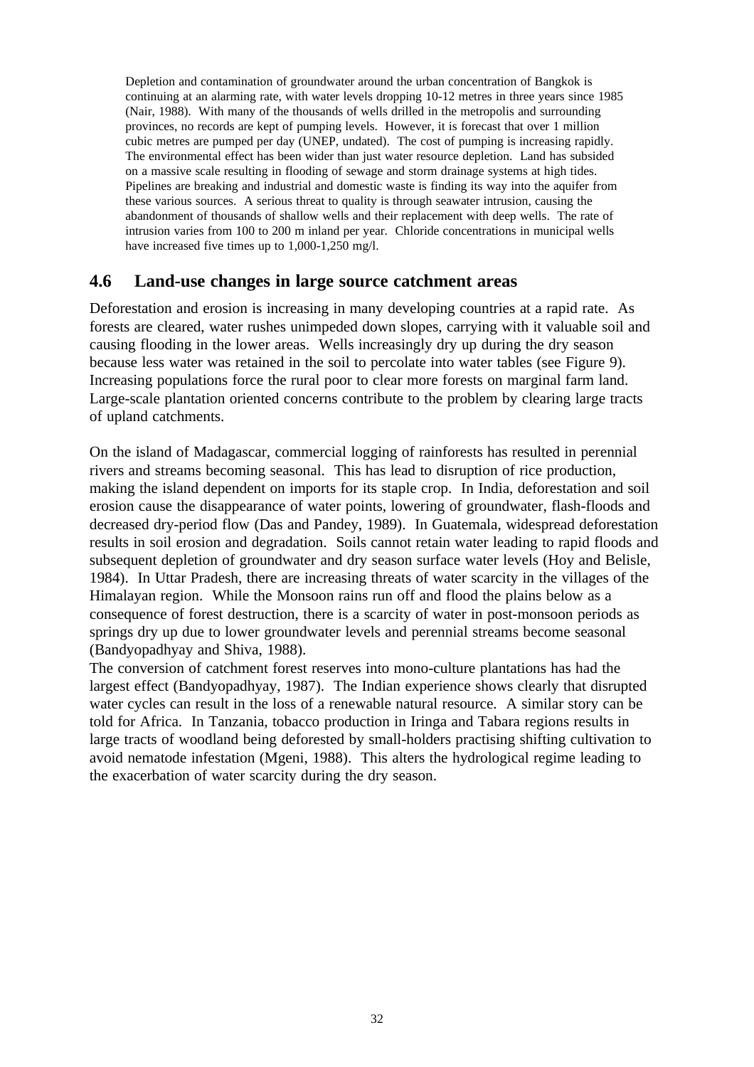Depletion and contamination of groundwater around the urban concentration of Bangkok is continuing at an alarming rate, with water levels dropping 10-12 metres in three years since 1985 (Nair, 1988). With many of the thousands of wells drilled in the metropolis and surrounding provinces, no records are kept of pumping levels. However, it is forecast that over 1 million cubic metres are pumped per day (UNEP, undated). The cost of pumping is increasing rapidly. The environmental effect has been wider than just water resource depletion. Land has subsided on a massive scale resulting in flooding of sewage and storm drainage systems at high tides. Pipelines are breaking and industrial and domestic waste is finding its way into the aquifer from these various sources. A serious threat to quality is through seawater intrusion, causing the abandonment of thousands of shallow wells and their replacement with deep wells. The rate of intrusion varies from 100 to 200 m inland per year. Chloride concentrations in municipal wells have increased five times up to 1,000-1,250 mg/l.

## 4.6 Land-use changes in large source catchment areas

Deforestation and erosion is increasing in many developing countries at a rapid rate. As forests are cleared, water rushes unimpeded down slopes, carrying with it valuable soil and causing flooding in the lower areas. Wells increasingly dry up during the dry season because less water was retained in the soil to percolate into water tables (see Figure 9). Increasing populations force the rural poor to clear more forests on marginal farm land. Large-scale plantation oriented concerns contribute to the problem by clearing large tracts of upland catchments.

On the island of Madagascar, commercial logging of rainforests has resulted in perennial rivers and streams becoming seasonal. This has lead to disruption of rice production, making the island dependent on imports for its staple crop. In India, deforestation and soil erosion cause the disappearance of water points, lowering of groundwater, flash-floods and decreased dry-period flow (Das and Pandey, 1989). In Guatemala, widespread deforestation results in soil erosion and degradation. Soils cannot retain water leading to rapid floods and subsequent depletion of groundwater and dry season surface water levels (Hoy and Belisle, 1984). In Uttar Pradesh, there are increasing threats of water scarcity in the villages of the Himalayan region. While the Monsoon rains run off and flood the plains below as a consequence of forest destruction, there is a scarcity of water in post-monsoon periods as springs dry up due to lower groundwater levels and perennial streams become seasonal (Bandyopadhyay and Shiva, 1988).
The conversion of catchment forest reserves into mono-culture plantations has had the largest effect (Bandyopadhyay, 1987). The Indian experience shows clearly that disrupted water cycles can result in the loss of a renewable natural resource. A similar story can be told for Africa. In Tanzania, tobacco production in Iringa and Tabara regions results in large tracts of woodland being deforested by small-holders practising shifting cultivation to avoid nematode infestation (Mgeni, 1988). This alters the hydrological regime leading to the exacerbation of water scarcity during the dry season.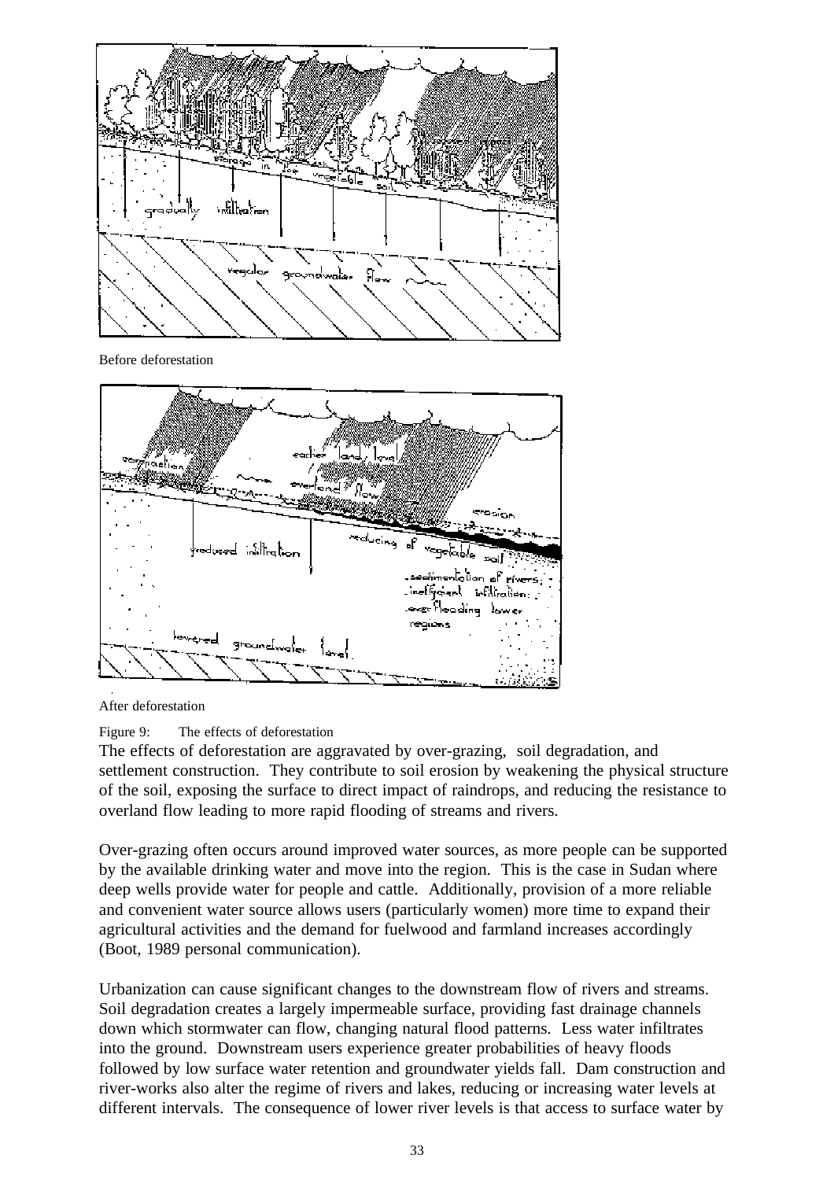Before deforestation

After deforestation

Figure 9: The effects of deforestation

The effects of deforestation are aggravated by over-grazing, soil degradation, and settlement construction. They contribute to soil erosion by weakening the physical structure of the soil, exposing the surface to direct impact of raindrops, and reducing the resistance to overland flow leading to more rapid flooding of streams and rivers.

Over-grazing often occurs around improved water sources, as more people can be supported by the available drinking water and move into the region. This is the case in Sudan where deep wells provide water for people and cattle. Additionally, provision of a more reliable and convenient water source allows users (particularly women) more time to expand their agricultural activities and the demand for fuelwood and farmland increases accordingly (Boot, 1989 personal communication).

Urbanization can cause significant changes to the downstream flow of rivers and streams. Soil degradation creates a largely impermeable surface, providing fast drainage channels down which stormwater can flow, changing natural flood patterns. Less water infiltrates into the ground. Downstream users experience greater probabilities of heavy floods followed by low surface water retention and groundwater yields fall. Dam construction and river-works also alter the regime of rivers and lakes, reducing or increasing water levels at different intervals. The consequence of lower river levels is that access to surface water by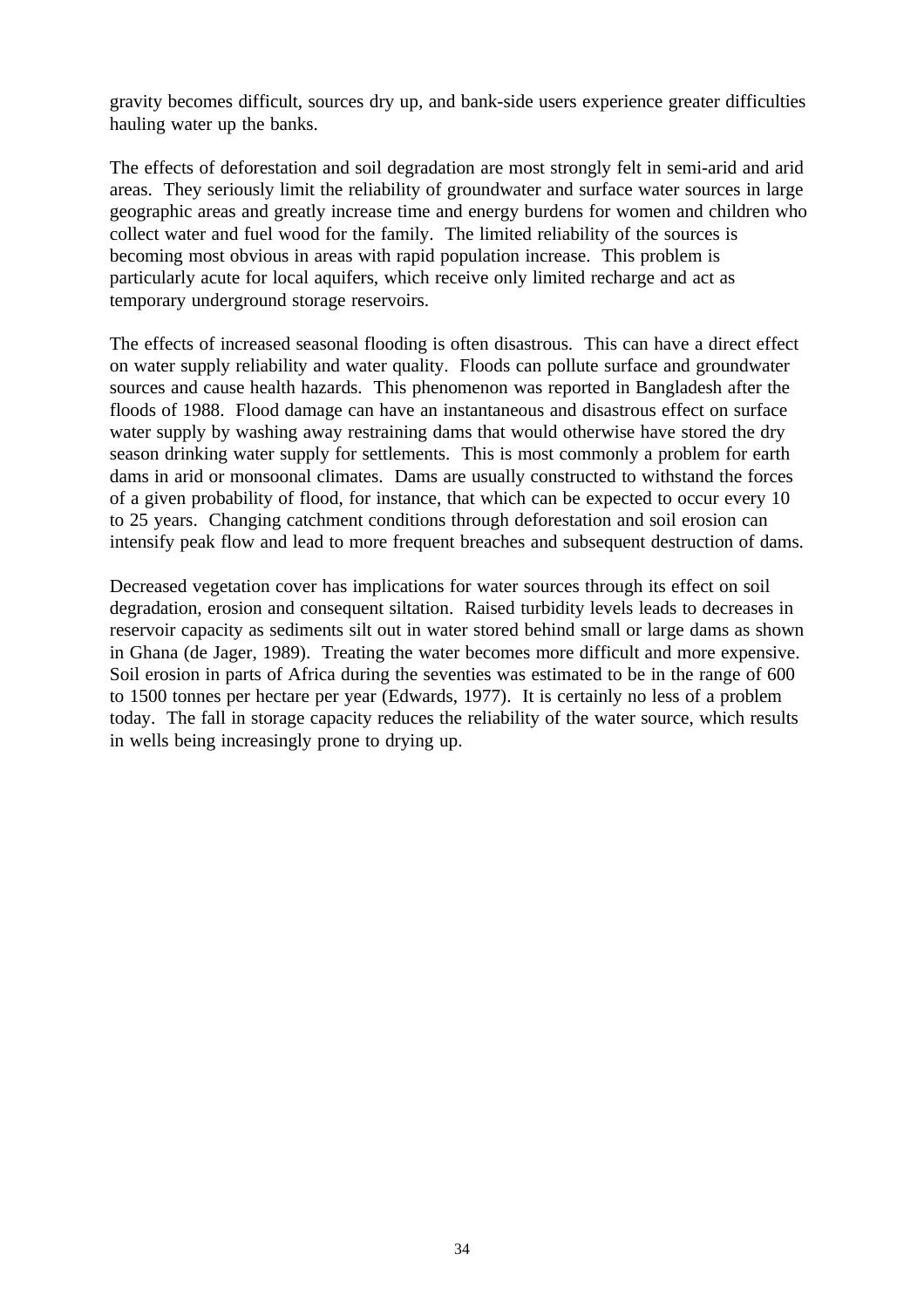gravity becomes difficult, sources dry up, and bank-side users experience greater difficulties hauling water up the banks.

The effects of deforestation and soil degradation are most strongly felt in semi-arid and arid areas. They seriously limit the reliability of groundwater and surface water sources in large geographic areas and greatly increase time and energy burdens for women and children who collect water and fuel wood for the family. The limited reliability of the sources is becoming most obvious in areas with rapid population increase. This problem is particularly acute for local aquifers, which receive only limited recharge and act as temporary underground storage reservoirs.

The effects of increased seasonal flooding is often disastrous. This can have a direct effect on water supply reliability and water quality. Floods can pollute surface and groundwater sources and cause health hazards. This phenomenon was reported in Bangladesh after the floods of 1988. Flood damage can have an instantaneous and disastrous effect on surface water supply by washing away restraining dams that would otherwise have stored the dry season drinking water supply for settlements. This is most commonly a problem for earth dams in arid or monsoonal climates. Dams are usually constructed to withstand the forces of a given probability of flood, for instance, that which can be expected to occur every 10 to 25 years. Changing catchment conditions through deforestation and soil erosion can intensify peak flow and lead to more frequent breaches and subsequent destruction of dams.

Decreased vegetation cover has implications for water sources through its effect on soil degradation, erosion and consequent siltation. Raised turbidity levels leads to decreases in reservoir capacity as sediments silt out in water stored behind small or large dams as shown in Ghana (de Jager, 1989). Treating the water becomes more difficult and more expensive. Soil erosion in parts of Africa during the seventies was estimated to be in the range of 600 to 1500 tonnes per hectare per year (Edwards, 1977). It is certainly no less of a problem today. The fall in storage capacity reduces the reliability of the water source, which results in wells being increasingly prone to drying up.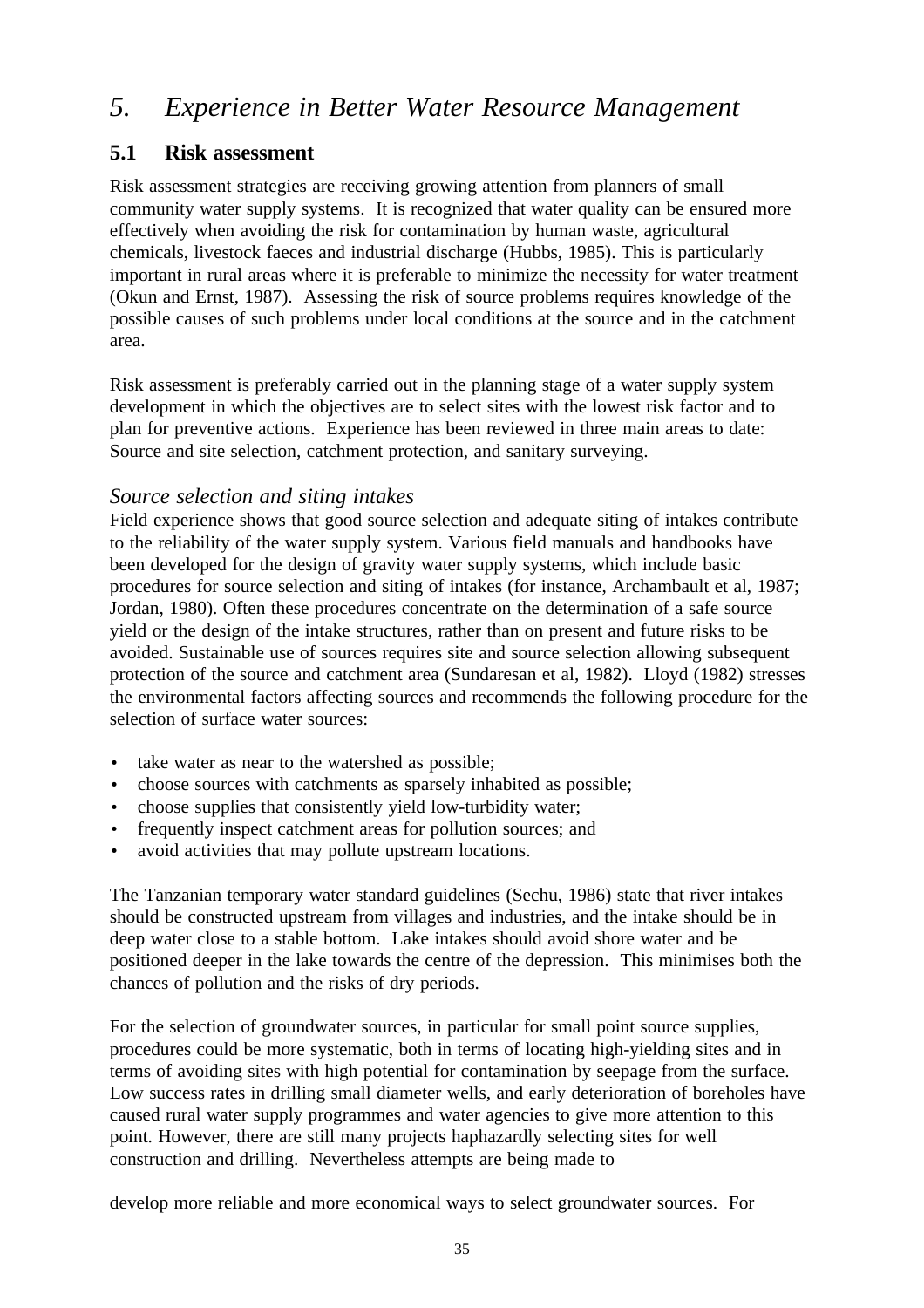# 5. *Experience in Better Water Resource Management*

## 5.1 Risk assessment

Risk assessment strategies are receiving growing attention from planners of small community water supply systems. It is recognized that water quality can be ensured more effectively when avoiding the risk for contamination by human waste, agricultural chemicals, livestock faeces and industrial discharge (Hubbs, 1985). This is particularly important in rural areas where it is preferable to minimize the necessity for water treatment (Okun and Ernst, 1987). Assessing the risk of source problems requires knowledge of the possible causes of such problems under local conditions at the source and in the catchment area.

Risk assessment is preferably carried out in the planning stage of a water supply system development in which the objectives are to select sites with the lowest risk factor and to plan for preventive actions. Experience has been reviewed in three main areas to date: Source and site selection, catchment protection, and sanitary surveying.

### *Source selection and siting intakes*

Field experience shows that good source selection and adequate siting of intakes contribute to the reliability of the water supply system. Various field manuals and handbooks have been developed for the design of gravity water supply systems, which include basic procedures for source selection and siting of intakes (for instance, Archambault et al, 1987; Jordan, 1980). Often these procedures concentrate on the determination of a safe source yield or the design of the intake structures, rather than on present and future risks to be avoided. Sustainable use of sources requires site and source selection allowing subsequent protection of the source and catchment area (Sundaresan et al, 1982). Lloyd (1982) stresses the environmental factors affecting sources and recommends the following procedure for the selection of surface water sources:

- take water as near to the watershed as possible;
- choose sources with catchments as sparsely inhabited as possible;
- choose supplies that consistently yield low-turbidity water;
- frequently inspect catchment areas for pollution sources; and
- avoid activities that may pollute upstream locations.

The Tanzanian temporary water standard guidelines (Sechu, 1986) state that river intakes should be constructed upstream from villages and industries, and the intake should be in deep water close to a stable bottom. Lake intakes should avoid shore water and be positioned deeper in the lake towards the centre of the depression. This minimises both the chances of pollution and the risks of dry periods.

For the selection of groundwater sources, in particular for small point source supplies, procedures could be more systematic, both in terms of locating high-yielding sites and in terms of avoiding sites with high potential for contamination by seepage from the surface. Low success rates in drilling small diameter wells, and early deterioration of boreholes have caused rural water supply programmes and water agencies to give more attention to this point. However, there are still many projects haphazardly selecting sites for well construction and drilling. Nevertheless attempts are being made to

develop more reliable and more economical ways to select groundwater sources. For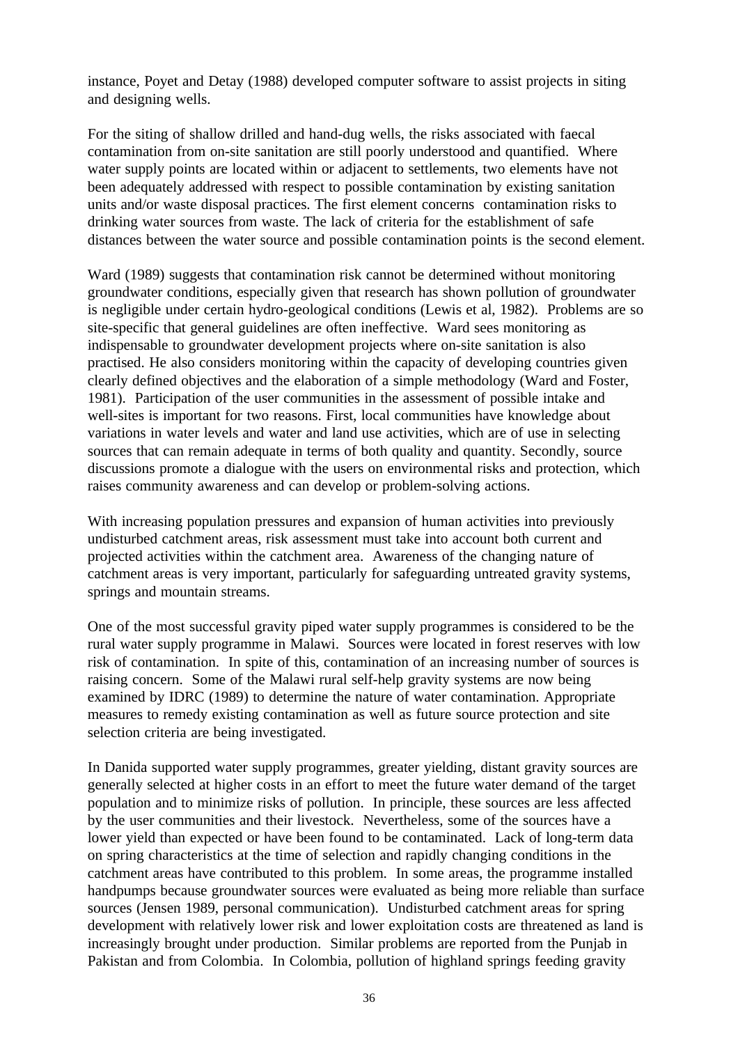instance, Poyet and Detay (1988) developed computer software to assist projects in siting and designing wells.

For the siting of shallow drilled and hand-dug wells, the risks associated with faecal contamination from on-site sanitation are still poorly understood and quantified. Where water supply points are located within or adjacent to settlements, two elements have not been adequately addressed with respect to possible contamination by existing sanitation units and/or waste disposal practices. The first element concerns contamination risks to drinking water sources from waste. The lack of criteria for the establishment of safe distances between the water source and possible contamination points is the second element.

Ward (1989) suggests that contamination risk cannot be determined without monitoring groundwater conditions, especially given that research has shown pollution of groundwater is negligible under certain hydro-geological conditions (Lewis et al, 1982). Problems are so site-specific that general guidelines are often ineffective. Ward sees monitoring as indispensable to groundwater development projects where on-site sanitation is also practised. He also considers monitoring within the capacity of developing countries given clearly defined objectives and the elaboration of a simple methodology (Ward and Foster, 1981). Participation of the user communities in the assessment of possible intake and well-sites is important for two reasons. First, local communities have knowledge about variations in water levels and water and land use activities, which are of use in selecting sources that can remain adequate in terms of both quality and quantity. Secondly, source discussions promote a dialogue with the users on environmental risks and protection, which raises community awareness and can develop or problem-solving actions.

With increasing population pressures and expansion of human activities into previously undisturbed catchment areas, risk assessment must take into account both current and projected activities within the catchment area. Awareness of the changing nature of catchment areas is very important, particularly for safeguarding untreated gravity systems, springs and mountain streams.

One of the most successful gravity piped water supply programmes is considered to be the rural water supply programme in Malawi. Sources were located in forest reserves with low risk of contamination. In spite of this, contamination of an increasing number of sources is raising concern. Some of the Malawi rural self-help gravity systems are now being examined by IDRC (1989) to determine the nature of water contamination. Appropriate measures to remedy existing contamination as well as future source protection and site selection criteria are being investigated.

In Danida supported water supply programmes, greater yielding, distant gravity sources are generally selected at higher costs in an effort to meet the future water demand of the target population and to minimize risks of pollution. In principle, these sources are less affected by the user communities and their livestock. Nevertheless, some of the sources have a lower yield than expected or have been found to be contaminated. Lack of long-term data on spring characteristics at the time of selection and rapidly changing conditions in the catchment areas have contributed to this problem. In some areas, the programme installed handpumps because groundwater sources were evaluated as being more reliable than surface sources (Jensen 1989, personal communication). Undisturbed catchment areas for spring development with relatively lower risk and lower exploitation costs are threatened as land is increasingly brought under production. Similar problems are reported from the Punjab in Pakistan and from Colombia. In Colombia, pollution of highland springs feeding gravity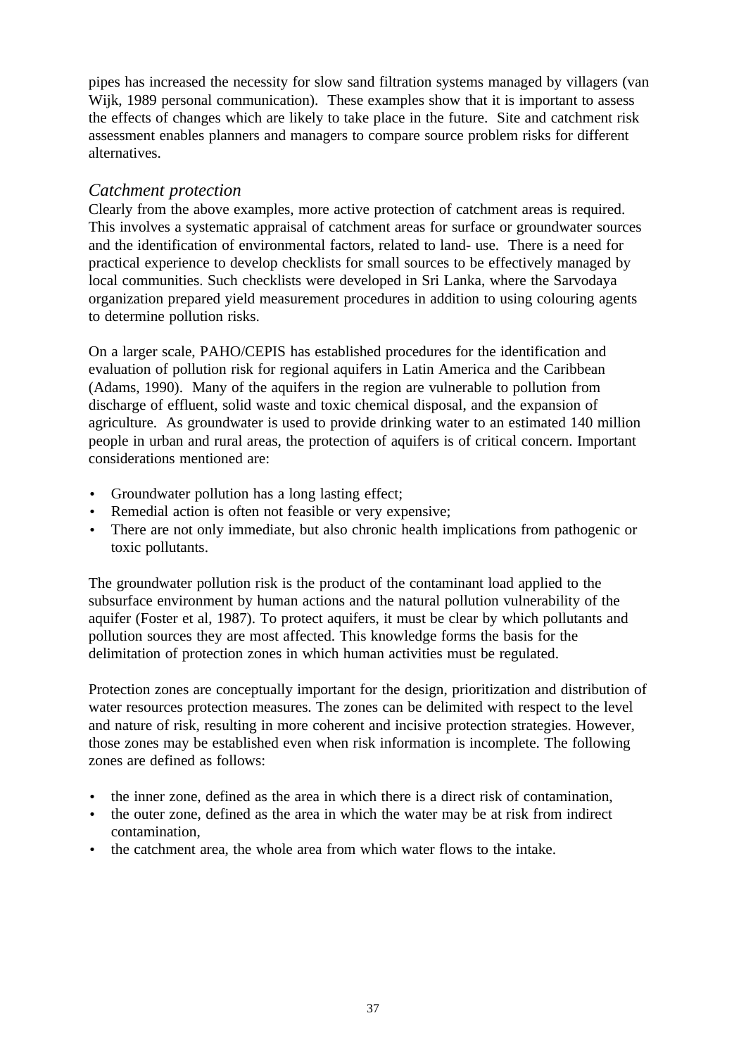pipes has increased the necessity for slow sand filtration systems managed by villagers (van Wijk, 1989 personal communication). These examples show that it is important to assess the effects of changes which are likely to take place in the future. Site and catchment risk assessment enables planners and managers to compare source problem risks for different alternatives.

### *Catchment protection*

Clearly from the above examples, more active protection of catchment areas is required. This involves a systematic appraisal of catchment areas for surface or groundwater sources and the identification of environmental factors, related to land- use. There is a need for practical experience to develop checklists for small sources to be effectively managed by local communities. Such checklists were developed in Sri Lanka, where the Sarvodaya organization prepared yield measurement procedures in addition to using colouring agents to determine pollution risks.

On a larger scale, PAHO/CEPIS has established procedures for the identification and evaluation of pollution risk for regional aquifers in Latin America and the Caribbean (Adams, 1990). Many of the aquifers in the region are vulnerable to pollution from discharge of effluent, solid waste and toxic chemical disposal, and the expansion of agriculture. As groundwater is used to provide drinking water to an estimated 140 million people in urban and rural areas, the protection of aquifers is of critical concern. Important considerations mentioned are:

- Groundwater pollution has a long lasting effect;
- Remedial action is often not feasible or very expensive;
- There are not only immediate, but also chronic health implications from pathogenic or toxic pollutants.

The groundwater pollution risk is the product of the contaminant load applied to the subsurface environment by human actions and the natural pollution vulnerability of the aquifer (Foster et al, 1987). To protect aquifers, it must be clear by which pollutants and pollution sources they are most affected. This knowledge forms the basis for the delimitation of protection zones in which human activities must be regulated.

Protection zones are conceptually important for the design, prioritization and distribution of water resources protection measures. The zones can be delimited with respect to the level and nature of risk, resulting in more coherent and incisive protection strategies. However, those zones may be established even when risk information is incomplete. The following zones are defined as follows:

- the inner zone, defined as the area in which there is a direct risk of contamination,
- the outer zone, defined as the area in which the water may be at risk from indirect contamination,
- the catchment area, the whole area from which water flows to the intake.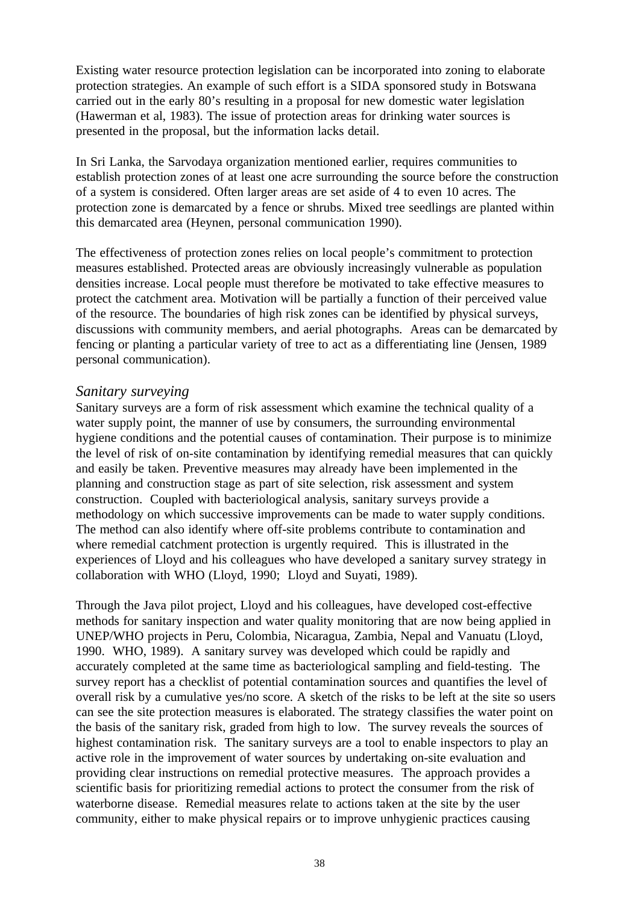Existing water resource protection legislation can be incorporated into zoning to elaborate protection strategies. An example of such effort is a SIDA sponsored study in Botswana carried out in the early 80's resulting in a proposal for new domestic water legislation (Hawerman et al, 1983). The issue of protection areas for drinking water sources is presented in the proposal, but the information lacks detail.

In Sri Lanka, the Sarvodaya organization mentioned earlier, requires communities to establish protection zones of at least one acre surrounding the source before the construction of a system is considered. Often larger areas are set aside of 4 to even 10 acres. The protection zone is demarcated by a fence or shrubs. Mixed tree seedlings are planted within this demarcated area (Heynen, personal communication 1990).

The effectiveness of protection zones relies on local people's commitment to protection measures established. Protected areas are obviously increasingly vulnerable as population densities increase. Local people must therefore be motivated to take effective measures to protect the catchment area. Motivation will be partially a function of their perceived value of the resource. The boundaries of high risk zones can be identified by physical surveys, discussions with community members, and aerial photographs. Areas can be demarcated by fencing or planting a particular variety of tree to act as a differentiating line (Jensen, 1989 personal communication).

### *Sanitary surveying*

Sanitary surveys are a form of risk assessment which examine the technical quality of a water supply point, the manner of use by consumers, the surrounding environmental hygiene conditions and the potential causes of contamination. Their purpose is to minimize the level of risk of on-site contamination by identifying remedial measures that can quickly and easily be taken. Preventive measures may already have been implemented in the planning and construction stage as part of site selection, risk assessment and system construction. Coupled with bacteriological analysis, sanitary surveys provide a methodology on which successive improvements can be made to water supply conditions. The method can also identify where off-site problems contribute to contamination and where remedial catchment protection is urgently required. This is illustrated in the experiences of Lloyd and his colleagues who have developed a sanitary survey strategy in collaboration with WHO (Lloyd, 1990; Lloyd and Suyati, 1989).

Through the Java pilot project, Lloyd and his colleagues, have developed cost-effective methods for sanitary inspection and water quality monitoring that are now being applied in UNEP/WHO projects in Peru, Colombia, Nicaragua, Zambia, Nepal and Vanuatu (Lloyd, 1990. WHO, 1989). A sanitary survey was developed which could be rapidly and accurately completed at the same time as bacteriological sampling and field-testing. The survey report has a checklist of potential contamination sources and quantifies the level of overall risk by a cumulative yes/no score. A sketch of the risks to be left at the site so users can see the site protection measures is elaborated. The strategy classifies the water point on the basis of the sanitary risk, graded from high to low. The survey reveals the sources of highest contamination risk. The sanitary surveys are a tool to enable inspectors to play an active role in the improvement of water sources by undertaking on-site evaluation and providing clear instructions on remedial protective measures. The approach provides a scientific basis for prioritizing remedial actions to protect the consumer from the risk of waterborne disease. Remedial measures relate to actions taken at the site by the user community, either to make physical repairs or to improve unhygienic practices causing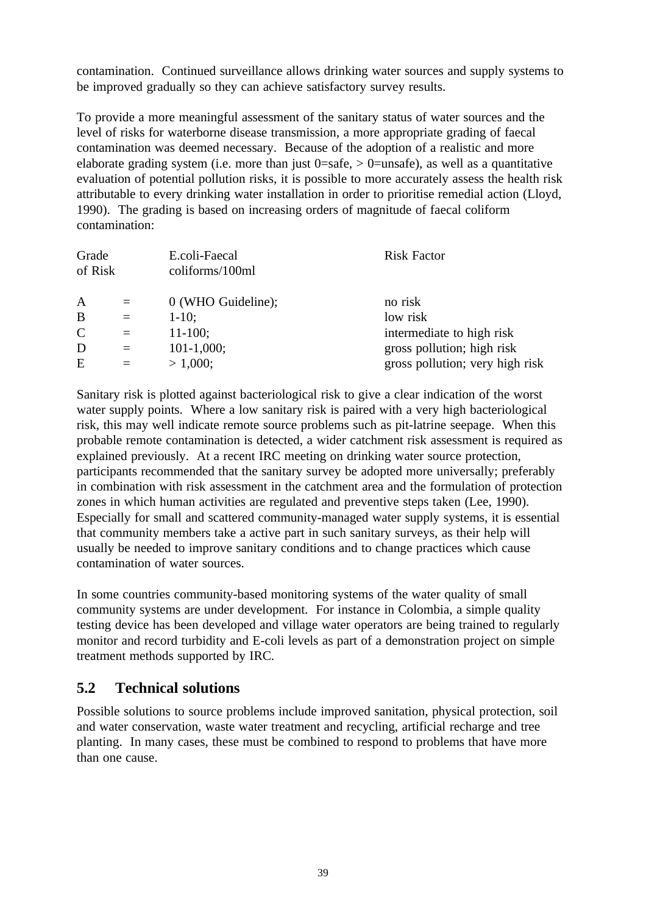contamination. Continued surveillance allows drinking water sources and supply systems to be improved gradually so they can achieve satisfactory survey results.

To provide a more meaningful assessment of the sanitary status of water sources and the level of risks for waterborne disease transmission, a more appropriate grading of faecal contamination was deemed necessary. Because of the adoption of a realistic and more elaborate grading system (i.e. more than just 0=safe, > 0=unsafe), as well as a quantitative evaluation of potential pollution risks, it is possible to more accurately assess the health risk attributable to every drinking water installation in order to prioritise remedial action (Lloyd, 1990). The grading is based on increasing orders of magnitude of faecal coliform contamination:

| Grade of Risk | | E.coli-Faecal coliforms/100ml | Risk Factor |
|---|---|---|---|
| A | = | 0 (WHO Guideline); | no risk |
| B | = | 1-10; | low risk |
| C | = | 11-100; | intermediate to high risk |
| D | = | 101-1,000; | gross pollution; high risk |
| E | = | > 1,000; | gross pollution; very high risk |

Sanitary risk is plotted against bacteriological risk to give a clear indication of the worst water supply points. Where a low sanitary risk is paired with a very high bacteriological risk, this may well indicate remote source problems such as pit-latrine seepage. When this probable remote contamination is detected, a wider catchment risk assessment is required as explained previously. At a recent IRC meeting on drinking water source protection, participants recommended that the sanitary survey be adopted more universally; preferably in combination with risk assessment in the catchment area and the formulation of protection zones in which human activities are regulated and preventive steps taken (Lee, 1990). Especially for small and scattered community-managed water supply systems, it is essential that community members take a active part in such sanitary surveys, as their help will usually be needed to improve sanitary conditions and to change practices which cause contamination of water sources.

In some countries community-based monitoring systems of the water quality of small community systems are under development. For instance in Colombia, a simple quality testing device has been developed and village water operators are being trained to regularly monitor and record turbidity and E-coli levels as part of a demonstration project on simple treatment methods supported by IRC.

## 5.2 Technical solutions

Possible solutions to source problems include improved sanitation, physical protection, soil and water conservation, waste water treatment and recycling, artificial recharge and tree planting. In many cases, these must be combined to respond to problems that have more than one cause.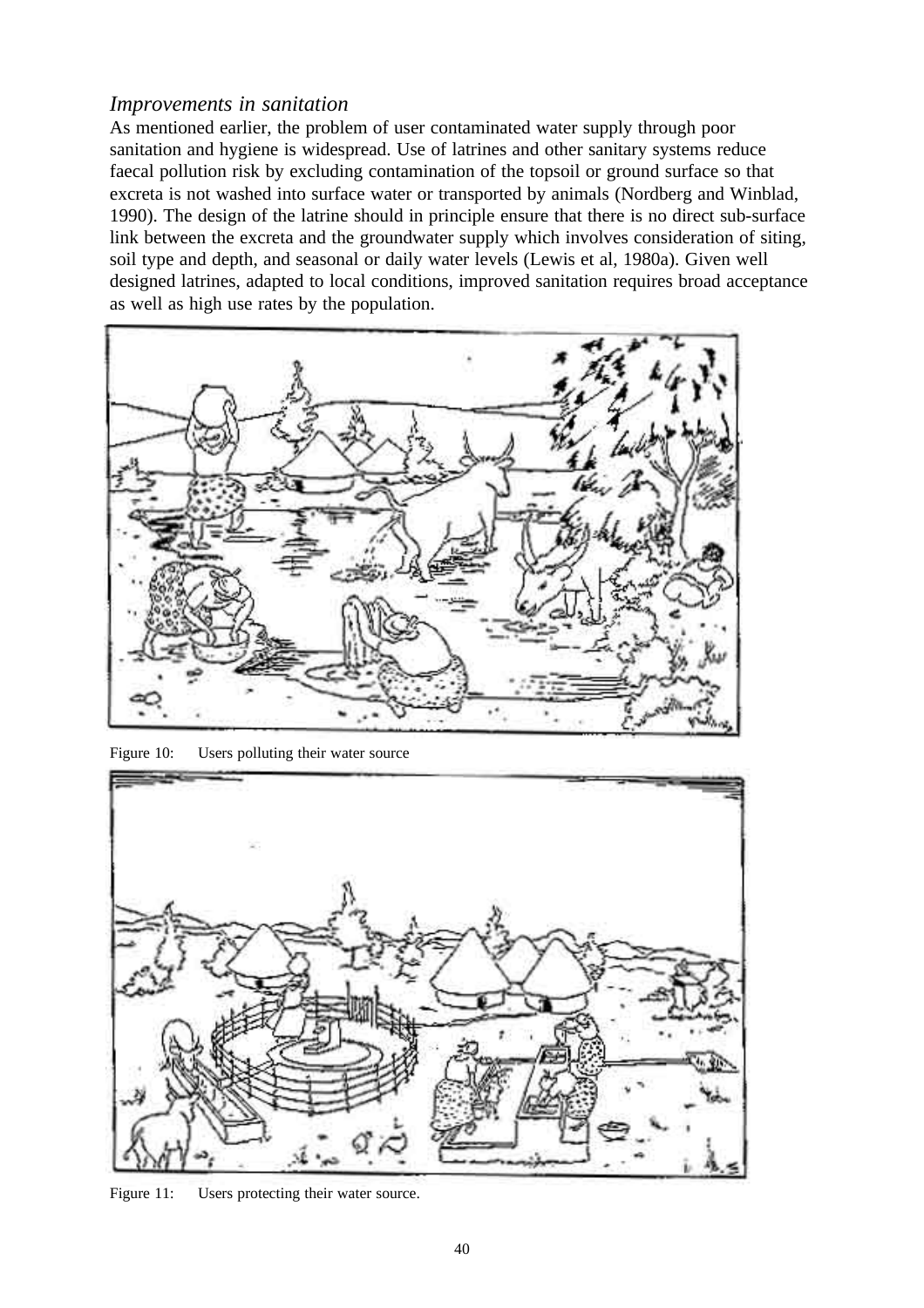### *Improvements in sanitation*

As mentioned earlier, the problem of user contaminated water supply through poor sanitation and hygiene is widespread. Use of latrines and other sanitary systems reduce faecal pollution risk by excluding contamination of the topsoil or ground surface so that excreta is not washed into surface water or transported by animals (Nordberg and Winblad, 1990). The design of the latrine should in principle ensure that there is no direct sub-surface link between the excreta and the groundwater supply which involves consideration of siting, soil type and depth, and seasonal or daily water levels (Lewis et al, 1980a). Given well designed latrines, adapted to local conditions, improved sanitation requires broad acceptance as well as high use rates by the population.

Figure 10: Users polluting their water source

Figure 11: Users protecting their water source.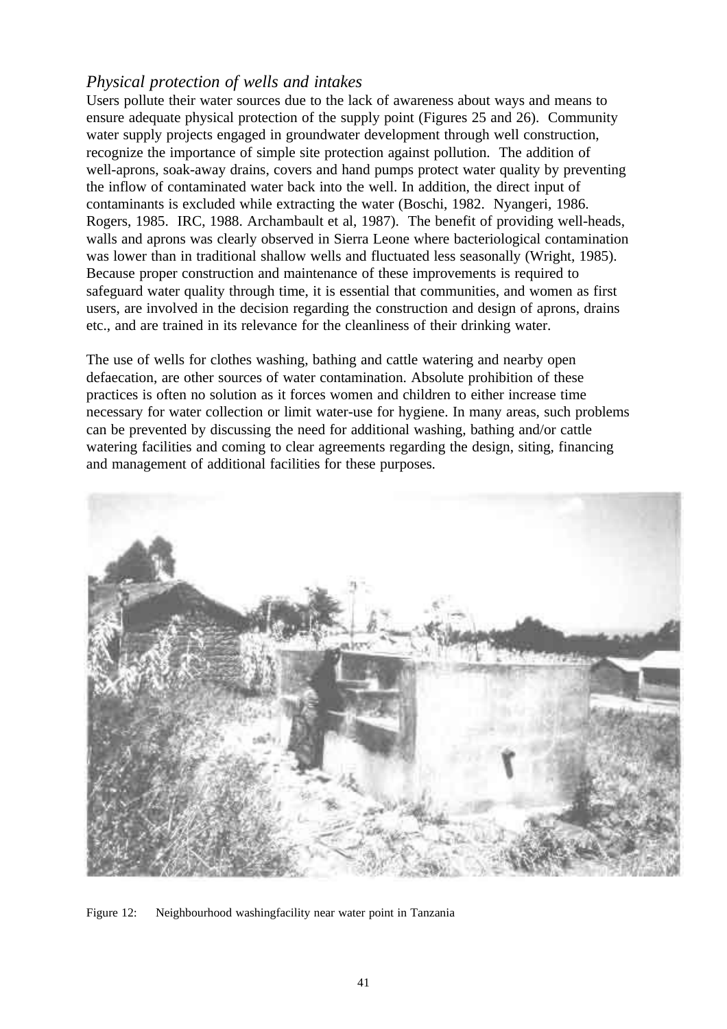### *Physical protection of wells and intakes*

Users pollute their water sources due to the lack of awareness about ways and means to ensure adequate physical protection of the supply point (Figures 25 and 26). Community water supply projects engaged in groundwater development through well construction, recognize the importance of simple site protection against pollution. The addition of well-aprons, soak-away drains, covers and hand pumps protect water quality by preventing the inflow of contaminated water back into the well. In addition, the direct input of contaminants is excluded while extracting the water (Boschi, 1982. Nyangeri, 1986. Rogers, 1985. IRC, 1988. Archambault et al, 1987). The benefit of providing well-heads, walls and aprons was clearly observed in Sierra Leone where bacteriological contamination was lower than in traditional shallow wells and fluctuated less seasonally (Wright, 1985). Because proper construction and maintenance of these improvements is required to safeguard water quality through time, it is essential that communities, and women as first users, are involved in the decision regarding the construction and design of aprons, drains etc., and are trained in its relevance for the cleanliness of their drinking water.

The use of wells for clothes washing, bathing and cattle watering and nearby open defaecation, are other sources of water contamination. Absolute prohibition of these practices is often no solution as it forces women and children to either increase time necessary for water collection or limit water-use for hygiene. In many areas, such problems can be prevented by discussing the need for additional washing, bathing and/or cattle watering facilities and coming to clear agreements regarding the design, siting, financing and management of additional facilities for these purposes.

Figure 12: Neighbourhood washingfacility near water point in Tanzania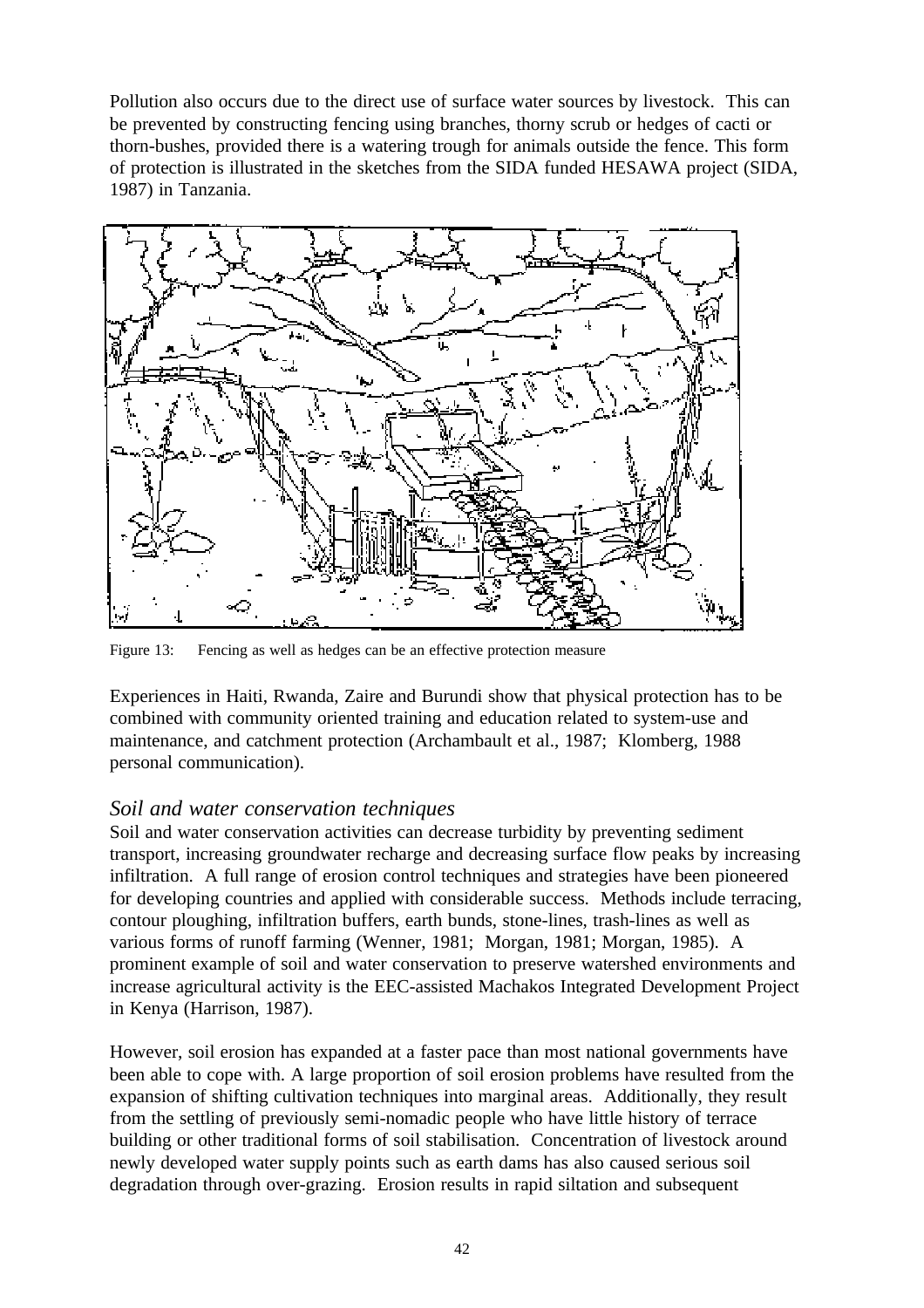Pollution also occurs due to the direct use of surface water sources by livestock. This can be prevented by constructing fencing using branches, thorny scrub or hedges of cacti or thorn-bushes, provided there is a watering trough for animals outside the fence. This form of protection is illustrated in the sketches from the SIDA funded HESAWA project (SIDA, 1987) in Tanzania.

Figure 13: Fencing as well as hedges can be an effective protection measure

Experiences in Haiti, Rwanda, Zaire and Burundi show that physical protection has to be combined with community oriented training and education related to system-use and maintenance, and catchment protection (Archambault et al., 1987; Klomberg, 1988 personal communication).

### *Soil and water conservation techniques*

Soil and water conservation activities can decrease turbidity by preventing sediment transport, increasing groundwater recharge and decreasing surface flow peaks by increasing infiltration. A full range of erosion control techniques and strategies have been pioneered for developing countries and applied with considerable success. Methods include terracing, contour ploughing, infiltration buffers, earth bunds, stone-lines, trash-lines as well as various forms of runoff farming (Wenner, 1981; Morgan, 1981; Morgan, 1985). A prominent example of soil and water conservation to preserve watershed environments and increase agricultural activity is the EEC-assisted Machakos Integrated Development Project in Kenya (Harrison, 1987).

However, soil erosion has expanded at a faster pace than most national governments have been able to cope with. A large proportion of soil erosion problems have resulted from the expansion of shifting cultivation techniques into marginal areas. Additionally, they result from the settling of previously semi-nomadic people who have little history of terrace building or other traditional forms of soil stabilisation. Concentration of livestock around newly developed water supply points such as earth dams has also caused serious soil degradation through over-grazing. Erosion results in rapid siltation and subsequent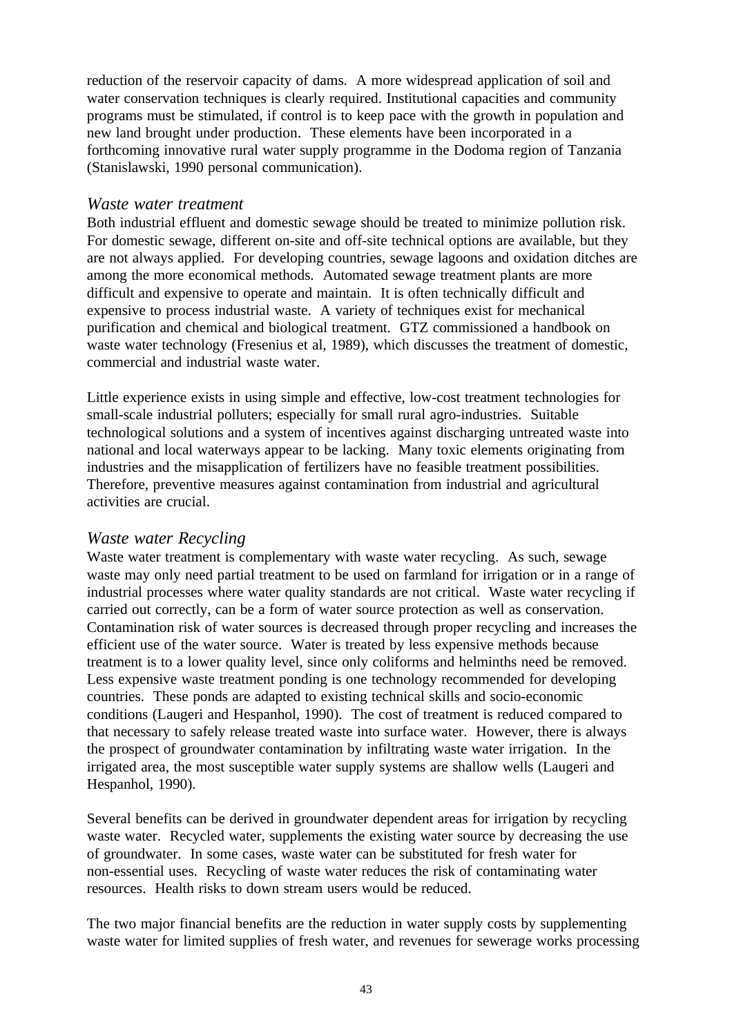reduction of the reservoir capacity of dams. A more widespread application of soil and water conservation techniques is clearly required. Institutional capacities and community programs must be stimulated, if control is to keep pace with the growth in population and new land brought under production. These elements have been incorporated in a forthcoming innovative rural water supply programme in the Dodoma region of Tanzania (Stanislawski, 1990 personal communication).

### *Waste water treatment*

Both industrial effluent and domestic sewage should be treated to minimize pollution risk. For domestic sewage, different on-site and off-site technical options are available, but they are not always applied. For developing countries, sewage lagoons and oxidation ditches are among the more economical methods. Automated sewage treatment plants are more difficult and expensive to operate and maintain. It is often technically difficult and expensive to process industrial waste. A variety of techniques exist for mechanical purification and chemical and biological treatment. GTZ commissioned a handbook on waste water technology (Fresenius et al, 1989), which discusses the treatment of domestic, commercial and industrial waste water.

Little experience exists in using simple and effective, low-cost treatment technologies for small-scale industrial polluters; especially for small rural agro-industries. Suitable technological solutions and a system of incentives against discharging untreated waste into national and local waterways appear to be lacking. Many toxic elements originating from industries and the misapplication of fertilizers have no feasible treatment possibilities. Therefore, preventive measures against contamination from industrial and agricultural activities are crucial.

### *Waste water Recycling*

Waste water treatment is complementary with waste water recycling. As such, sewage waste may only need partial treatment to be used on farmland for irrigation or in a range of industrial processes where water quality standards are not critical. Waste water recycling if carried out correctly, can be a form of water source protection as well as conservation. Contamination risk of water sources is decreased through proper recycling and increases the efficient use of the water source. Water is treated by less expensive methods because treatment is to a lower quality level, since only coliforms and helminths need be removed. Less expensive waste treatment ponding is one technology recommended for developing countries. These ponds are adapted to existing technical skills and socio-economic conditions (Laugeri and Hespanhol, 1990). The cost of treatment is reduced compared to that necessary to safely release treated waste into surface water. However, there is always the prospect of groundwater contamination by infiltrating waste water irrigation. In the irrigated area, the most susceptible water supply systems are shallow wells (Laugeri and Hespanhol, 1990).

Several benefits can be derived in groundwater dependent areas for irrigation by recycling waste water. Recycled water, supplements the existing water source by decreasing the use of groundwater. In some cases, waste water can be substituted for fresh water for non-essential uses. Recycling of waste water reduces the risk of contaminating water resources. Health risks to down stream users would be reduced.

The two major financial benefits are the reduction in water supply costs by supplementing waste water for limited supplies of fresh water, and revenues for sewerage works processing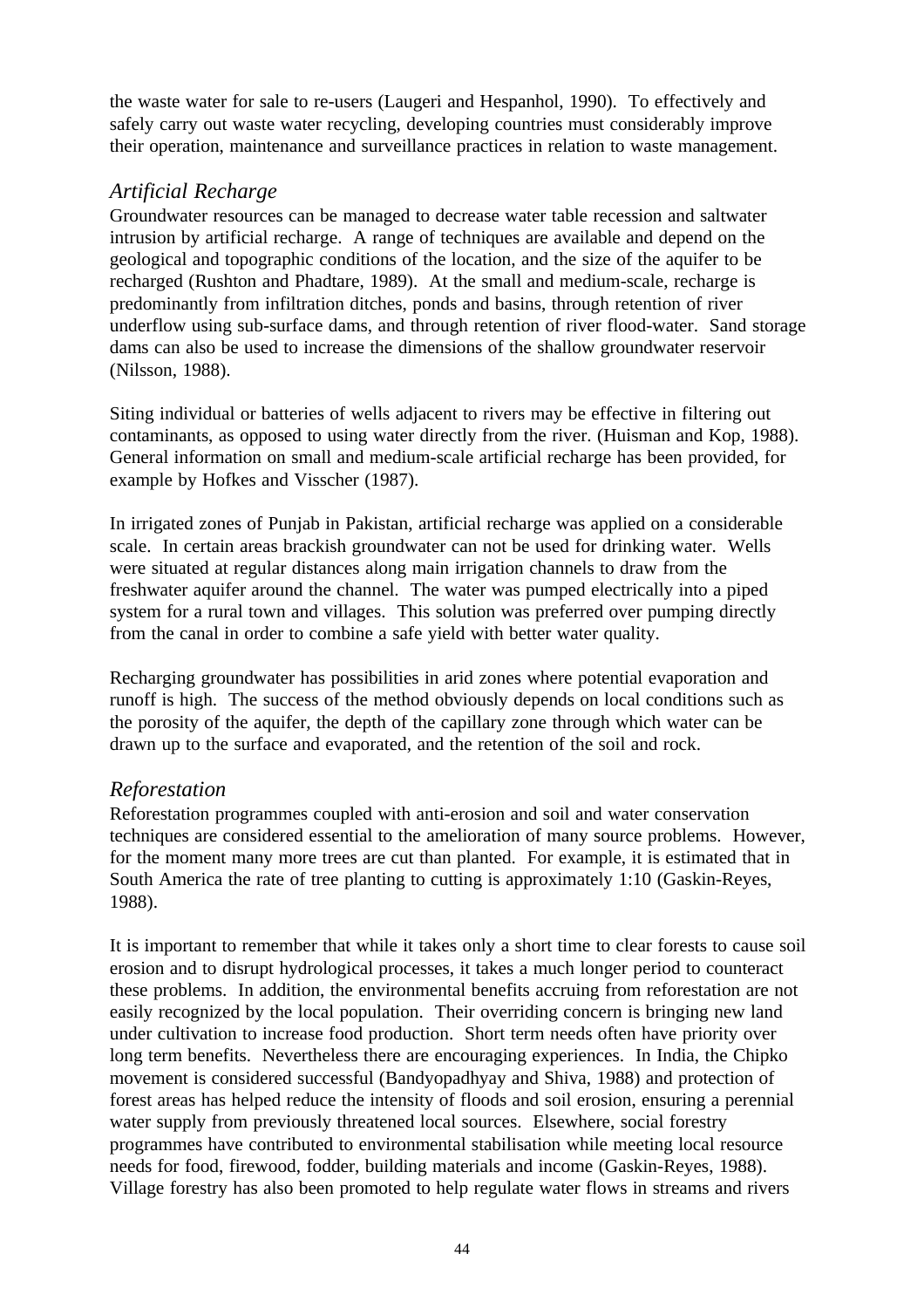the waste water for sale to re-users (Laugeri and Hespanhol, 1990). To effectively and safely carry out waste water recycling, developing countries must considerably improve their operation, maintenance and surveillance practices in relation to waste management.

### *Artificial Recharge*

Groundwater resources can be managed to decrease water table recession and saltwater intrusion by artificial recharge. A range of techniques are available and depend on the geological and topographic conditions of the location, and the size of the aquifer to be recharged (Rushton and Phadtare, 1989). At the small and medium-scale, recharge is predominantly from infiltration ditches, ponds and basins, through retention of river underflow using sub-surface dams, and through retention of river flood-water. Sand storage dams can also be used to increase the dimensions of the shallow groundwater reservoir (Nilsson, 1988).

Siting individual or batteries of wells adjacent to rivers may be effective in filtering out contaminants, as opposed to using water directly from the river. (Huisman and Kop, 1988). General information on small and medium-scale artificial recharge has been provided, for example by Hofkes and Visscher (1987).

In irrigated zones of Punjab in Pakistan, artificial recharge was applied on a considerable scale. In certain areas brackish groundwater can not be used for drinking water. Wells were situated at regular distances along main irrigation channels to draw from the freshwater aquifer around the channel. The water was pumped electrically into a piped system for a rural town and villages. This solution was preferred over pumping directly from the canal in order to combine a safe yield with better water quality.

Recharging groundwater has possibilities in arid zones where potential evaporation and runoff is high. The success of the method obviously depends on local conditions such as the porosity of the aquifer, the depth of the capillary zone through which water can be drawn up to the surface and evaporated, and the retention of the soil and rock.

### *Reforestation*

Reforestation programmes coupled with anti-erosion and soil and water conservation techniques are considered essential to the amelioration of many source problems. However, for the moment many more trees are cut than planted. For example, it is estimated that in South America the rate of tree planting to cutting is approximately 1:10 (Gaskin-Reyes, 1988).

It is important to remember that while it takes only a short time to clear forests to cause soil erosion and to disrupt hydrological processes, it takes a much longer period to counteract these problems. In addition, the environmental benefits accruing from reforestation are not easily recognized by the local population. Their overriding concern is bringing new land under cultivation to increase food production. Short term needs often have priority over long term benefits. Nevertheless there are encouraging experiences. In India, the Chipko movement is considered successful (Bandyopadhyay and Shiva, 1988) and protection of forest areas has helped reduce the intensity of floods and soil erosion, ensuring a perennial water supply from previously threatened local sources. Elsewhere, social forestry programmes have contributed to environmental stabilisation while meeting local resource needs for food, firewood, fodder, building materials and income (Gaskin-Reyes, 1988). Village forestry has also been promoted to help regulate water flows in streams and rivers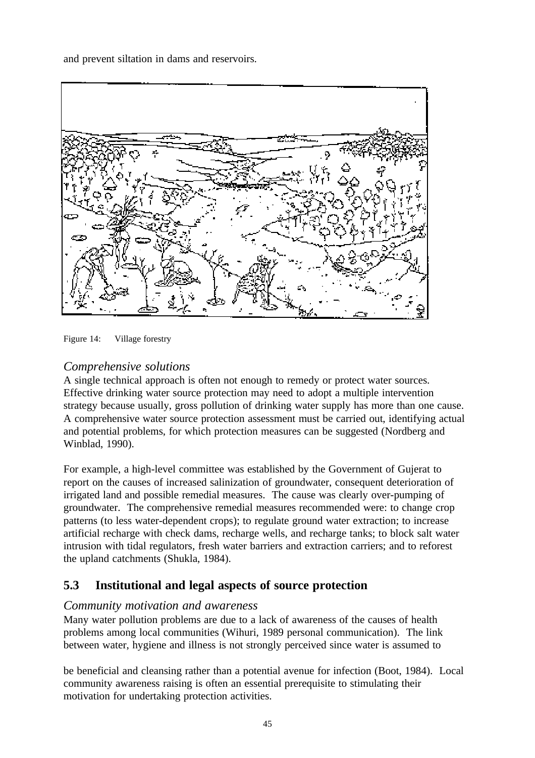and prevent siltation in dams and reservoirs.

Figure 14: Village forestry

### *Comprehensive solutions*

A single technical approach is often not enough to remedy or protect water sources. Effective drinking water source protection may need to adopt a multiple intervention strategy because usually, gross pollution of drinking water supply has more than one cause. A comprehensive water source protection assessment must be carried out, identifying actual and potential problems, for which protection measures can be suggested (Nordberg and Winblad, 1990).

For example, a high-level committee was established by the Government of Gujerat to report on the causes of increased salinization of groundwater, consequent deterioration of irrigated land and possible remedial measures. The cause was clearly over-pumping of groundwater. The comprehensive remedial measures recommended were: to change crop patterns (to less water-dependent crops); to regulate ground water extraction; to increase artificial recharge with check dams, recharge wells, and recharge tanks; to block salt water intrusion with tidal regulators, fresh water barriers and extraction carriers; and to reforest the upland catchments (Shukla, 1984).

## 5.3 Institutional and legal aspects of source protection

### *Community motivation and awareness*

Many water pollution problems are due to a lack of awareness of the causes of health problems among local communities (Wihuri, 1989 personal communication). The link between water, hygiene and illness is not strongly perceived since water is assumed to be beneficial and cleansing rather than a potential avenue for infection (Boot, 1984). Local community awareness raising is often an essential prerequisite to stimulating their motivation for undertaking protection activities.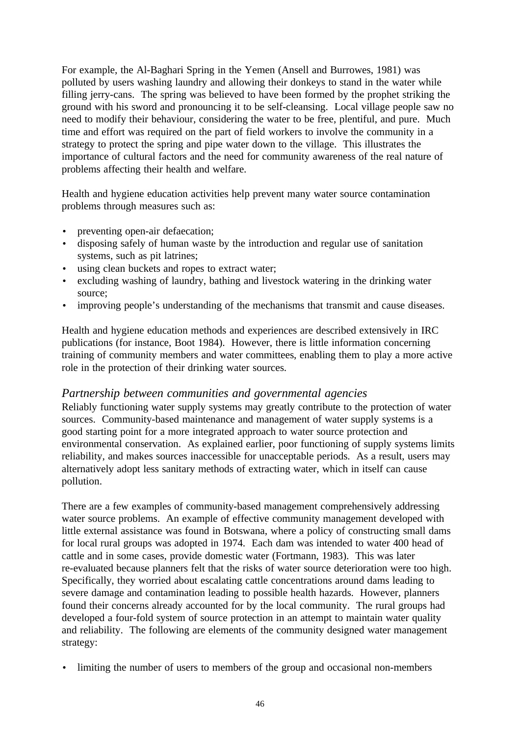For example, the Al-Baghari Spring in the Yemen (Ansell and Burrowes, 1981) was polluted by users washing laundry and allowing their donkeys to stand in the water while filling jerry-cans. The spring was believed to have been formed by the prophet striking the ground with his sword and pronouncing it to be self-cleansing. Local village people saw no need to modify their behaviour, considering the water to be free, plentiful, and pure. Much time and effort was required on the part of field workers to involve the community in a strategy to protect the spring and pipe water down to the village. This illustrates the importance of cultural factors and the need for community awareness of the real nature of problems affecting their health and welfare.

Health and hygiene education activities help prevent many water source contamination problems through measures such as:

- preventing open-air defaecation;
- disposing safely of human waste by the introduction and regular use of sanitation systems, such as pit latrines;
- using clean buckets and ropes to extract water;
- excluding washing of laundry, bathing and livestock watering in the drinking water source;
- improving people's understanding of the mechanisms that transmit and cause diseases.

Health and hygiene education methods and experiences are described extensively in IRC publications (for instance, Boot 1984). However, there is little information concerning training of community members and water committees, enabling them to play a more active role in the protection of their drinking water sources.

### *Partnership between communities and governmental agencies*

Reliably functioning water supply systems may greatly contribute to the protection of water sources. Community-based maintenance and management of water supply systems is a good starting point for a more integrated approach to water source protection and environmental conservation. As explained earlier, poor functioning of supply systems limits reliability, and makes sources inaccessible for unacceptable periods. As a result, users may alternatively adopt less sanitary methods of extracting water, which in itself can cause pollution.

There are a few examples of community-based management comprehensively addressing water source problems. An example of effective community management developed with little external assistance was found in Botswana, where a policy of constructing small dams for local rural groups was adopted in 1974. Each dam was intended to water 400 head of cattle and in some cases, provide domestic water (Fortmann, 1983). This was later re-evaluated because planners felt that the risks of water source deterioration were too high. Specifically, they worried about escalating cattle concentrations around dams leading to severe damage and contamination leading to possible health hazards. However, planners found their concerns already accounted for by the local community. The rural groups had developed a four-fold system of source protection in an attempt to maintain water quality and reliability. The following are elements of the community designed water management strategy:

- limiting the number of users to members of the group and occasional non-members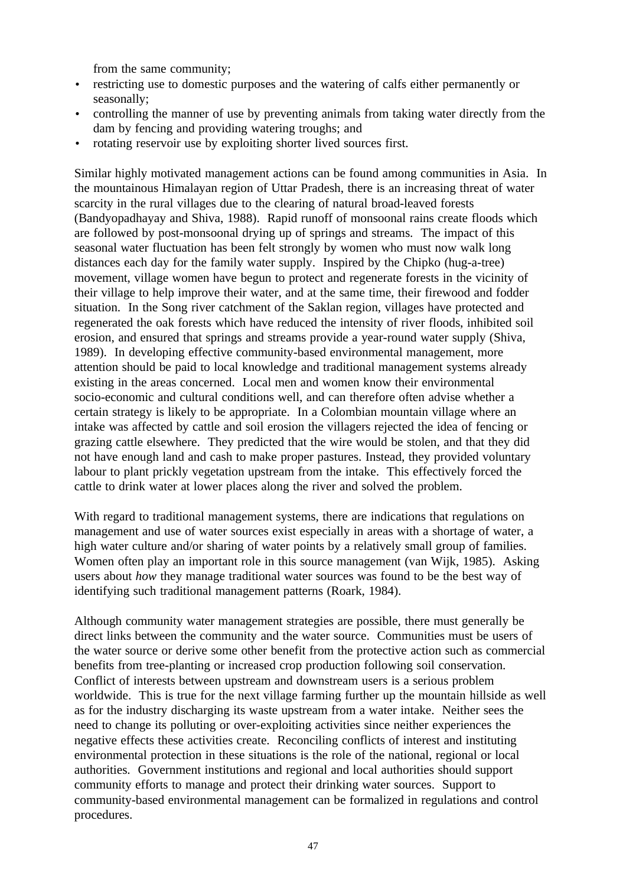from the same community;

- restricting use to domestic purposes and the watering of calfs either permanently or seasonally;
- controlling the manner of use by preventing animals from taking water directly from the dam by fencing and providing watering troughs; and
- rotating reservoir use by exploiting shorter lived sources first.

Similar highly motivated management actions can be found among communities in Asia. In the mountainous Himalayan region of Uttar Pradesh, there is an increasing threat of water scarcity in the rural villages due to the clearing of natural broad-leaved forests (Bandyopadhayay and Shiva, 1988). Rapid runoff of monsoonal rains create floods which are followed by post-monsoonal drying up of springs and streams. The impact of this seasonal water fluctuation has been felt strongly by women who must now walk long distances each day for the family water supply. Inspired by the Chipko (hug-a-tree) movement, village women have begun to protect and regenerate forests in the vicinity of their village to help improve their water, and at the same time, their firewood and fodder situation. In the Song river catchment of the Saklan region, villages have protected and regenerated the oak forests which have reduced the intensity of river floods, inhibited soil erosion, and ensured that springs and streams provide a year-round water supply (Shiva, 1989). In developing effective community-based environmental management, more attention should be paid to local knowledge and traditional management systems already existing in the areas concerned. Local men and women know their environmental socio-economic and cultural conditions well, and can therefore often advise whether a certain strategy is likely to be appropriate. In a Colombian mountain village where an intake was affected by cattle and soil erosion the villagers rejected the idea of fencing or grazing cattle elsewhere. They predicted that the wire would be stolen, and that they did not have enough land and cash to make proper pastures. Instead, they provided voluntary labour to plant prickly vegetation upstream from the intake. This effectively forced the cattle to drink water at lower places along the river and solved the problem.

With regard to traditional management systems, there are indications that regulations on management and use of water sources exist especially in areas with a shortage of water, a high water culture and/or sharing of water points by a relatively small group of families. Women often play an important role in this source management (van Wijk, 1985). Asking users about *how* they manage traditional water sources was found to be the best way of identifying such traditional management patterns (Roark, 1984).

Although community water management strategies are possible, there must generally be direct links between the community and the water source. Communities must be users of the water source or derive some other benefit from the protective action such as commercial benefits from tree-planting or increased crop production following soil conservation. Conflict of interests between upstream and downstream users is a serious problem worldwide. This is true for the next village farming further up the mountain hillside as well as for the industry discharging its waste upstream from a water intake. Neither sees the need to change its polluting or over-exploiting activities since neither experiences the negative effects these activities create. Reconciling conflicts of interest and instituting environmental protection in these situations is the role of the national, regional or local authorities. Government institutions and regional and local authorities should support community efforts to manage and protect their drinking water sources. Support to community-based environmental management can be formalized in regulations and control procedures.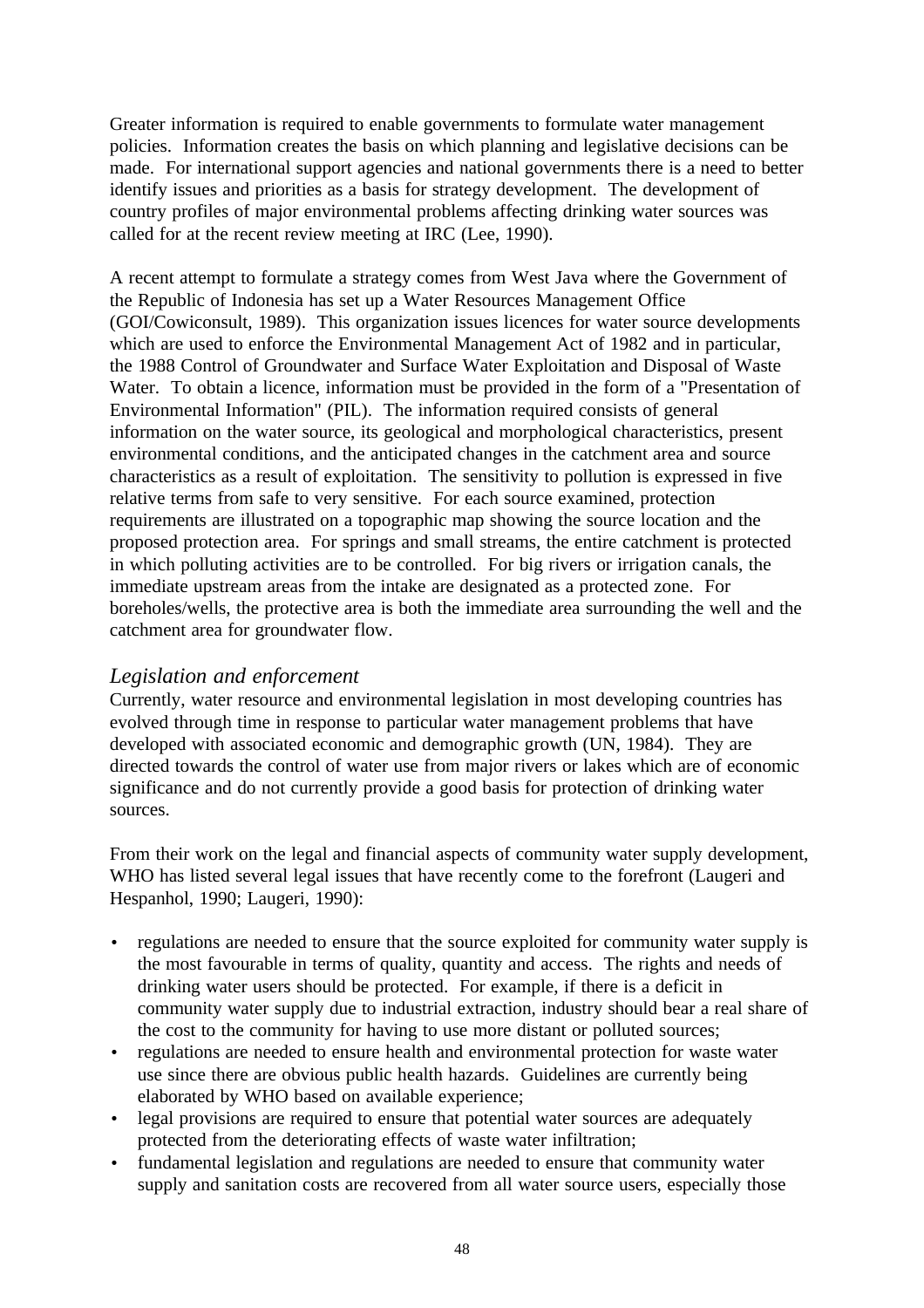Greater information is required to enable governments to formulate water management policies. Information creates the basis on which planning and legislative decisions can be made. For international support agencies and national governments there is a need to better identify issues and priorities as a basis for strategy development. The development of country profiles of major environmental problems affecting drinking water sources was called for at the recent review meeting at IRC (Lee, 1990).

A recent attempt to formulate a strategy comes from West Java where the Government of the Republic of Indonesia has set up a Water Resources Management Office (GOI/Cowiconsult, 1989). This organization issues licences for water source developments which are used to enforce the Environmental Management Act of 1982 and in particular, the 1988 Control of Groundwater and Surface Water Exploitation and Disposal of Waste Water. To obtain a licence, information must be provided in the form of a "Presentation of Environmental Information" (PIL). The information required consists of general information on the water source, its geological and morphological characteristics, present environmental conditions, and the anticipated changes in the catchment area and source characteristics as a result of exploitation. The sensitivity to pollution is expressed in five relative terms from safe to very sensitive. For each source examined, protection requirements are illustrated on a topographic map showing the source location and the proposed protection area. For springs and small streams, the entire catchment is protected in which polluting activities are to be controlled. For big rivers or irrigation canals, the immediate upstream areas from the intake are designated as a protected zone. For boreholes/wells, the protective area is both the immediate area surrounding the well and the catchment area for groundwater flow.

### *Legislation and enforcement*

Currently, water resource and environmental legislation in most developing countries has evolved through time in response to particular water management problems that have developed with associated economic and demographic growth (UN, 1984). They are directed towards the control of water use from major rivers or lakes which are of economic significance and do not currently provide a good basis for protection of drinking water sources.

From their work on the legal and financial aspects of community water supply development, WHO has listed several legal issues that have recently come to the forefront (Laugeri and Hespanhol, 1990; Laugeri, 1990):

- regulations are needed to ensure that the source exploited for community water supply is the most favourable in terms of quality, quantity and access. The rights and needs of drinking water users should be protected. For example, if there is a deficit in community water supply due to industrial extraction, industry should bear a real share of the cost to the community for having to use more distant or polluted sources;
- regulations are needed to ensure health and environmental protection for waste water use since there are obvious public health hazards. Guidelines are currently being elaborated by WHO based on available experience;
- legal provisions are required to ensure that potential water sources are adequately protected from the deteriorating effects of waste water infiltration;
- fundamental legislation and regulations are needed to ensure that community water supply and sanitation costs are recovered from all water source users, especially those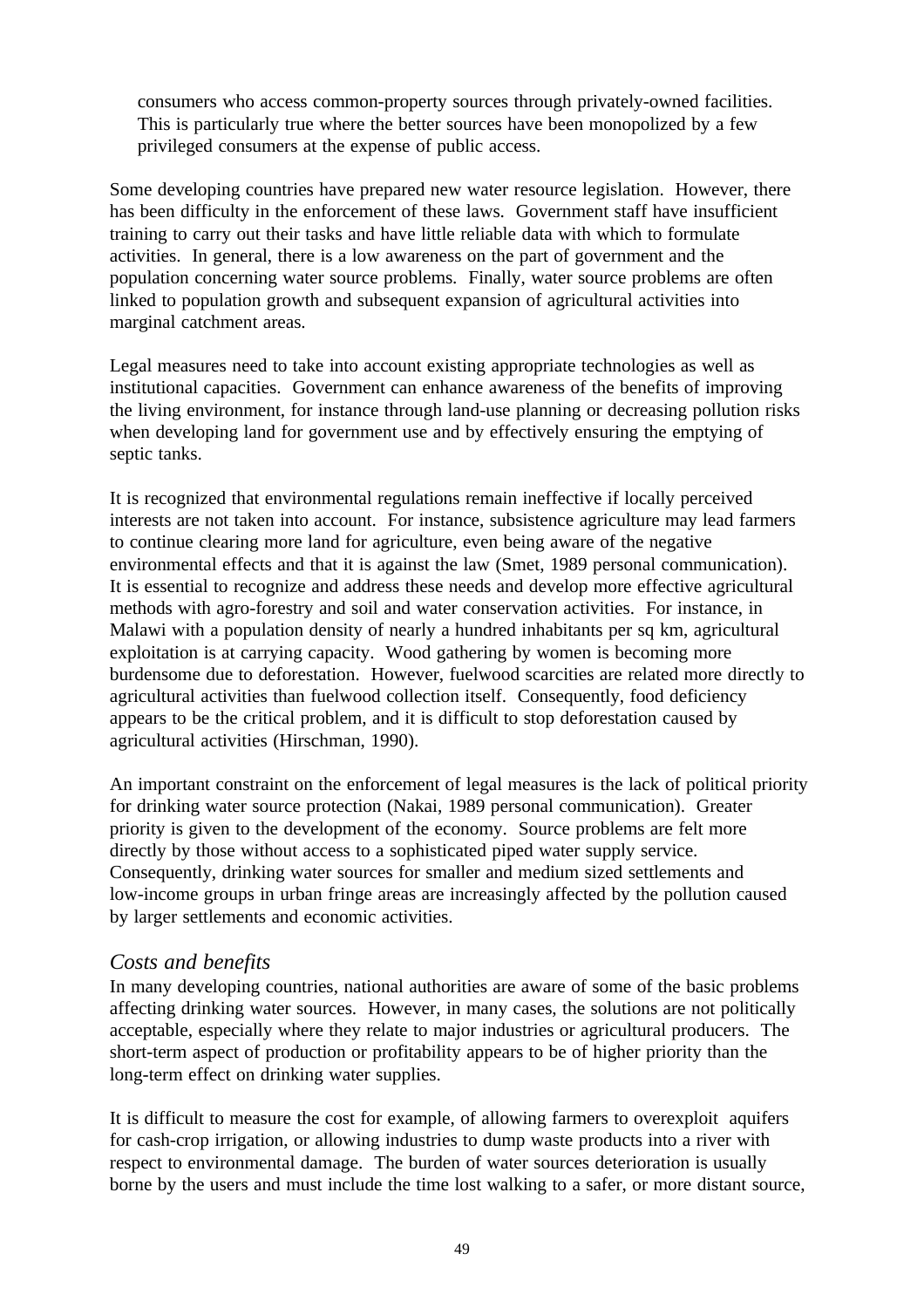consumers who access common-property sources through privately-owned facilities. This is particularly true where the better sources have been monopolized by a few privileged consumers at the expense of public access.

Some developing countries have prepared new water resource legislation. However, there has been difficulty in the enforcement of these laws. Government staff have insufficient training to carry out their tasks and have little reliable data with which to formulate activities. In general, there is a low awareness on the part of government and the population concerning water source problems. Finally, water source problems are often linked to population growth and subsequent expansion of agricultural activities into marginal catchment areas.

Legal measures need to take into account existing appropriate technologies as well as institutional capacities. Government can enhance awareness of the benefits of improving the living environment, for instance through land-use planning or decreasing pollution risks when developing land for government use and by effectively ensuring the emptying of septic tanks.

It is recognized that environmental regulations remain ineffective if locally perceived interests are not taken into account. For instance, subsistence agriculture may lead farmers to continue clearing more land for agriculture, even being aware of the negative environmental effects and that it is against the law (Smet, 1989 personal communication). It is essential to recognize and address these needs and develop more effective agricultural methods with agro-forestry and soil and water conservation activities. For instance, in Malawi with a population density of nearly a hundred inhabitants per sq km, agricultural exploitation is at carrying capacity. Wood gathering by women is becoming more burdensome due to deforestation. However, fuelwood scarcities are related more directly to agricultural activities than fuelwood collection itself. Consequently, food deficiency appears to be the critical problem, and it is difficult to stop deforestation caused by agricultural activities (Hirschman, 1990).

An important constraint on the enforcement of legal measures is the lack of political priority for drinking water source protection (Nakai, 1989 personal communication). Greater priority is given to the development of the economy. Source problems are felt more directly by those without access to a sophisticated piped water supply service. Consequently, drinking water sources for smaller and medium sized settlements and low-income groups in urban fringe areas are increasingly affected by the pollution caused by larger settlements and economic activities.

### *Costs and benefits*

In many developing countries, national authorities are aware of some of the basic problems affecting drinking water sources. However, in many cases, the solutions are not politically acceptable, especially where they relate to major industries or agricultural producers. The short-term aspect of production or profitability appears to be of higher priority than the long-term effect on drinking water supplies.

It is difficult to measure the cost for example, of allowing farmers to overexploit aquifers for cash-crop irrigation, or allowing industries to dump waste products into a river with respect to environmental damage. The burden of water sources deterioration is usually borne by the users and must include the time lost walking to a safer, or more distant source,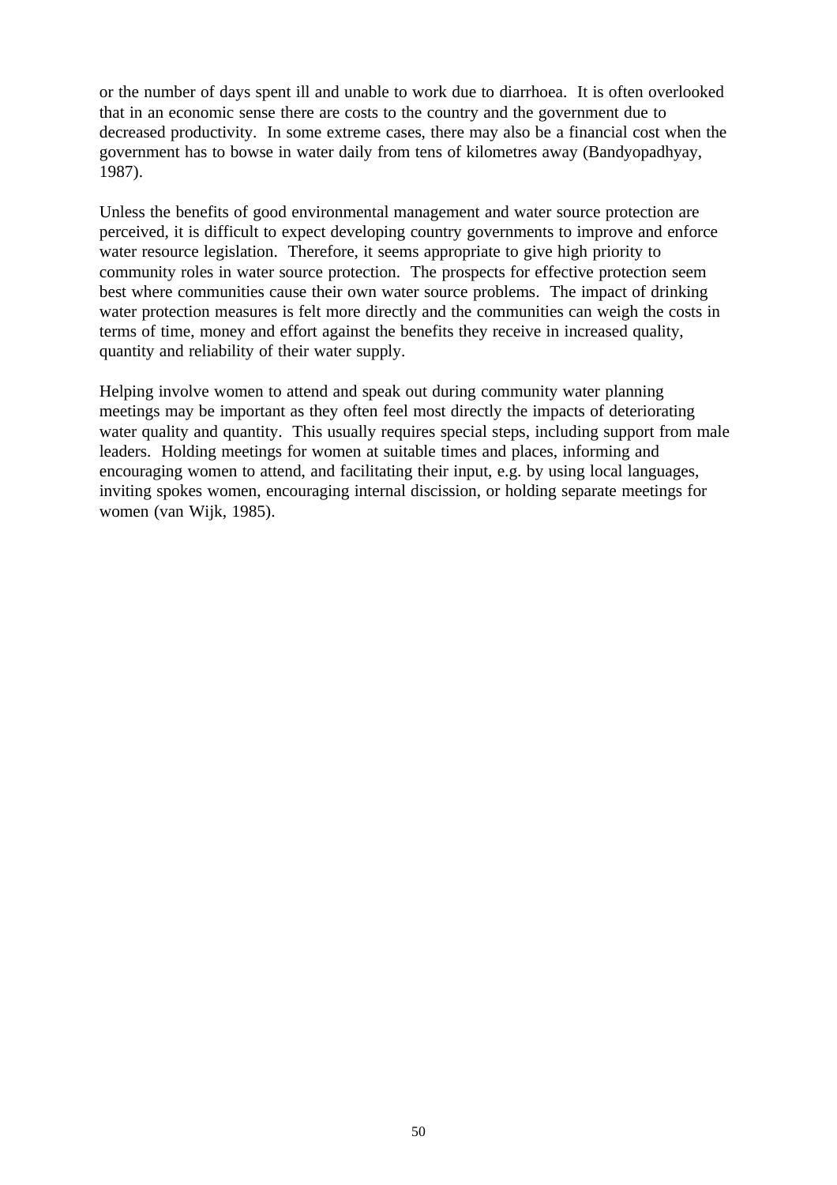or the number of days spent ill and unable to work due to diarrhoea. It is often overlooked that in an economic sense there are costs to the country and the government due to decreased productivity. In some extreme cases, there may also be a financial cost when the government has to bowse in water daily from tens of kilometres away (Bandyopadhyay, 1987).

Unless the benefits of good environmental management and water source protection are perceived, it is difficult to expect developing country governments to improve and enforce water resource legislation. Therefore, it seems appropriate to give high priority to community roles in water source protection. The prospects for effective protection seem best where communities cause their own water source problems. The impact of drinking water protection measures is felt more directly and the communities can weigh the costs in terms of time, money and effort against the benefits they receive in increased quality, quantity and reliability of their water supply.

Helping involve women to attend and speak out during community water planning meetings may be important as they often feel most directly the impacts of deteriorating water quality and quantity. This usually requires special steps, including support from male leaders. Holding meetings for women at suitable times and places, informing and encouraging women to attend, and facilitating their input, e.g. by using local languages, inviting spokes women, encouraging internal discission, or holding separate meetings for women (van Wijk, 1985).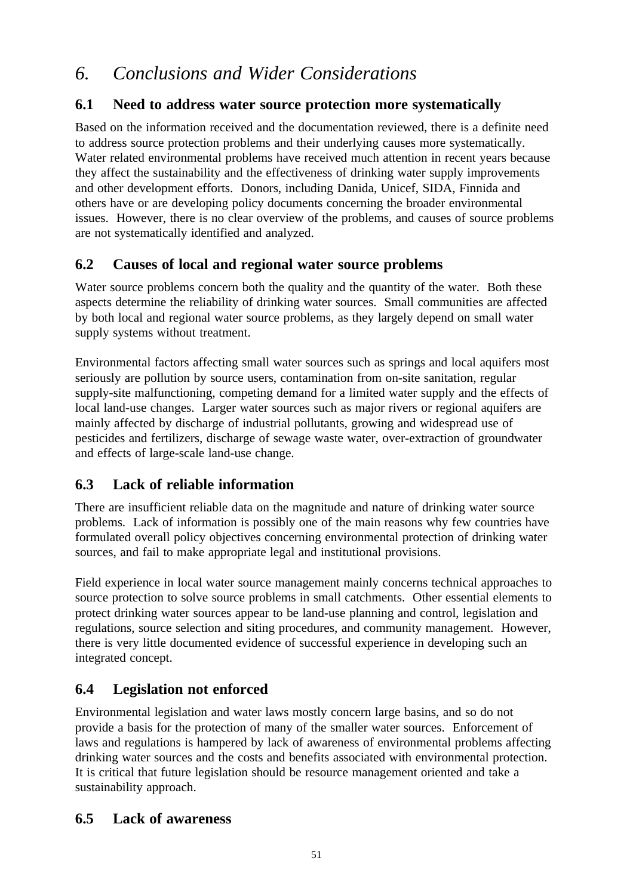# *6. Conclusions and Wider Considerations*

## 6.1 Need to address water source protection more systematically

Based on the information received and the documentation reviewed, there is a definite need to address source protection problems and their underlying causes more systematically. Water related environmental problems have received much attention in recent years because they affect the sustainability and the effectiveness of drinking water supply improvements and other development efforts. Donors, including Danida, Unicef, SIDA, Finnida and others have or are developing policy documents concerning the broader environmental issues. However, there is no clear overview of the problems, and causes of source problems are not systematically identified and analyzed.

## 6.2 Causes of local and regional water source problems

Water source problems concern both the quality and the quantity of the water. Both these aspects determine the reliability of drinking water sources. Small communities are affected by both local and regional water source problems, as they largely depend on small water supply systems without treatment.

Environmental factors affecting small water sources such as springs and local aquifers most seriously are pollution by source users, contamination from on-site sanitation, regular supply-site malfunctioning, competing demand for a limited water supply and the effects of local land-use changes. Larger water sources such as major rivers or regional aquifers are mainly affected by discharge of industrial pollutants, growing and widespread use of pesticides and fertilizers, discharge of sewage waste water, over-extraction of groundwater and effects of large-scale land-use change.

## 6.3 Lack of reliable information

There are insufficient reliable data on the magnitude and nature of drinking water source problems. Lack of information is possibly one of the main reasons why few countries have formulated overall policy objectives concerning environmental protection of drinking water sources, and fail to make appropriate legal and institutional provisions.

Field experience in local water source management mainly concerns technical approaches to source protection to solve source problems in small catchments. Other essential elements to protect drinking water sources appear to be land-use planning and control, legislation and regulations, source selection and siting procedures, and community management. However, there is very little documented evidence of successful experience in developing such an integrated concept.

## 6.4 Legislation not enforced

Environmental legislation and water laws mostly concern large basins, and so do not provide a basis for the protection of many of the smaller water sources. Enforcement of laws and regulations is hampered by lack of awareness of environmental problems affecting drinking water sources and the costs and benefits associated with environmental protection. It is critical that future legislation should be resource management oriented and take a sustainability approach.

## 6.5 Lack of awareness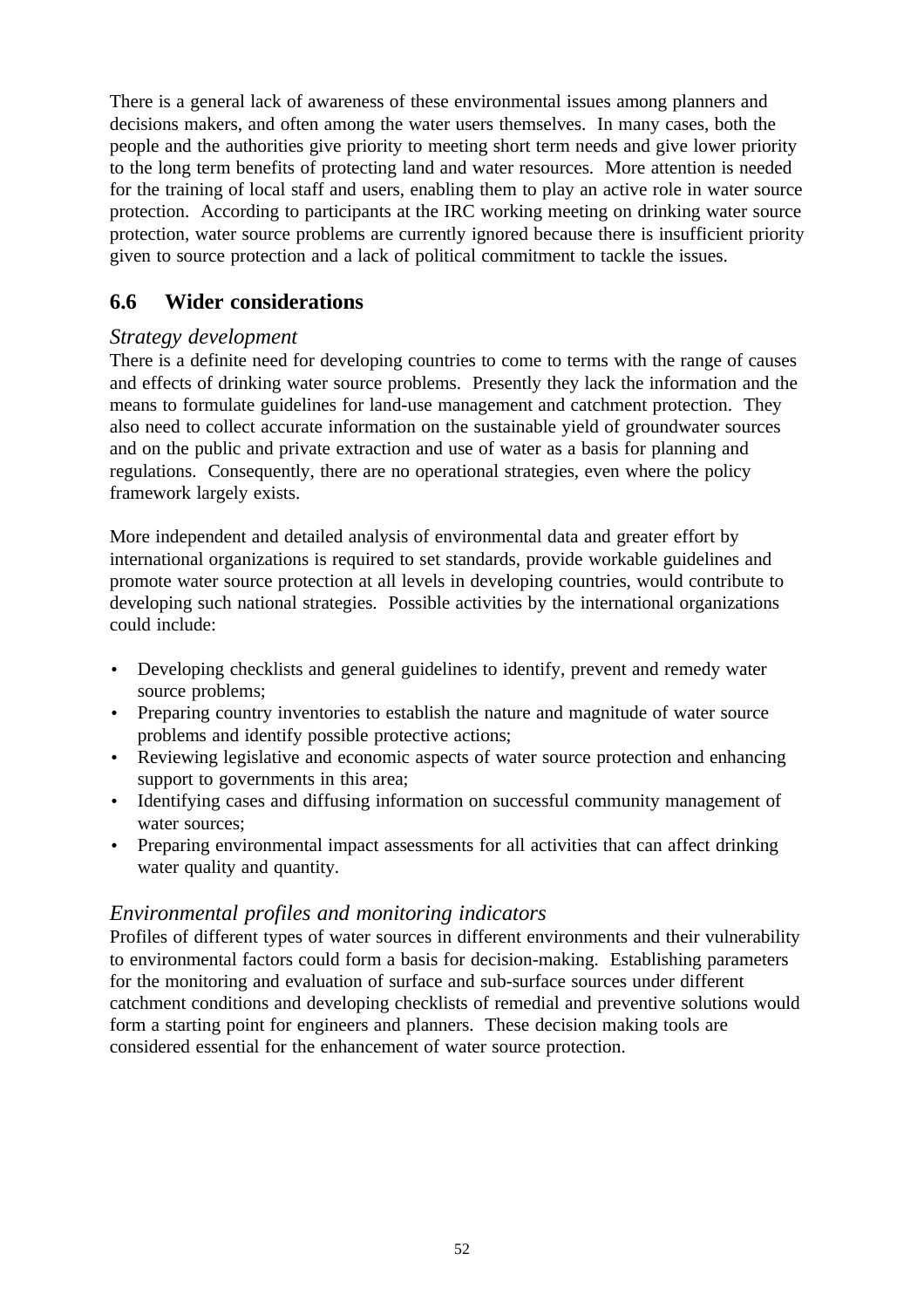There is a general lack of awareness of these environmental issues among planners and decisions makers, and often among the water users themselves. In many cases, both the people and the authorities give priority to meeting short term needs and give lower priority to the long term benefits of protecting land and water resources. More attention is needed for the training of local staff and users, enabling them to play an active role in water source protection. According to participants at the IRC working meeting on drinking water source protection, water source problems are currently ignored because there is insufficient priority given to source protection and a lack of political commitment to tackle the issues.

## 6.6 Wider considerations

### *Strategy development*

There is a definite need for developing countries to come to terms with the range of causes and effects of drinking water source problems. Presently they lack the information and the means to formulate guidelines for land-use management and catchment protection. They also need to collect accurate information on the sustainable yield of groundwater sources and on the public and private extraction and use of water as a basis for planning and regulations. Consequently, there are no operational strategies, even where the policy framework largely exists.

More independent and detailed analysis of environmental data and greater effort by international organizations is required to set standards, provide workable guidelines and promote water source protection at all levels in developing countries, would contribute to developing such national strategies. Possible activities by the international organizations could include:

- Developing checklists and general guidelines to identify, prevent and remedy water source problems;
- Preparing country inventories to establish the nature and magnitude of water source problems and identify possible protective actions;
- Reviewing legislative and economic aspects of water source protection and enhancing support to governments in this area;
- Identifying cases and diffusing information on successful community management of water sources;
- Preparing environmental impact assessments for all activities that can affect drinking water quality and quantity.

### *Environmental profiles and monitoring indicators*

Profiles of different types of water sources in different environments and their vulnerability to environmental factors could form a basis for decision-making. Establishing parameters for the monitoring and evaluation of surface and sub-surface sources under different catchment conditions and developing checklists of remedial and preventive solutions would form a starting point for engineers and planners. These decision making tools are considered essential for the enhancement of water source protection.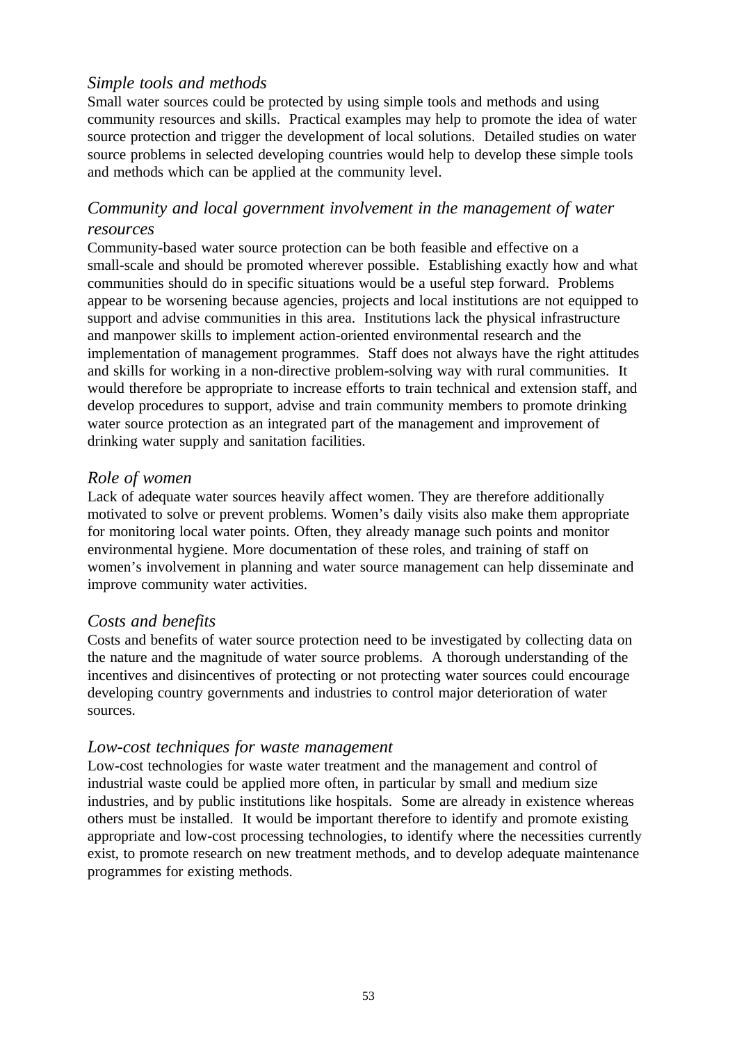### *Simple tools and methods*

Small water sources could be protected by using simple tools and methods and using community resources and skills. Practical examples may help to promote the idea of water source protection and trigger the development of local solutions. Detailed studies on water source problems in selected developing countries would help to develop these simple tools and methods which can be applied at the community level.

### *Community and local government involvement in the management of water resources*

Community-based water source protection can be both feasible and effective on a small-scale and should be promoted wherever possible. Establishing exactly how and what communities should do in specific situations would be a useful step forward. Problems appear to be worsening because agencies, projects and local institutions are not equipped to support and advise communities in this area. Institutions lack the physical infrastructure and manpower skills to implement action-oriented environmental research and the implementation of management programmes. Staff does not always have the right attitudes and skills for working in a non-directive problem-solving way with rural communities. It would therefore be appropriate to increase efforts to train technical and extension staff, and develop procedures to support, advise and train community members to promote drinking water source protection as an integrated part of the management and improvement of drinking water supply and sanitation facilities.

### *Role of women*

Lack of adequate water sources heavily affect women. They are therefore additionally motivated to solve or prevent problems. Women's daily visits also make them appropriate for monitoring local water points. Often, they already manage such points and monitor environmental hygiene. More documentation of these roles, and training of staff on women's involvement in planning and water source management can help disseminate and improve community water activities.

### *Costs and benefits*

Costs and benefits of water source protection need to be investigated by collecting data on the nature and the magnitude of water source problems. A thorough understanding of the incentives and disincentives of protecting or not protecting water sources could encourage developing country governments and industries to control major deterioration of water sources.

### *Low-cost techniques for waste management*

Low-cost technologies for waste water treatment and the management and control of industrial waste could be applied more often, in particular by small and medium size industries, and by public institutions like hospitals. Some are already in existence whereas others must be installed. It would be important therefore to identify and promote existing appropriate and low-cost processing technologies, to identify where the necessities currently exist, to promote research on new treatment methods, and to develop adequate maintenance programmes for existing methods.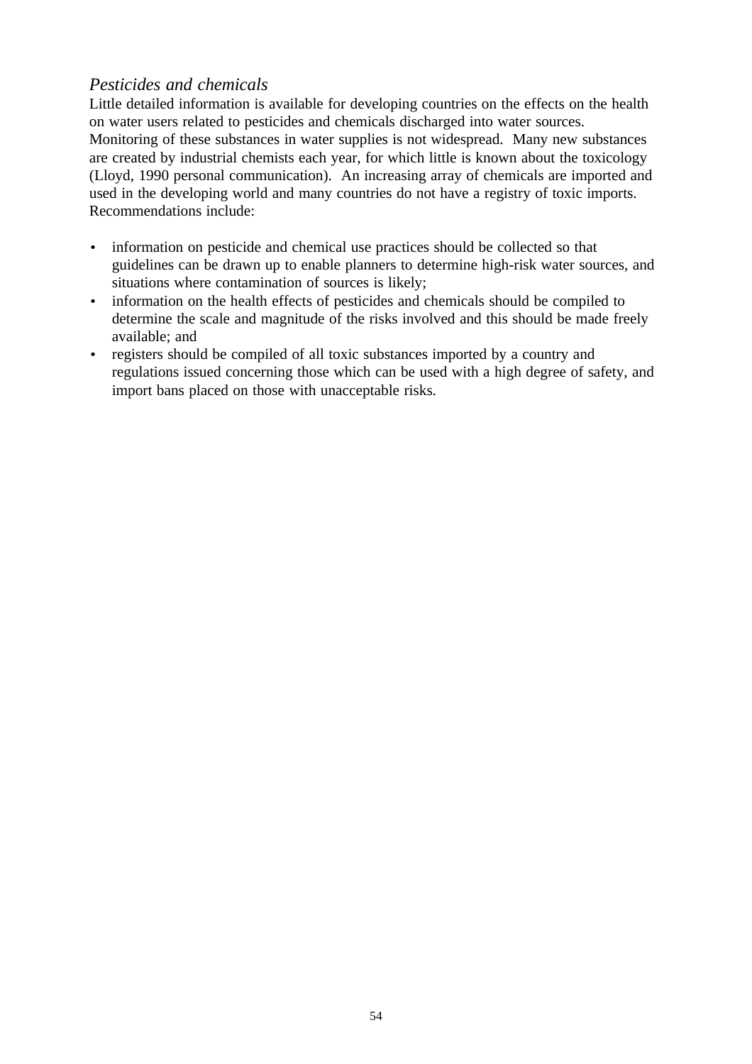*Pesticides and chemicals*

Little detailed information is available for developing countries on the effects on the health on water users related to pesticides and chemicals discharged into water sources. Monitoring of these substances in water supplies is not widespread. Many new substances are created by industrial chemists each year, for which little is known about the toxicology (Lloyd, 1990 personal communication). An increasing array of chemicals are imported and used in the developing world and many countries do not have a registry of toxic imports. Recommendations include:

- information on pesticide and chemical use practices should be collected so that guidelines can be drawn up to enable planners to determine high-risk water sources, and situations where contamination of sources is likely;
- information on the health effects of pesticides and chemicals should be compiled to determine the scale and magnitude of the risks involved and this should be made freely available; and
- registers should be compiled of all toxic substances imported by a country and regulations issued concerning those which can be used with a high degree of safety, and import bans placed on those with unacceptable risks.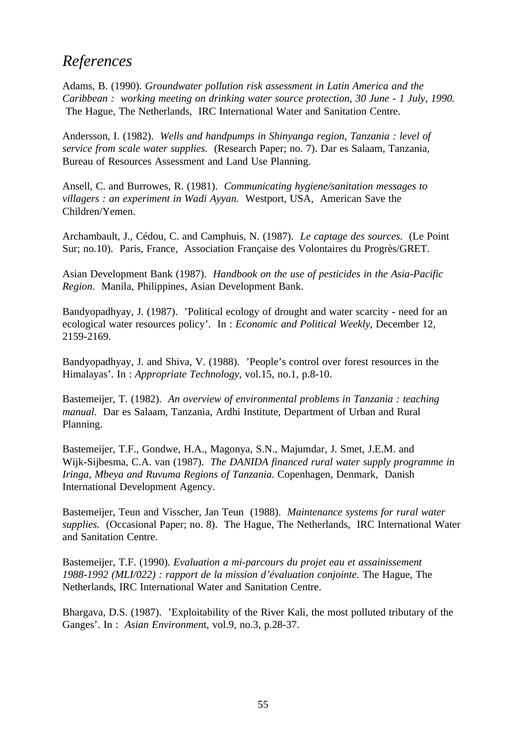# *References*

Adams, B. (1990). *Groundwater pollution risk assessment in Latin America and the Caribbean : working meeting on drinking water source protection, 30 June - 1 July, 1990.* The Hague, The Netherlands, IRC International Water and Sanitation Centre.

Andersson, I. (1982). *Wells and handpumps in Shinyanga region, Tanzania : level of service from scale water supplies.* (Research Paper; no. 7). Dar es Salaam, Tanzania, Bureau of Resources Assessment and Land Use Planning.

Ansell, C. and Burrowes, R. (1981). *Communicating hygiene/sanitation messages to villagers : an experiment in Wadi Ayyan.* Westport, USA, American Save the Children/Yemen.

Archambault, J., Cédou, C. and Camphuis, N. (1987). *Le captage des sources.* (Le Point Sur; no.10). Paris, France, Association Française des Volontaires du Progrès/GRET.

Asian Development Bank (1987). *Handbook on the use of pesticides in the Asia-Pacific Region.* Manila, Philippines, Asian Development Bank.

Bandyopadhyay, J. (1987). 'Political ecology of drought and water scarcity - need for an ecological water resources policy'. In : *Economic and Political Weekly*, December 12, 2159-2169.

Bandyopadhyay, J. and Shiva, V. (1988). 'People's control over forest resources in the Himalayas'. In : *Appropriate Technology*, vol.15, no.1, p.8-10.

Bastemeijer, T. (1982). *An overview of environmental problems in Tanzania : teaching manual.* Dar es Salaam, Tanzania, Ardhi Institute, Department of Urban and Rural Planning.

Bastemeijer, T.F., Gondwe, H.A., Magonya, S.N., Majumdar, J. Smet, J.E.M. and Wijk-Sijbesma, C.A. van (1987). *The DANIDA financed rural water supply programme in Iringa, Mbeya and Ruvuma Regions of Tanzania.* Copenhagen, Denmark, Danish International Development Agency.

Bastemeijer, Teun and Visscher, Jan Teun (1988). *Maintenance systems for rural water supplies.* (Occasional Paper; no. 8). The Hague, The Netherlands, IRC International Water and Sanitation Centre.

Bastemeijer, T.F. (1990). *Evaluation a mi-parcours du projet eau et assainissement 1988-1992 (MLI/022) : rapport de la mission d'évaluation conjointe.* The Hague, The Netherlands, IRC International Water and Sanitation Centre.

Bhargava, D.S. (1987). 'Exploitability of the River Kali, the most polluted tributary of the Ganges'. In : *Asian Environment*, vol.9, no.3, p.28-37.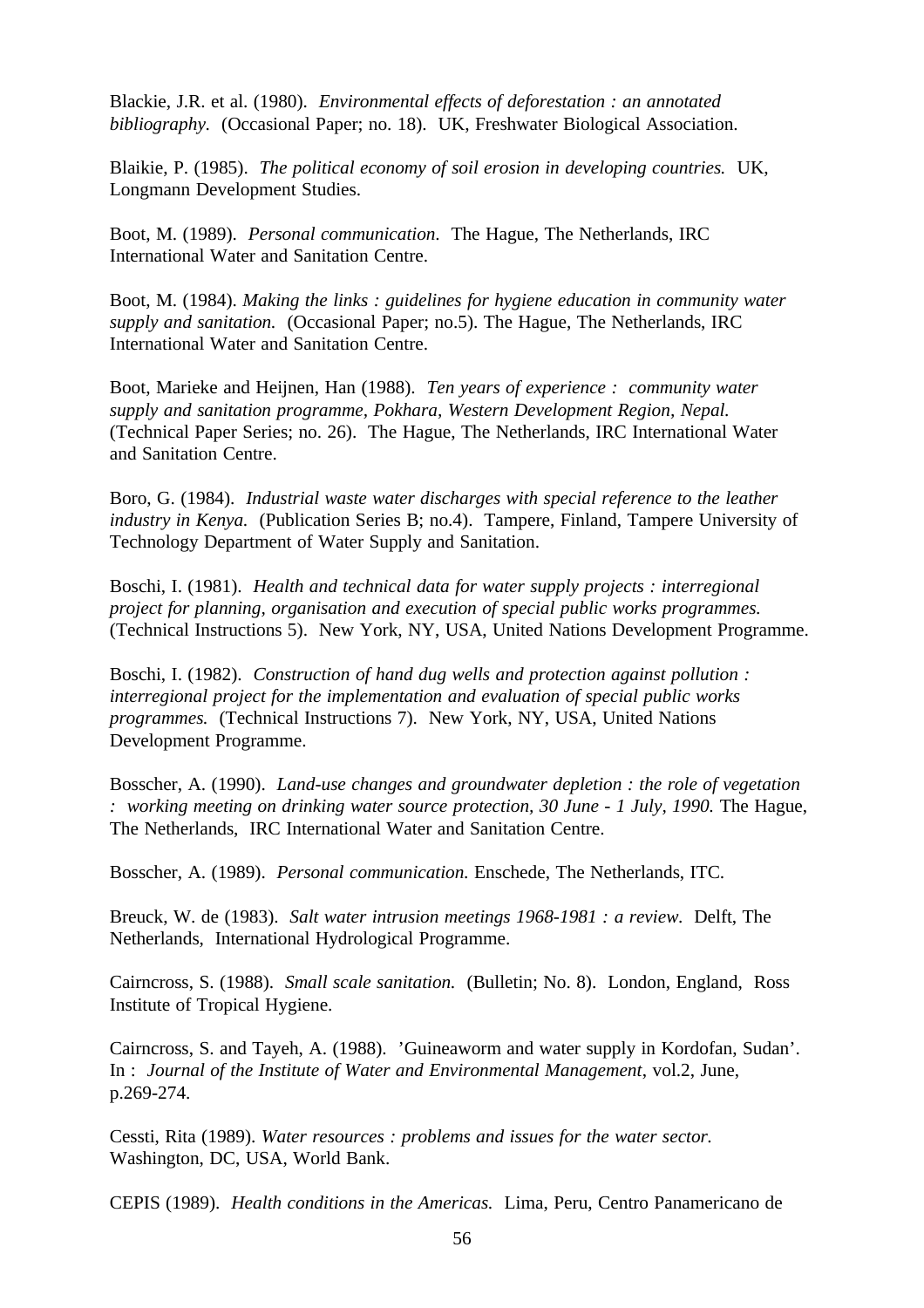Blackie, J.R. et al. (1980). *Environmental effects of deforestation : an annotated bibliography.* (Occasional Paper; no. 18). UK, Freshwater Biological Association.

Blaikie, P. (1985). *The political economy of soil erosion in developing countries.* UK, Longmann Development Studies.

Boot, M. (1989). *Personal communication.* The Hague, The Netherlands, IRC International Water and Sanitation Centre.

Boot, M. (1984). *Making the links : guidelines for hygiene education in community water supply and sanitation.* (Occasional Paper; no.5). The Hague, The Netherlands, IRC International Water and Sanitation Centre.

Boot, Marieke and Heijnen, Han (1988). *Ten years of experience : community water supply and sanitation programme, Pokhara, Western Development Region, Nepal.* (Technical Paper Series; no. 26). The Hague, The Netherlands, IRC International Water and Sanitation Centre.

Boro, G. (1984). *Industrial waste water discharges with special reference to the leather industry in Kenya.* (Publication Series B; no.4). Tampere, Finland, Tampere University of Technology Department of Water Supply and Sanitation.

Boschi, I. (1981). *Health and technical data for water supply projects : interregional project for planning, organisation and execution of special public works programmes.* (Technical Instructions 5). New York, NY, USA, United Nations Development Programme.

Boschi, I. (1982). *Construction of hand dug wells and protection against pollution : interregional project for the implementation and evaluation of special public works programmes.* (Technical Instructions 7). New York, NY, USA, United Nations Development Programme.

Bosscher, A. (1990). *Land-use changes and groundwater depletion : the role of vegetation : working meeting on drinking water source protection, 30 June - 1 July, 1990.* The Hague, The Netherlands, IRC International Water and Sanitation Centre.

Bosscher, A. (1989). *Personal communication.* Enschede, The Netherlands, ITC.

Breuck, W. de (1983). *Salt water intrusion meetings 1968-1981 : a review.* Delft, The Netherlands, International Hydrological Programme.

Cairncross, S. (1988). *Small scale sanitation.* (Bulletin; No. 8). London, England, Ross Institute of Tropical Hygiene.

Cairncross, S. and Tayeh, A. (1988). 'Guineaworm and water supply in Kordofan, Sudan'. In : *Journal of the Institute of Water and Environmental Management*, vol.2, June, p.269-274.

Cessti, Rita (1989). *Water resources : problems and issues for the water sector.* Washington, DC, USA, World Bank.

CEPIS (1989). *Health conditions in the Americas.* Lima, Peru, Centro Panamericano de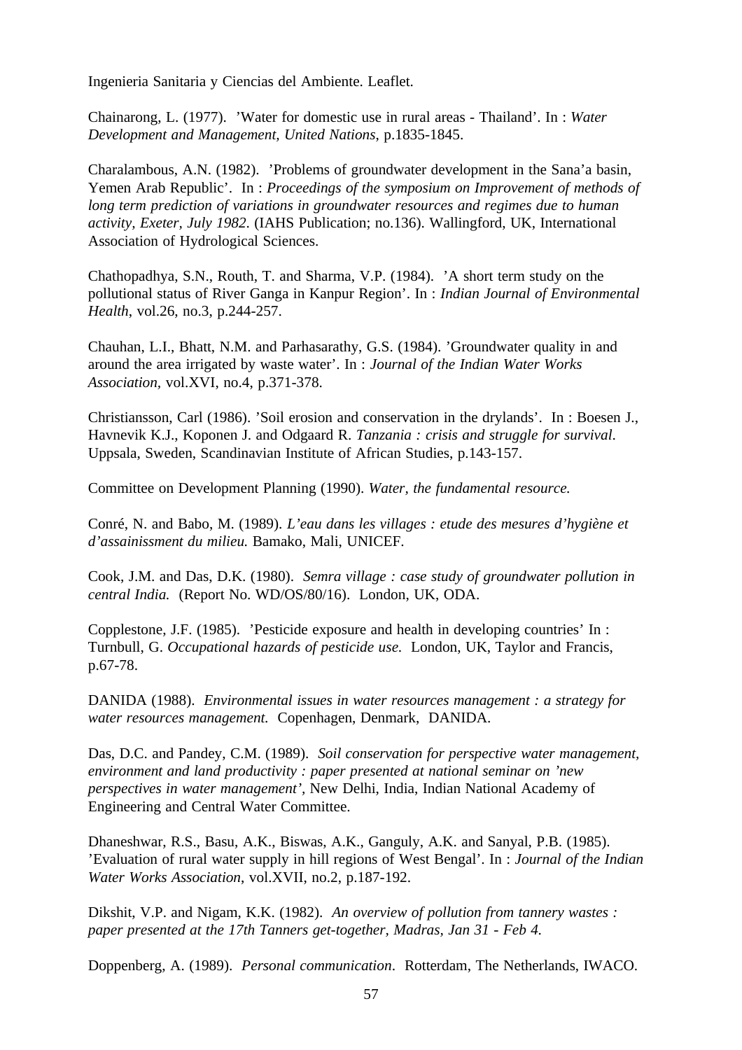Ingenieria Sanitaria y Ciencias del Ambiente. Leaflet.

Chainarong, L. (1977). 'Water for domestic use in rural areas - Thailand'. In : *Water Development and Management, United Nations,* p.1835-1845.

Charalambous, A.N. (1982). 'Problems of groundwater development in the Sana'a basin, Yemen Arab Republic'. In : *Proceedings of the symposium on Improvement of methods of long term prediction of variations in groundwater resources and regimes due to human activity, Exeter, July 1982*. (IAHS Publication; no.136). Wallingford, UK, International Association of Hydrological Sciences.

Chathopadhya, S.N., Routh, T. and Sharma, V.P. (1984). 'A short term study on the pollutional status of River Ganga in Kanpur Region'. In : *Indian Journal of Environmental Health*, vol.26, no.3, p.244-257.

Chauhan, L.I., Bhatt, N.M. and Parhasarathy, G.S. (1984). 'Groundwater quality in and around the area irrigated by waste water'. In : *Journal of the Indian Water Works Association,* vol.XVI, no.4, p.371-378.

Christiansson, Carl (1986). 'Soil erosion and conservation in the drylands'. In : Boesen J., Havnevik K.J., Koponen J. and Odgaard R. *Tanzania : crisis and struggle for survival*. Uppsala, Sweden, Scandinavian Institute of African Studies, p.143-157.

Committee on Development Planning (1990). *Water, the fundamental resource.*

Conré, N. and Babo, M. (1989). *L'eau dans les villages : etude des mesures d'hygiène et d'assainissment du milieu.* Bamako, Mali, UNICEF.

Cook, J.M. and Das, D.K. (1980). *Semra village : case study of groundwater pollution in central India.* (Report No. WD/OS/80/16). London, UK, ODA.

Copplestone, J.F. (1985). 'Pesticide exposure and health in developing countries' In : Turnbull, G. *Occupational hazards of pesticide use.* London, UK, Taylor and Francis, p.67-78.

DANIDA (1988). *Environmental issues in water resources management : a strategy for water resources management.* Copenhagen, Denmark, DANIDA.

Das, D.C. and Pandey, C.M. (1989). *Soil conservation for perspective water management, environment and land productivity : paper presented at national seminar on 'new perspectives in water management'*, New Delhi, India, Indian National Academy of Engineering and Central Water Committee.

Dhaneshwar, R.S., Basu, A.K., Biswas, A.K., Ganguly, A.K. and Sanyal, P.B. (1985). 'Evaluation of rural water supply in hill regions of West Bengal'. In : *Journal of the Indian Water Works Association*, vol.XVII, no.2, p.187-192.

Dikshit, V.P. and Nigam, K.K. (1982). *An overview of pollution from tannery wastes : paper presented at the 17th Tanners get-together, Madras, Jan 31 - Feb 4.*

Doppenberg, A. (1989). *Personal communication*. Rotterdam, The Netherlands, IWACO.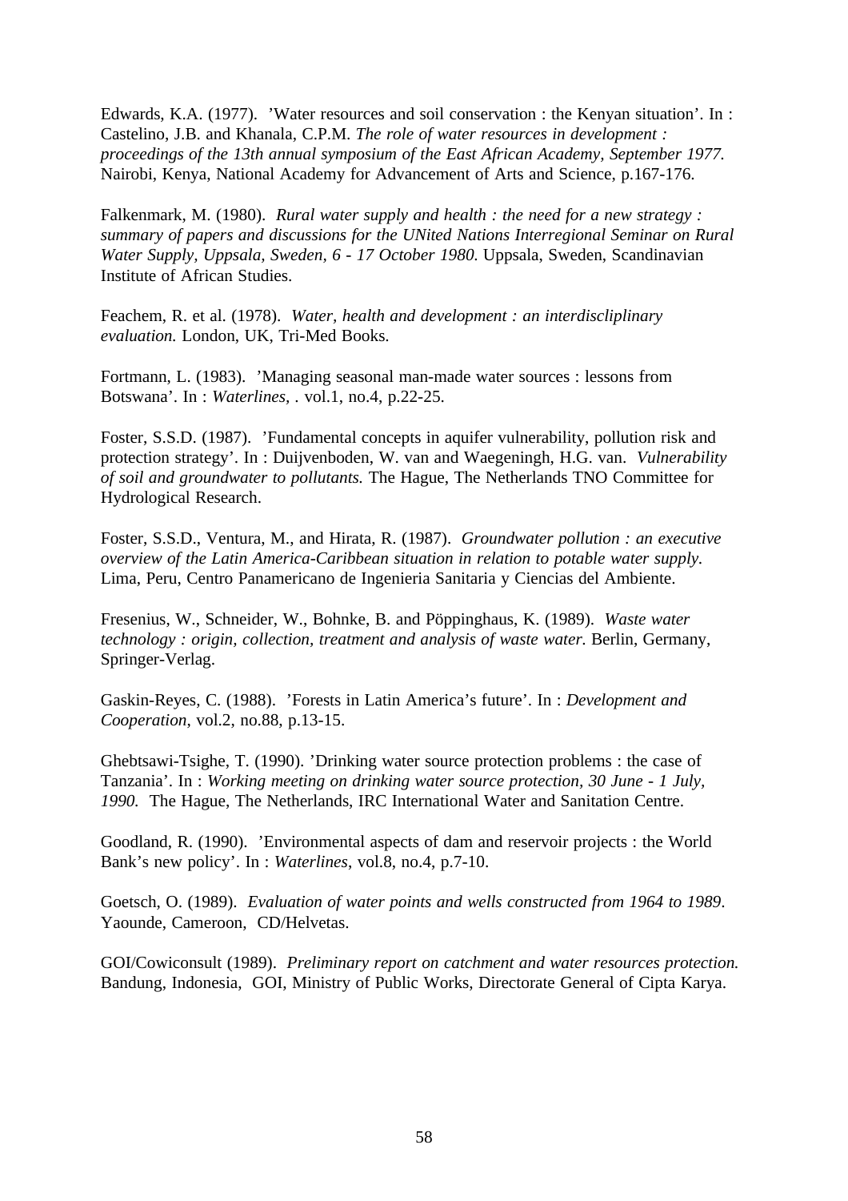Edwards, K.A. (1977). 'Water resources and soil conservation : the Kenyan situation'. In : Castelino, J.B. and Khanala, C.P.M. *The role of water resources in development : proceedings of the 13th annual symposium of the East African Academy, September 1977.* Nairobi, Kenya, National Academy for Advancement of Arts and Science, p.167-176.

Falkenmark, M. (1980). *Rural water supply and health : the need for a new strategy : summary of papers and discussions for the UNited Nations Interregional Seminar on Rural Water Supply, Uppsala, Sweden, 6 - 17 October 1980.* Uppsala, Sweden, Scandinavian Institute of African Studies.

Feachem, R. et al. (1978). *Water, health and development : an interdiscliplinary evaluation.* London, UK, Tri-Med Books.

Fortmann, L. (1983). 'Managing seasonal man-made water sources : lessons from Botswana'. In : *Waterlines*, . vol.1, no.4, p.22-25.

Foster, S.S.D. (1987). 'Fundamental concepts in aquifer vulnerability, pollution risk and protection strategy'. In : Duijvenboden, W. van and Waegeningh, H.G. van. *Vulnerability of soil and groundwater to pollutants.* The Hague, The Netherlands TNO Committee for Hydrological Research.

Foster, S.S.D., Ventura, M., and Hirata, R. (1987). *Groundwater pollution : an executive overview of the Latin America-Caribbean situation in relation to potable water supply.* Lima, Peru, Centro Panamericano de Ingenieria Sanitaria y Ciencias del Ambiente.

Fresenius, W., Schneider, W., Bohnke, B. and Pöppinghaus, K. (1989). *Waste water technology : origin, collection, treatment and analysis of waste water.* Berlin, Germany, Springer-Verlag.

Gaskin-Reyes, C. (1988). 'Forests in Latin America's future'. In : *Development and Cooperation*, vol.2, no.88, p.13-15.

Ghebtsawi-Tsighe, T. (1990). 'Drinking water source protection problems : the case of Tanzania'. In : *Working meeting on drinking water source protection, 30 June - 1 July, 1990.* The Hague, The Netherlands, IRC International Water and Sanitation Centre.

Goodland, R. (1990). 'Environmental aspects of dam and reservoir projects : the World Bank's new policy'. In : *Waterlines*, vol.8, no.4, p.7-10.

Goetsch, O. (1989). *Evaluation of water points and wells constructed from 1964 to 1989*. Yaounde, Cameroon, CD/Helvetas.

GOI/Cowiconsult (1989). *Preliminary report on catchment and water resources protection.* Bandung, Indonesia, GOI, Ministry of Public Works, Directorate General of Cipta Karya.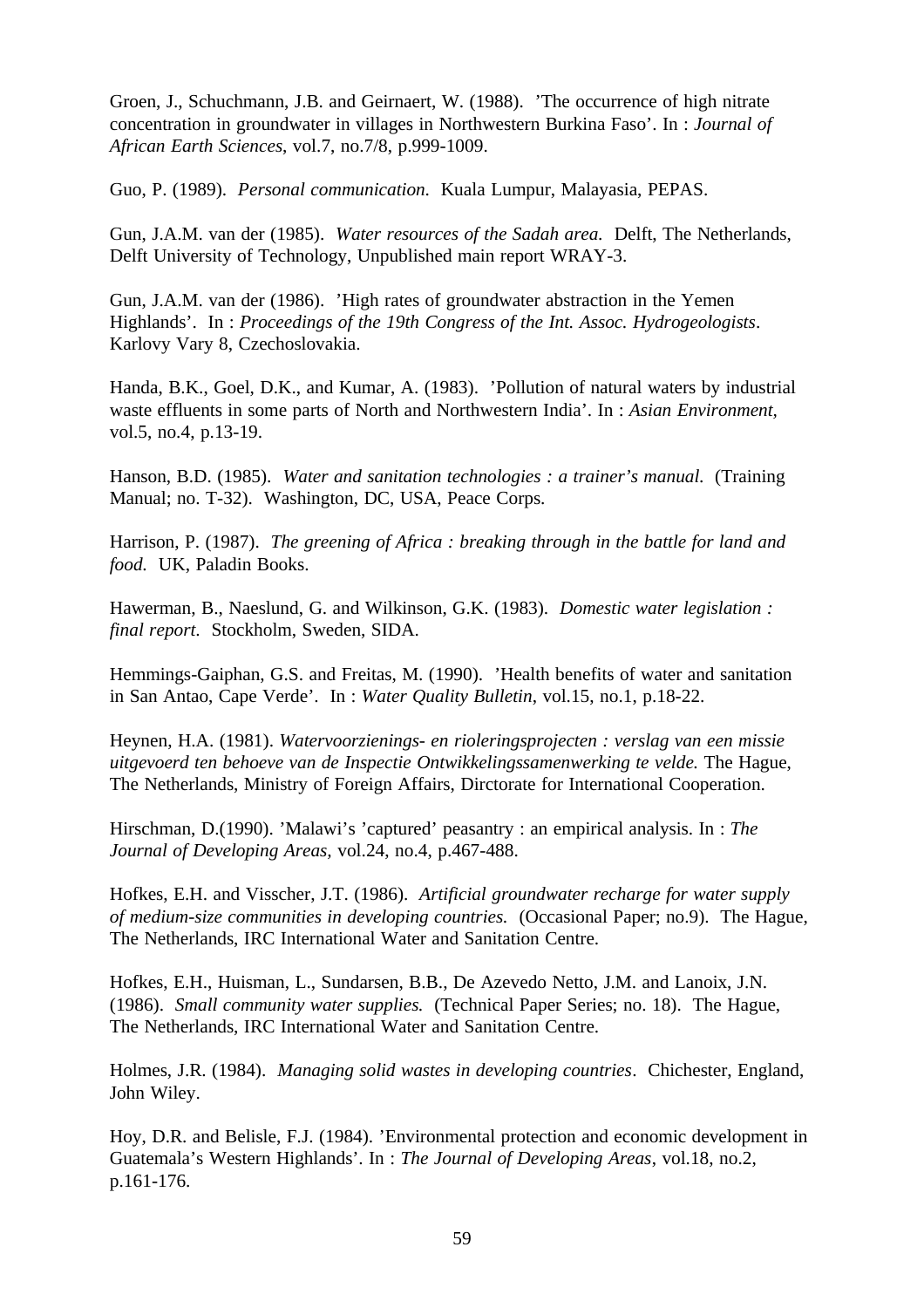Groen, J., Schuchmann, J.B. and Geirnaert, W. (1988). 'The occurrence of high nitrate concentration in groundwater in villages in Northwestern Burkina Faso'. In : *Journal of African Earth Sciences*, vol.7, no.7/8, p.999-1009.

Guo, P. (1989). *Personal communication.* Kuala Lumpur, Malayasia, PEPAS.

Gun, J.A.M. van der (1985). *Water resources of the Sadah area.* Delft, The Netherlands, Delft University of Technology, Unpublished main report WRAY-3.

Gun, J.A.M. van der (1986). 'High rates of groundwater abstraction in the Yemen Highlands'. In : *Proceedings of the 19th Congress of the Int. Assoc. Hydrogeologists*. Karlovy Vary 8, Czechoslovakia.

Handa, B.K., Goel, D.K., and Kumar, A. (1983). 'Pollution of natural waters by industrial waste effluents in some parts of North and Northwestern India'. In : *Asian Environment,* vol.5, no.4, p.13-19.

Hanson, B.D. (1985). *Water and sanitation technologies : a trainer's manual.* (Training Manual; no. T-32). Washington, DC, USA, Peace Corps.

Harrison, P. (1987). *The greening of Africa : breaking through in the battle for land and food.* UK, Paladin Books.

Hawerman, B., Naeslund, G. and Wilkinson, G.K. (1983). *Domestic water legislation : final report*. Stockholm, Sweden, SIDA.

Hemmings-Gaiphan, G.S. and Freitas, M. (1990). 'Health benefits of water and sanitation in San Antao, Cape Verde'. In : *Water Quality Bulletin*, vol.15, no.1, p.18-22.

Heynen, H.A. (1981). *Watervoorzienings- en rioleringsprojecten : verslag van een missie uitgevoerd ten behoeve van de Inspectie Ontwikkelingssamenwerking te velde.* The Hague, The Netherlands, Ministry of Foreign Affairs, Dirctorate for International Cooperation.

Hirschman, D.(1990). 'Malawi's 'captured' peasantry : an empirical analysis. In : *The Journal of Developing Areas*, vol.24, no.4, p.467-488.

Hofkes, E.H. and Visscher, J.T. (1986). *Artificial groundwater recharge for water supply of medium-size communities in developing countries.* (Occasional Paper; no.9). The Hague, The Netherlands, IRC International Water and Sanitation Centre.

Hofkes, E.H., Huisman, L., Sundarsen, B.B., De Azevedo Netto, J.M. and Lanoix, J.N. (1986). *Small community water supplies.* (Technical Paper Series; no. 18). The Hague, The Netherlands, IRC International Water and Sanitation Centre.

Holmes, J.R. (1984). *Managing solid wastes in developing countries*. Chichester, England, John Wiley.

Hoy, D.R. and Belisle, F.J. (1984). 'Environmental protection and economic development in Guatemala's Western Highlands'. In : *The Journal of Developing Areas*, vol.18, no.2, p.161-176.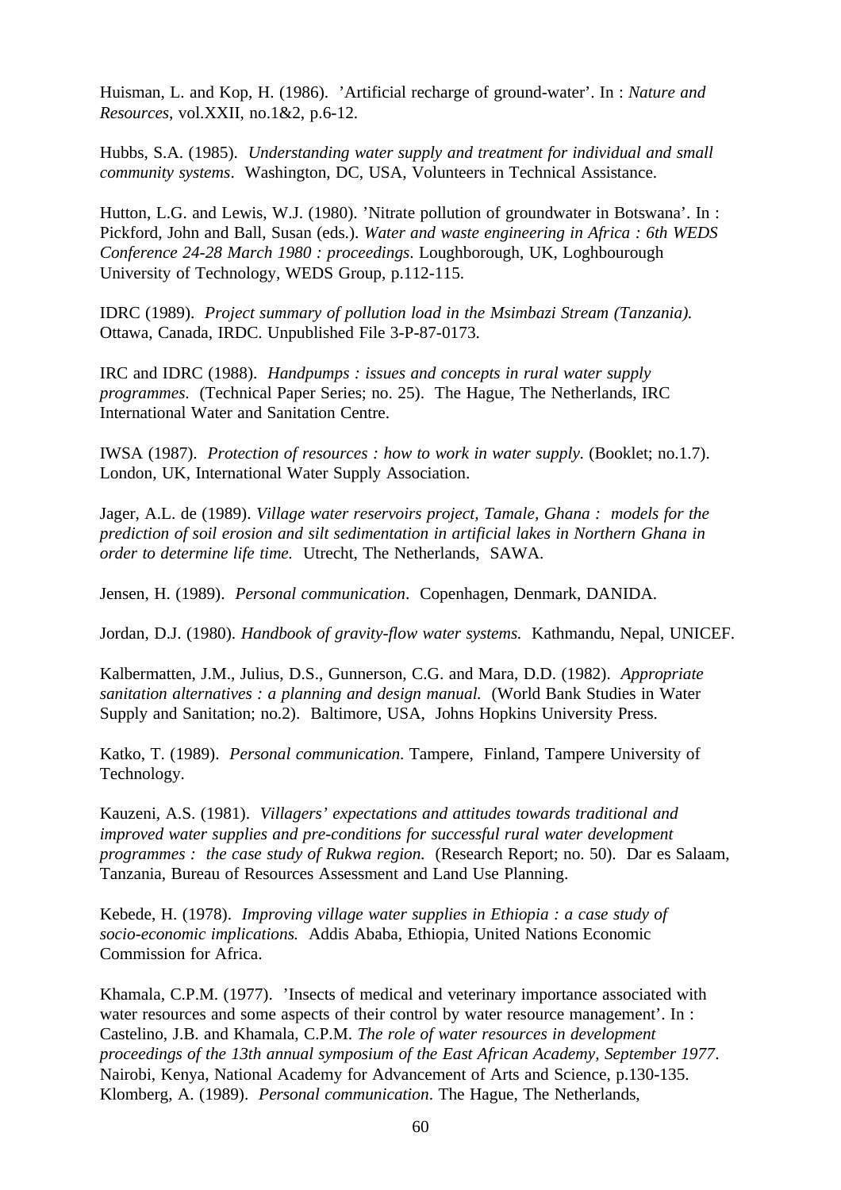Huisman, L. and Kop, H. (1986). 'Artificial recharge of ground-water'. In : *Nature and Resources*, vol.XXII, no.1&2, p.6-12.

Hubbs, S.A. (1985). *Understanding water supply and treatment for individual and small community systems*. Washington, DC, USA, Volunteers in Technical Assistance.

Hutton, L.G. and Lewis, W.J. (1980). 'Nitrate pollution of groundwater in Botswana'. In : Pickford, John and Ball, Susan (eds.). *Water and waste engineering in Africa : 6th WEDS Conference 24-28 March 1980 : proceedings*. Loughborough, UK, Loghbourough University of Technology, WEDS Group, p.112-115.

IDRC (1989). *Project summary of pollution load in the Msimbazi Stream (Tanzania).* Ottawa, Canada, IRDC. Unpublished File 3-P-87-0173.

IRC and IDRC (1988). *Handpumps : issues and concepts in rural water supply programmes*. (Technical Paper Series; no. 25). The Hague, The Netherlands, IRC International Water and Sanitation Centre.

IWSA (1987). *Protection of resources : how to work in water supply*. (Booklet; no.1.7). London, UK, International Water Supply Association.

Jager, A.L. de (1989). *Village water reservoirs project, Tamale, Ghana : models for the prediction of soil erosion and silt sedimentation in artificial lakes in Northern Ghana in order to determine life time.* Utrecht, The Netherlands, SAWA.

Jensen, H. (1989). *Personal communication*. Copenhagen, Denmark, DANIDA.

Jordan, D.J. (1980). *Handbook of gravity-flow water systems.* Kathmandu, Nepal, UNICEF.

Kalbermatten, J.M., Julius, D.S., Gunnerson, C.G. and Mara, D.D. (1982). *Appropriate sanitation alternatives : a planning and design manual.* (World Bank Studies in Water Supply and Sanitation; no.2). Baltimore, USA, Johns Hopkins University Press.

Katko, T. (1989). *Personal communication*. Tampere, Finland, Tampere University of Technology.

Kauzeni, A.S. (1981). *Villagers' expectations and attitudes towards traditional and improved water supplies and pre-conditions for successful rural water development programmes : the case study of Rukwa region.* (Research Report; no. 50). Dar es Salaam, Tanzania, Bureau of Resources Assessment and Land Use Planning.

Kebede, H. (1978). *Improving village water supplies in Ethiopia : a case study of socio-economic implications.* Addis Ababa, Ethiopia, United Nations Economic Commission for Africa.

Khamala, C.P.M. (1977). 'Insects of medical and veterinary importance associated with water resources and some aspects of their control by water resource management'. In : Castelino, J.B. and Khamala, C.P.M. *The role of water resources in development proceedings of the 13th annual symposium of the East African Academy, September 1977*. Nairobi, Kenya, National Academy for Advancement of Arts and Science, p.130-135.

Klomberg, A. (1989). *Personal communication*. The Hague, The Netherlands,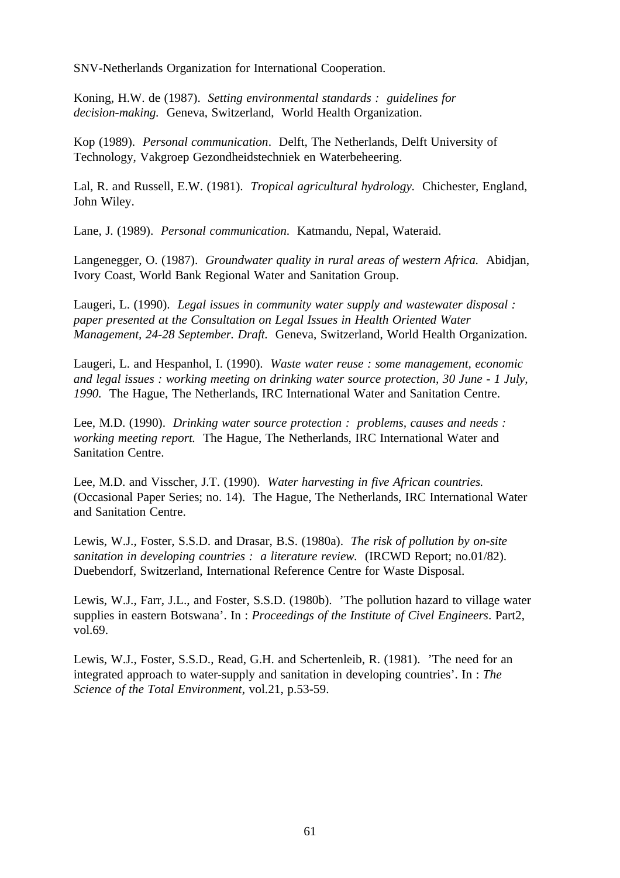SNV-Netherlands Organization for International Cooperation.

Koning, H.W. de (1987). *Setting environmental standards : guidelines for decision-making.* Geneva, Switzerland, World Health Organization.

Kop (1989). *Personal communication*. Delft, The Netherlands, Delft University of Technology, Vakgroep Gezondheidstechniek en Waterbeheering.

Lal, R. and Russell, E.W. (1981). *Tropical agricultural hydrology.* Chichester, England, John Wiley.

Lane, J. (1989). *Personal communication.* Katmandu, Nepal, Wateraid.

Langenegger, O. (1987). *Groundwater quality in rural areas of western Africa.* Abidjan, Ivory Coast, World Bank Regional Water and Sanitation Group.

Laugeri, L. (1990). *Legal issues in community water supply and wastewater disposal : paper presented at the Consultation on Legal Issues in Health Oriented Water Management, 24-28 September. Draft.* Geneva, Switzerland, World Health Organization.

Laugeri, L. and Hespanhol, I. (1990). *Waste water reuse : some management, economic and legal issues : working meeting on drinking water source protection, 30 June - 1 July, 1990.* The Hague, The Netherlands, IRC International Water and Sanitation Centre.

Lee, M.D. (1990). *Drinking water source protection : problems, causes and needs : working meeting report.* The Hague, The Netherlands, IRC International Water and Sanitation Centre.

Lee, M.D. and Visscher, J.T. (1990). *Water harvesting in five African countries.* (Occasional Paper Series; no. 14). The Hague, The Netherlands, IRC International Water and Sanitation Centre.

Lewis, W.J., Foster, S.S.D. and Drasar, B.S. (1980a). *The risk of pollution by on-site sanitation in developing countries : a literature review.* (IRCWD Report; no.01/82). Duebendorf, Switzerland, International Reference Centre for Waste Disposal.

Lewis, W.J., Farr, J.L., and Foster, S.S.D. (1980b). 'The pollution hazard to village water supplies in eastern Botswana'. In : *Proceedings of the Institute of Civel Engineers*. Part2, vol.69.

Lewis, W.J., Foster, S.S.D., Read, G.H. and Schertenleib, R. (1981). 'The need for an integrated approach to water-supply and sanitation in developing countries'. In : *The Science of the Total Environment*, vol.21, p.53-59.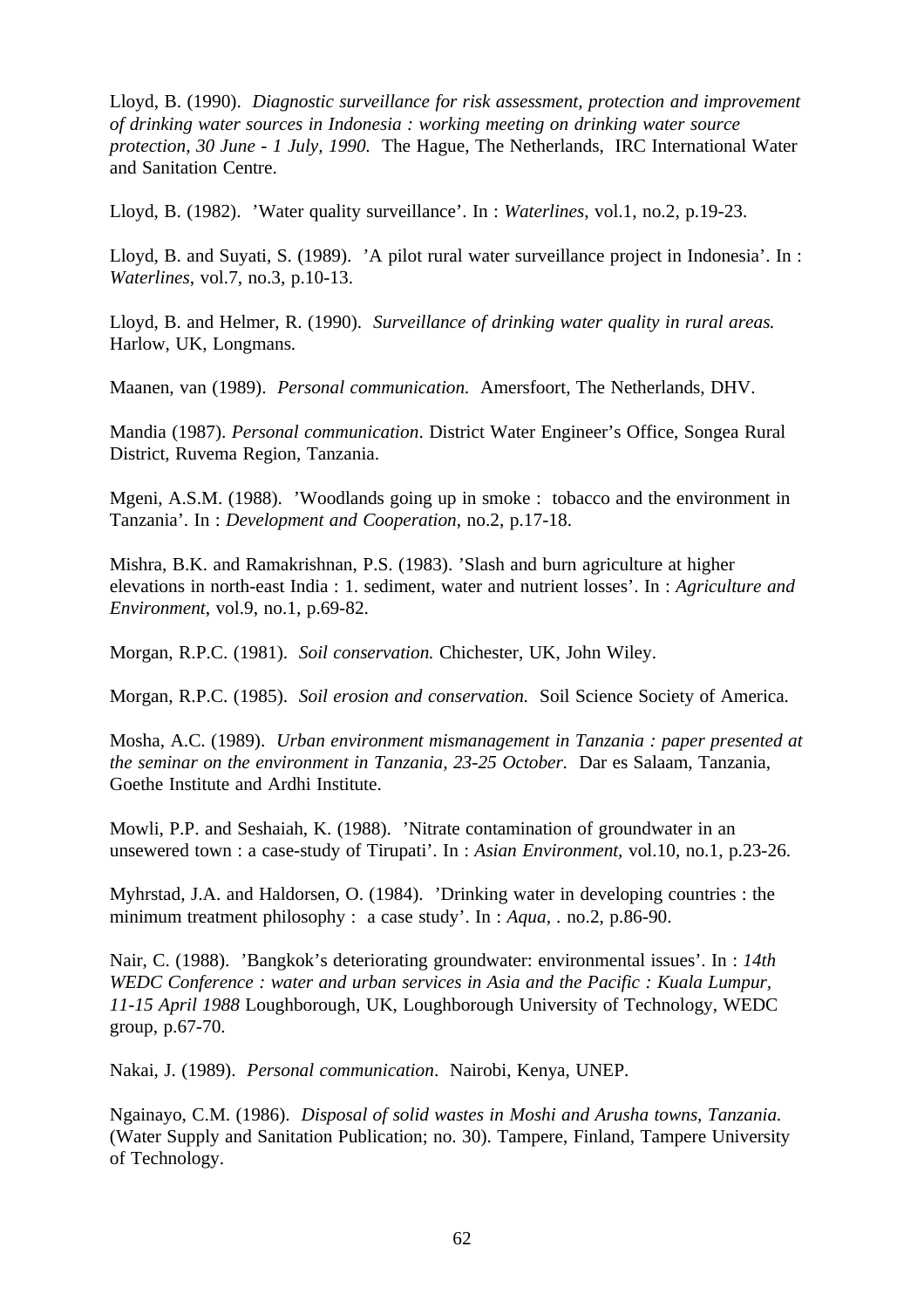Lloyd, B. (1990). *Diagnostic surveillance for risk assessment, protection and improvement of drinking water sources in Indonesia : working meeting on drinking water source protection, 30 June - 1 July, 1990.* The Hague, The Netherlands, IRC International Water and Sanitation Centre.

Lloyd, B. (1982). 'Water quality surveillance'. In : *Waterlines*, vol.1, no.2, p.19-23.

Lloyd, B. and Suyati, S. (1989). 'A pilot rural water surveillance project in Indonesia'. In : *Waterlines*, vol.7, no.3, p.10-13.

Lloyd, B. and Helmer, R. (1990). *Surveillance of drinking water quality in rural areas.* Harlow, UK, Longmans.

Maanen, van (1989). *Personal communication.* Amersfoort, The Netherlands, DHV.

Mandia (1987). *Personal communication*. District Water Engineer's Office, Songea Rural District, Ruvema Region, Tanzania.

Mgeni, A.S.M. (1988). 'Woodlands going up in smoke : tobacco and the environment in Tanzania'. In : *Development and Cooperation*, no.2, p.17-18.

Mishra, B.K. and Ramakrishnan, P.S. (1983). 'Slash and burn agriculture at higher elevations in north-east India : 1. sediment, water and nutrient losses'. In : *Agriculture and Environment*, vol.9, no.1, p.69-82.

Morgan, R.P.C. (1981). *Soil conservation.* Chichester, UK, John Wiley.

Morgan, R.P.C. (1985). *Soil erosion and conservation.* Soil Science Society of America.

Mosha, A.C. (1989). *Urban environment mismanagement in Tanzania : paper presented at the seminar on the environment in Tanzania, 23-25 October.* Dar es Salaam, Tanzania, Goethe Institute and Ardhi Institute.

Mowli, P.P. and Seshaiah, K. (1988). 'Nitrate contamination of groundwater in an unsewered town : a case-study of Tirupati'. In : *Asian Environment*, vol.10, no.1, p.23-26.

Myhrstad, J.A. and Haldorsen, O. (1984). 'Drinking water in developing countries : the minimum treatment philosophy : a case study'. In : *Aqua*, . no.2, p.86-90.

Nair, C. (1988). 'Bangkok's deteriorating groundwater: environmental issues'. In : *14th WEDC Conference : water and urban services in Asia and the Pacific : Kuala Lumpur, 11-15 April 1988* Loughborough, UK, Loughborough University of Technology, WEDC group, p.67-70.

Nakai, J. (1989). *Personal communication*. Nairobi, Kenya, UNEP.

Ngainayo, C.M. (1986). *Disposal of solid wastes in Moshi and Arusha towns, Tanzania.* (Water Supply and Sanitation Publication; no. 30). Tampere, Finland, Tampere University of Technology.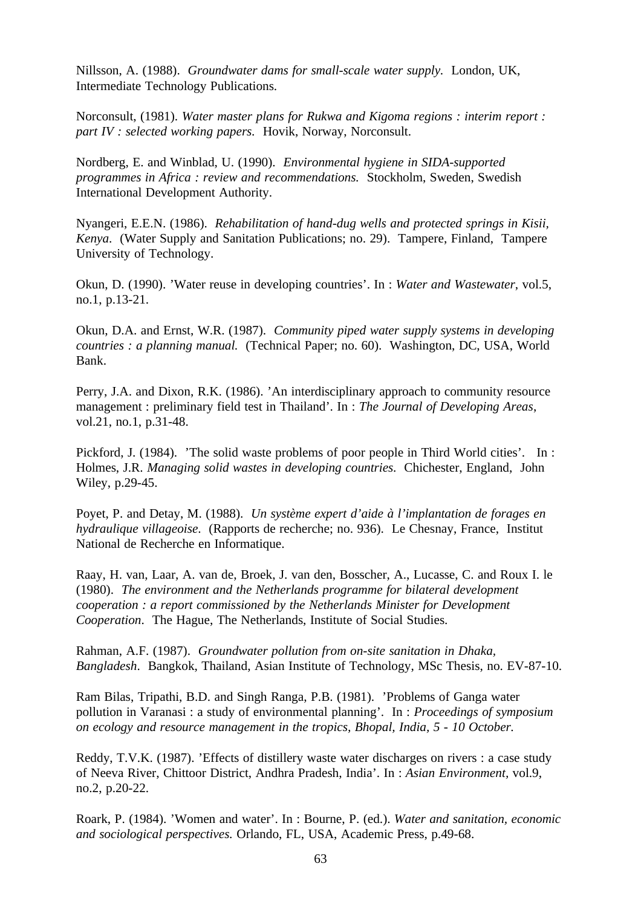Nillsson, A. (1988). *Groundwater dams for small-scale water supply.* London, UK, Intermediate Technology Publications.

Norconsult, (1981). *Water master plans for Rukwa and Kigoma regions : interim report : part IV : selected working papers.* Hovik, Norway, Norconsult.

Nordberg, E. and Winblad, U. (1990). *Environmental hygiene in SIDA-supported programmes in Africa : review and recommendations.* Stockholm, Sweden, Swedish International Development Authority.

Nyangeri, E.E.N. (1986). *Rehabilitation of hand-dug wells and protected springs in Kisii, Kenya.* (Water Supply and Sanitation Publications; no. 29). Tampere, Finland, Tampere University of Technology.

Okun, D. (1990). 'Water reuse in developing countries'. In : *Water and Wastewater*, vol.5, no.1, p.13-21.

Okun, D.A. and Ernst, W.R. (1987). *Community piped water supply systems in developing countries : a planning manual.* (Technical Paper; no. 60). Washington, DC, USA, World Bank.

Perry, J.A. and Dixon, R.K. (1986). 'An interdisciplinary approach to community resource management : preliminary field test in Thailand'. In : *The Journal of Developing Areas*, vol.21, no.1, p.31-48.

Pickford, J. (1984). 'The solid waste problems of poor people in Third World cities'. In : Holmes, J.R. *Managing solid wastes in developing countries.* Chichester, England, John Wiley, p.29-45.

Poyet, P. and Detay, M. (1988). *Un système expert d'aide à l'implantation de forages en hydraulique villageoise.* (Rapports de recherche; no. 936). Le Chesnay, France, Institut National de Recherche en Informatique.

Raay, H. van, Laar, A. van de, Broek, J. van den, Bosscher, A., Lucasse, C. and Roux I. le (1980). *The environment and the Netherlands programme for bilateral development cooperation : a report commissioned by the Netherlands Minister for Development Cooperation*. The Hague, The Netherlands, Institute of Social Studies.

Rahman, A.F. (1987). *Groundwater pollution from on-site sanitation in Dhaka, Bangladesh*. Bangkok, Thailand, Asian Institute of Technology, MSc Thesis, no. EV-87-10.

Ram Bilas, Tripathi, B.D. and Singh Ranga, P.B. (1981). 'Problems of Ganga water pollution in Varanasi : a study of environmental planning'. In : *Proceedings of symposium on ecology and resource management in the tropics, Bhopal, India, 5 - 10 October.*

Reddy, T.V.K. (1987). 'Effects of distillery waste water discharges on rivers : a case study of Neeva River, Chittoor District, Andhra Pradesh, India'. In : *Asian Environment*, vol.9, no.2, p.20-22.

Roark, P. (1984). 'Women and water'. In : Bourne, P. (ed.). *Water and sanitation, economic and sociological perspectives.* Orlando, FL, USA, Academic Press, p.49-68.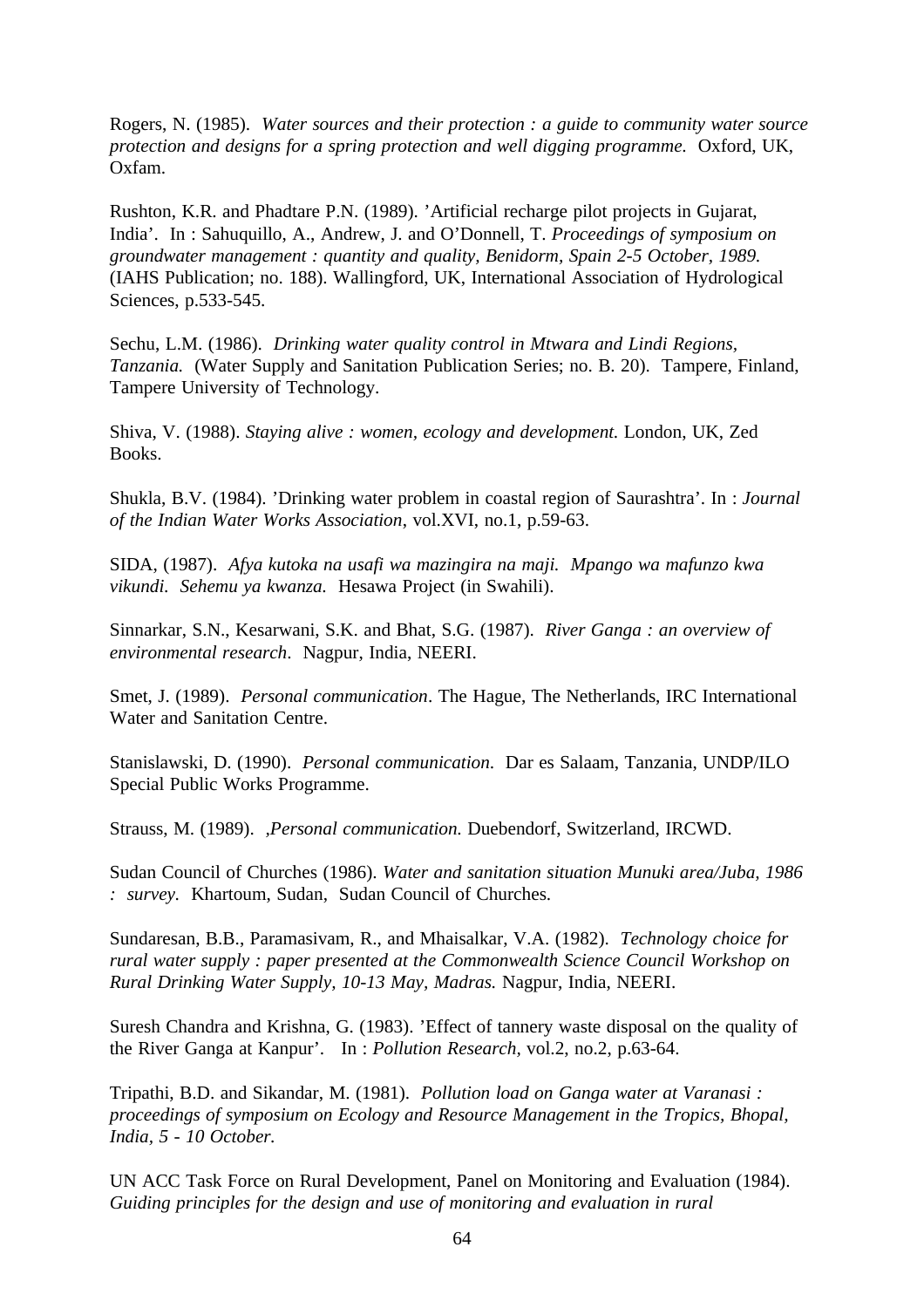Rogers, N. (1985). *Water sources and their protection : a guide to community water source protection and designs for a spring protection and well digging programme.* Oxford, UK, Oxfam.

Rushton, K.R. and Phadtare P.N. (1989). 'Artificial recharge pilot projects in Gujarat, India'. In : Sahuquillo, A., Andrew, J. and O'Donnell, T. *Proceedings of symposium on groundwater management : quantity and quality, Benidorm, Spain 2-5 October, 1989.* (IAHS Publication; no. 188). Wallingford, UK, International Association of Hydrological Sciences, p.533-545.

Sechu, L.M. (1986). *Drinking water quality control in Mtwara and Lindi Regions, Tanzania.* (Water Supply and Sanitation Publication Series; no. B. 20). Tampere, Finland, Tampere University of Technology.

Shiva, V. (1988). *Staying alive : women, ecology and development.* London, UK, Zed Books.

Shukla, B.V. (1984). 'Drinking water problem in coastal region of Saurashtra'. In : *Journal of the Indian Water Works Association*, vol.XVI, no.1, p.59-63.

SIDA, (1987). *Afya kutoka na usafi wa mazingira na maji. Mpango wa mafunzo kwa vikundi. Sehemu ya kwanza.* Hesawa Project (in Swahili).

Sinnarkar, S.N., Kesarwani, S.K. and Bhat, S.G. (1987). *River Ganga : an overview of environmental research*. Nagpur, India, NEERI.

Smet, J. (1989). *Personal communication*. The Hague, The Netherlands, IRC International Water and Sanitation Centre.

Stanislawski, D. (1990). *Personal communication.* Dar es Salaam, Tanzania, UNDP/ILO Special Public Works Programme.

Strauss, M. (1989). *,Personal communication.* Duebendorf, Switzerland, IRCWD.

Sudan Council of Churches (1986). *Water and sanitation situation Munuki area/Juba, 1986 : survey.* Khartoum, Sudan, Sudan Council of Churches.

Sundaresan, B.B., Paramasivam, R., and Mhaisalkar, V.A. (1982). *Technology choice for rural water supply : paper presented at the Commonwealth Science Council Workshop on Rural Drinking Water Supply, 10-13 May, Madras.* Nagpur, India, NEERI.

Suresh Chandra and Krishna, G. (1983). 'Effect of tannery waste disposal on the quality of the River Ganga at Kanpur'. In : *Pollution Research*, vol.2, no.2, p.63-64.

Tripathi, B.D. and Sikandar, M. (1981). *Pollution load on Ganga water at Varanasi : proceedings of symposium on Ecology and Resource Management in the Tropics, Bhopal, India, 5 - 10 October.*

UN ACC Task Force on Rural Development, Panel on Monitoring and Evaluation (1984). *Guiding principles for the design and use of monitoring and evaluation in rural*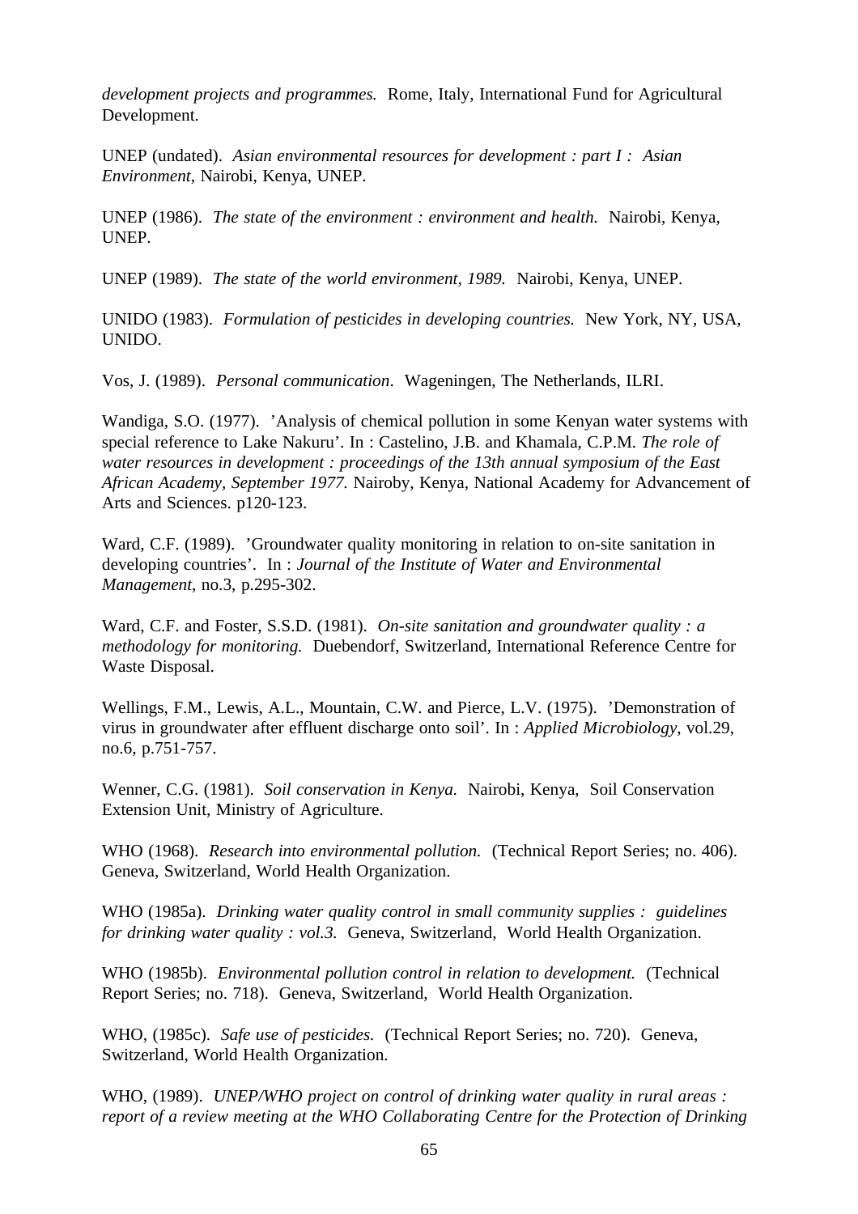*development projects and programmes.* Rome, Italy, International Fund for Agricultural Development.

UNEP (undated). *Asian environmental resources for development : part I : Asian Environment,* Nairobi, Kenya, UNEP.

UNEP (1986). *The state of the environment : environment and health.* Nairobi, Kenya, UNEP.

UNEP (1989). *The state of the world environment, 1989.* Nairobi, Kenya, UNEP.

UNIDO (1983). *Formulation of pesticides in developing countries.* New York, NY, USA, UNIDO.

Vos, J. (1989). *Personal communication*. Wageningen, The Netherlands, ILRI.

Wandiga, S.O. (1977). 'Analysis of chemical pollution in some Kenyan water systems with special reference to Lake Nakuru'. In : Castelino, J.B. and Khamala, C.P.M. *The role of water resources in development : proceedings of the 13th annual symposium of the East African Academy, September 1977.* Nairoby, Kenya, National Academy for Advancement of Arts and Sciences. p120-123.

Ward, C.F. (1989). 'Groundwater quality monitoring in relation to on-site sanitation in developing countries'. In : *Journal of the Institute of Water and Environmental Management,* no.3, p.295-302.

Ward, C.F. and Foster, S.S.D. (1981). *On-site sanitation and groundwater quality : a methodology for monitoring.* Duebendorf, Switzerland, International Reference Centre for Waste Disposal.

Wellings, F.M., Lewis, A.L., Mountain, C.W. and Pierce, L.V. (1975). 'Demonstration of virus in groundwater after effluent discharge onto soil'. In : *Applied Microbiology*, vol.29, no.6, p.751-757.

Wenner, C.G. (1981). *Soil conservation in Kenya.* Nairobi, Kenya, Soil Conservation Extension Unit, Ministry of Agriculture.

WHO (1968). *Research into environmental pollution.* (Technical Report Series; no. 406). Geneva, Switzerland, World Health Organization.

WHO (1985a). *Drinking water quality control in small community supplies : guidelines for drinking water quality : vol.3.* Geneva, Switzerland, World Health Organization.

WHO (1985b). *Environmental pollution control in relation to development.* (Technical Report Series; no. 718). Geneva, Switzerland, World Health Organization.

WHO, (1985c). *Safe use of pesticides.* (Technical Report Series; no. 720). Geneva, Switzerland, World Health Organization.

WHO, (1989). *UNEP/WHO project on control of drinking water quality in rural areas : report of a review meeting at the WHO Collaborating Centre for the Protection of Drinking*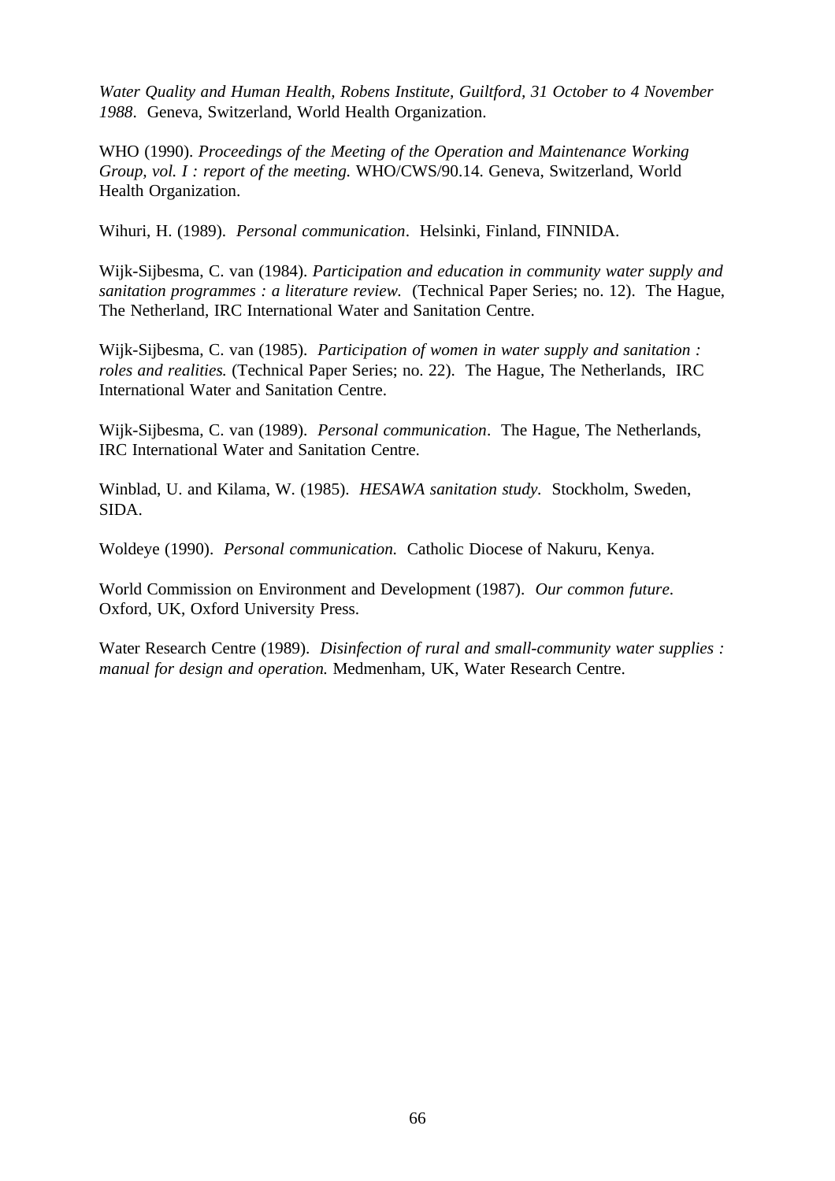*Water Quality and Human Health, Robens Institute, Guiltford, 31 October to 4 November 1988*. Geneva, Switzerland, World Health Organization.

WHO (1990). *Proceedings of the Meeting of the Operation and Maintenance Working Group, vol. I : report of the meeting.* WHO/CWS/90.14. Geneva, Switzerland, World Health Organization.

Wihuri, H. (1989). *Personal communication*. Helsinki, Finland, FINNIDA.

Wijk-Sijbesma, C. van (1984). *Participation and education in community water supply and sanitation programmes : a literature review.* (Technical Paper Series; no. 12). The Hague, The Netherland, IRC International Water and Sanitation Centre.

Wijk-Sijbesma, C. van (1985). *Participation of women in water supply and sanitation : roles and realities.* (Technical Paper Series; no. 22). The Hague, The Netherlands, IRC International Water and Sanitation Centre.

Wijk-Sijbesma, C. van (1989). *Personal communication*. The Hague, The Netherlands, IRC International Water and Sanitation Centre.

Winblad, U. and Kilama, W. (1985). *HESAWA sanitation study.* Stockholm, Sweden, SIDA.

Woldeye (1990). *Personal communication.* Catholic Diocese of Nakuru, Kenya.

World Commission on Environment and Development (1987). *Our common future.* Oxford, UK, Oxford University Press.

Water Research Centre (1989). *Disinfection of rural and small-community water supplies : manual for design and operation.* Medmenham, UK, Water Research Centre.